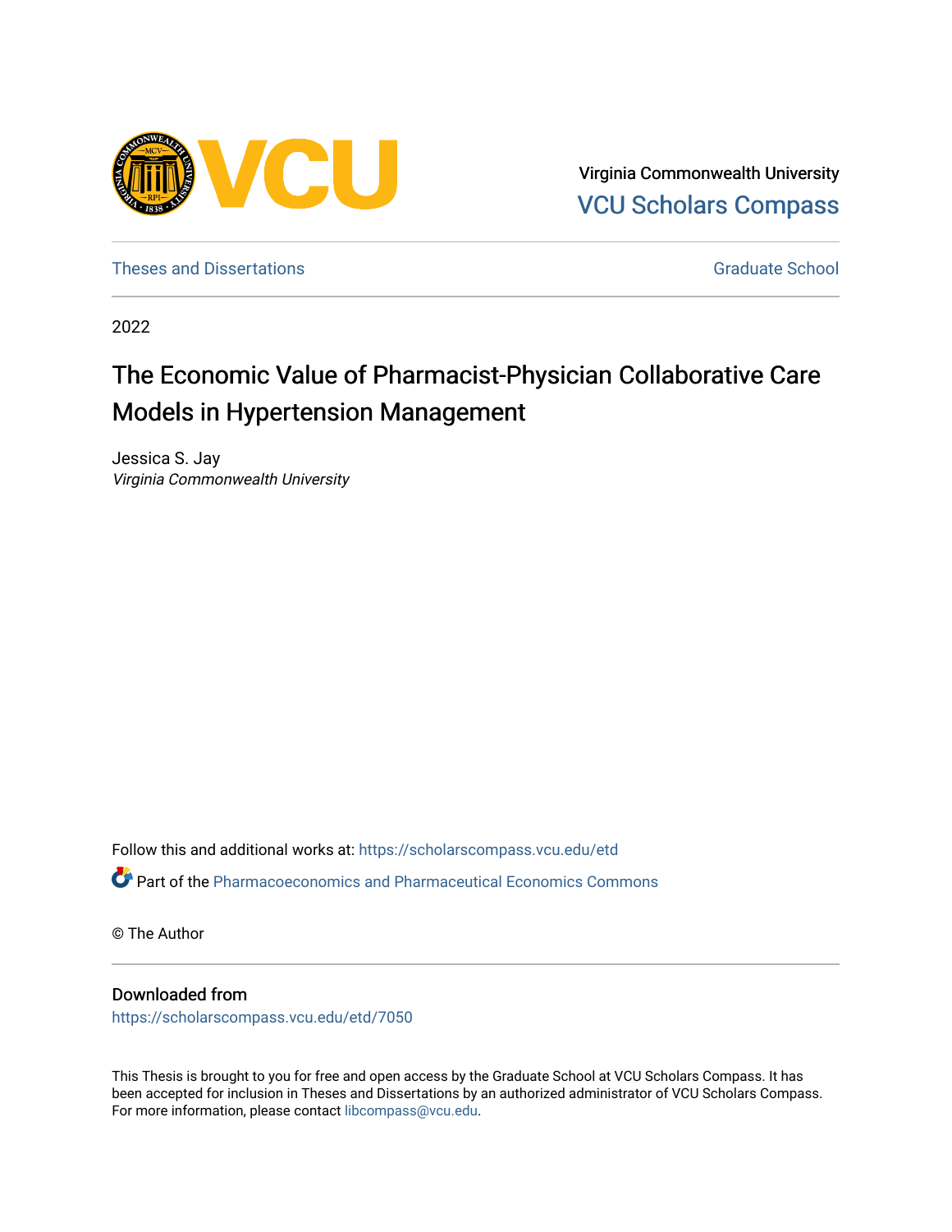Virginia Commonwealth University
VCU Scholars Compass

Theses and Dissertations — Graduate School

2022

# The Economic Value of Pharmacist-Physician Collaborative Care Models in Hypertension Management

Jessica S. Jay
*Virginia Commonwealth University*

Follow this and additional works at: https://scholarscompass.vcu.edu/etd

Part of the Pharmacoeconomics and Pharmaceutical Economics Commons

© The Author

## Downloaded from

https://scholarscompass.vcu.edu/etd/7050

This Thesis is brought to you for free and open access by the Graduate School at VCU Scholars Compass. It has been accepted for inclusion in Theses and Dissertations by an authorized administrator of VCU Scholars Compass. For more information, please contact libcompass@vcu.edu.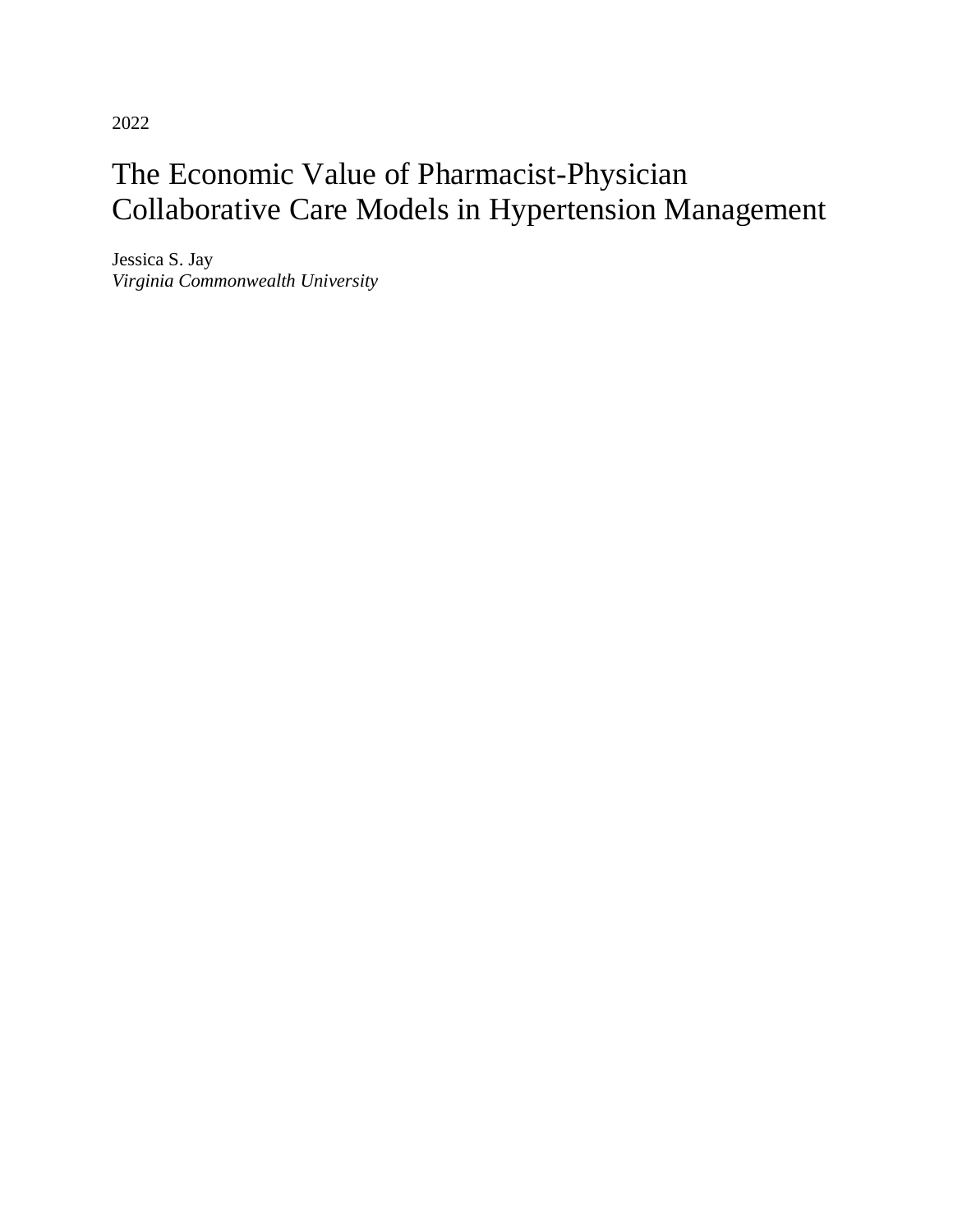2022

# The Economic Value of Pharmacist-Physician Collaborative Care Models in Hypertension Management

Jessica S. Jay
*Virginia Commonwealth University*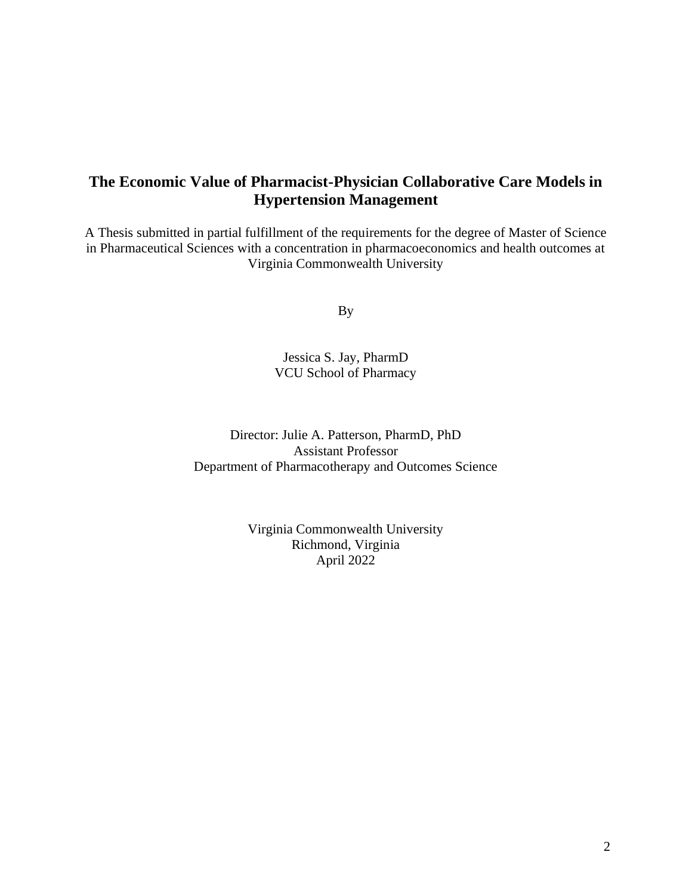# The Economic Value of Pharmacist-Physician Collaborative Care Models in Hypertension Management

A Thesis submitted in partial fulfillment of the requirements for the degree of Master of Science in Pharmaceutical Sciences with a concentration in pharmacoeconomics and health outcomes at Virginia Commonwealth University

By

Jessica S. Jay, PharmD
VCU School of Pharmacy

Director: Julie A. Patterson, PharmD, PhD
Assistant Professor
Department of Pharmacotherapy and Outcomes Science

Virginia Commonwealth University
Richmond, Virginia
April 2022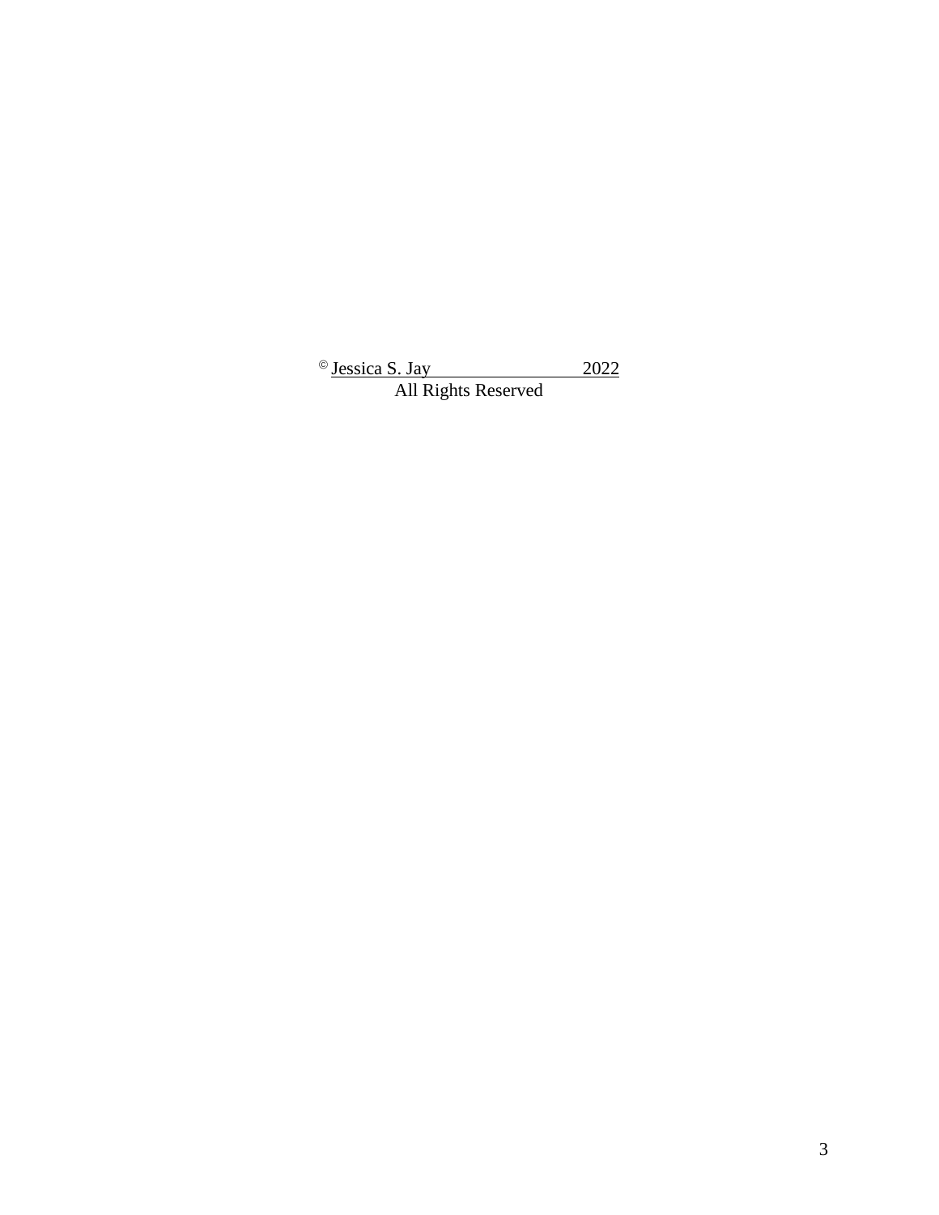© Jessica S. Jay 2022

All Rights Reserved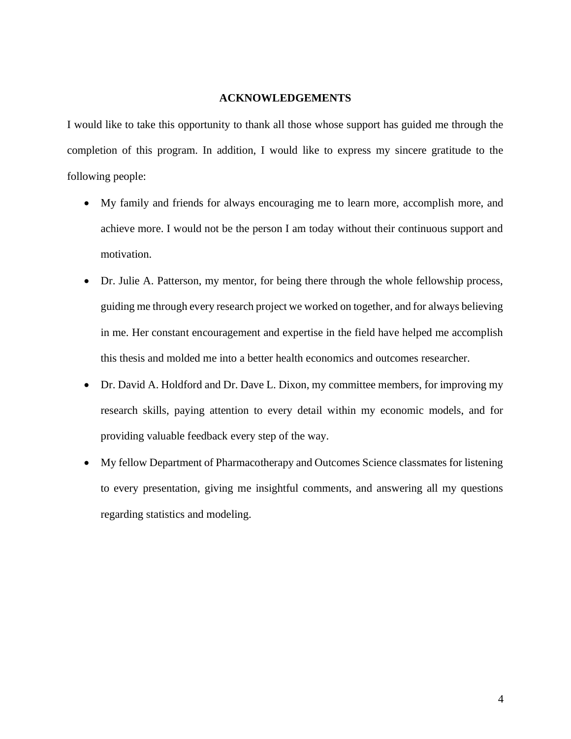# ACKNOWLEDGEMENTS

I would like to take this opportunity to thank all those whose support has guided me through the completion of this program. In addition, I would like to express my sincere gratitude to the following people:

- My family and friends for always encouraging me to learn more, accomplish more, and achieve more. I would not be the person I am today without their continuous support and motivation.
- Dr. Julie A. Patterson, my mentor, for being there through the whole fellowship process, guiding me through every research project we worked on together, and for always believing in me. Her constant encouragement and expertise in the field have helped me accomplish this thesis and molded me into a better health economics and outcomes researcher.
- Dr. David A. Holdford and Dr. Dave L. Dixon, my committee members, for improving my research skills, paying attention to every detail within my economic models, and for providing valuable feedback every step of the way.
- My fellow Department of Pharmacotherapy and Outcomes Science classmates for listening to every presentation, giving me insightful comments, and answering all my questions regarding statistics and modeling.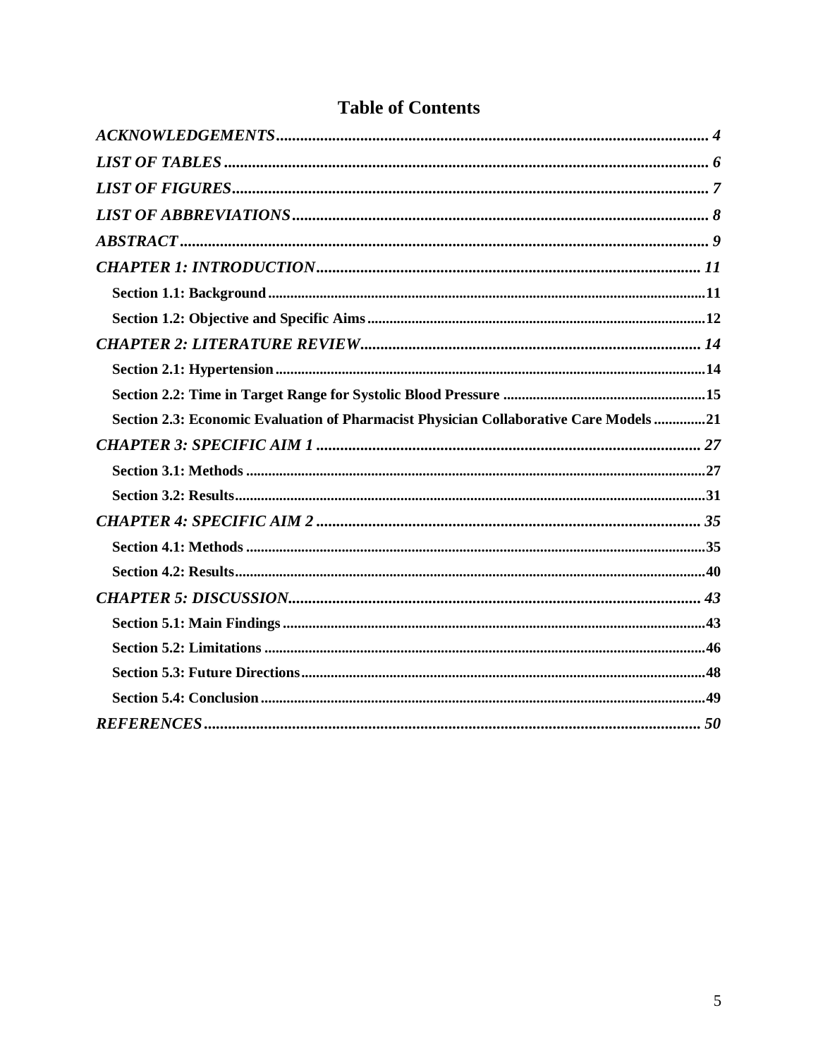# Table of Contents

*ACKNOWLEDGEMENTS* ........................................................................................................ 4

*LIST OF TABLES* ........................................................................................................ 6

*LIST OF FIGURES* ........................................................................................................ 7

*LIST OF ABBREVIATIONS* ........................................................................................................ 8

*ABSTRACT* ........................................................................................................ 9

*CHAPTER 1: INTRODUCTION* ........................................................................................................ 11

- **Section 1.1: Background** ........................................................................................................ 11
- **Section 1.2: Objective and Specific Aims** ........................................................................................................ 12

*CHAPTER 2: LITERATURE REVIEW* ........................................................................................................ 14

- **Section 2.1: Hypertension** ........................................................................................................ 14
- **Section 2.2: Time in Target Range for Systolic Blood Pressure** ........................................................................................................ 15
- **Section 2.3: Economic Evaluation of Pharmacist Physician Collaborative Care Models** ........................................................................................................ 21

*CHAPTER 3: SPECIFIC AIM 1* ........................................................................................................ 27

- **Section 3.1: Methods** ........................................................................................................ 27
- **Section 3.2: Results** ........................................................................................................ 31

*CHAPTER 4: SPECIFIC AIM 2* ........................................................................................................ 35

- **Section 4.1: Methods** ........................................................................................................ 35
- **Section 4.2: Results** ........................................................................................................ 40

*CHAPTER 5: DISCUSSION* ........................................................................................................ 43

- **Section 5.1: Main Findings** ........................................................................................................ 43
- **Section 5.2: Limitations** ........................................................................................................ 46
- **Section 5.3: Future Directions** ........................................................................................................ 48
- **Section 5.4: Conclusion** ........................................................................................................ 49

*REFERENCES* ........................................................................................................ 50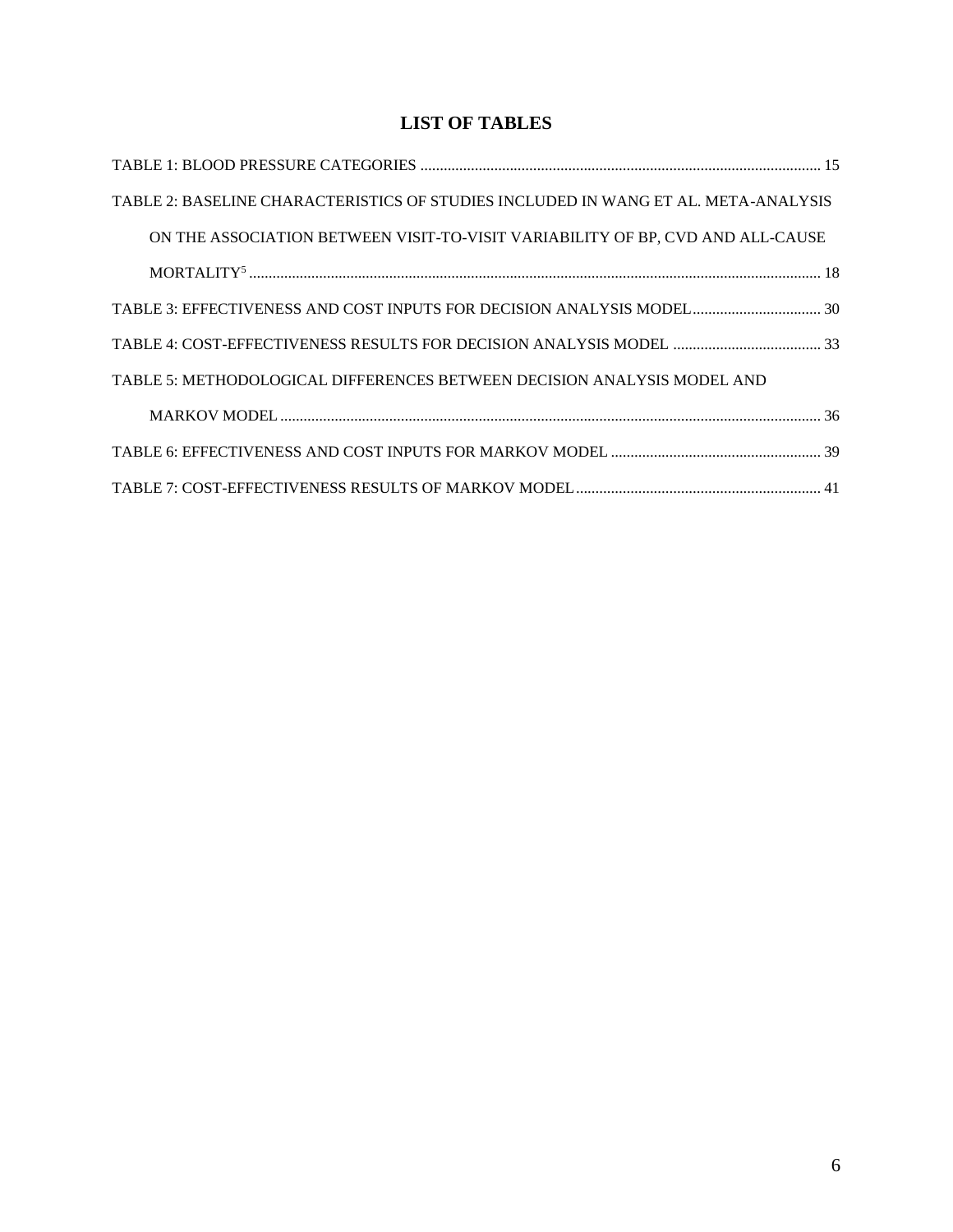# LIST OF TABLES

TABLE 1: BLOOD PRESSURE CATEGORIES ..................................................................................................... 15

TABLE 2: BASELINE CHARACTERISTICS OF STUDIES INCLUDED IN WANG ET AL. META-ANALYSIS ON THE ASSOCIATION BETWEEN VISIT-TO-VISIT VARIABILITY OF BP, CVD AND ALL-CAUSE MORTALITY[5] ..................................................................................................................................... 18

TABLE 3: EFFECTIVENESS AND COST INPUTS FOR DECISION ANALYSIS MODEL ................................. 30

TABLE 4: COST-EFFECTIVENESS RESULTS FOR DECISION ANALYSIS MODEL ...................................... 33

TABLE 5: METHODOLOGICAL DIFFERENCES BETWEEN DECISION ANALYSIS MODEL AND MARKOV MODEL ........................................................................................................................................... 36

TABLE 6: EFFECTIVENESS AND COST INPUTS FOR MARKOV MODEL ...................................................... 39

TABLE 7: COST-EFFECTIVENESS RESULTS OF MARKOV MODEL ............................................................... 41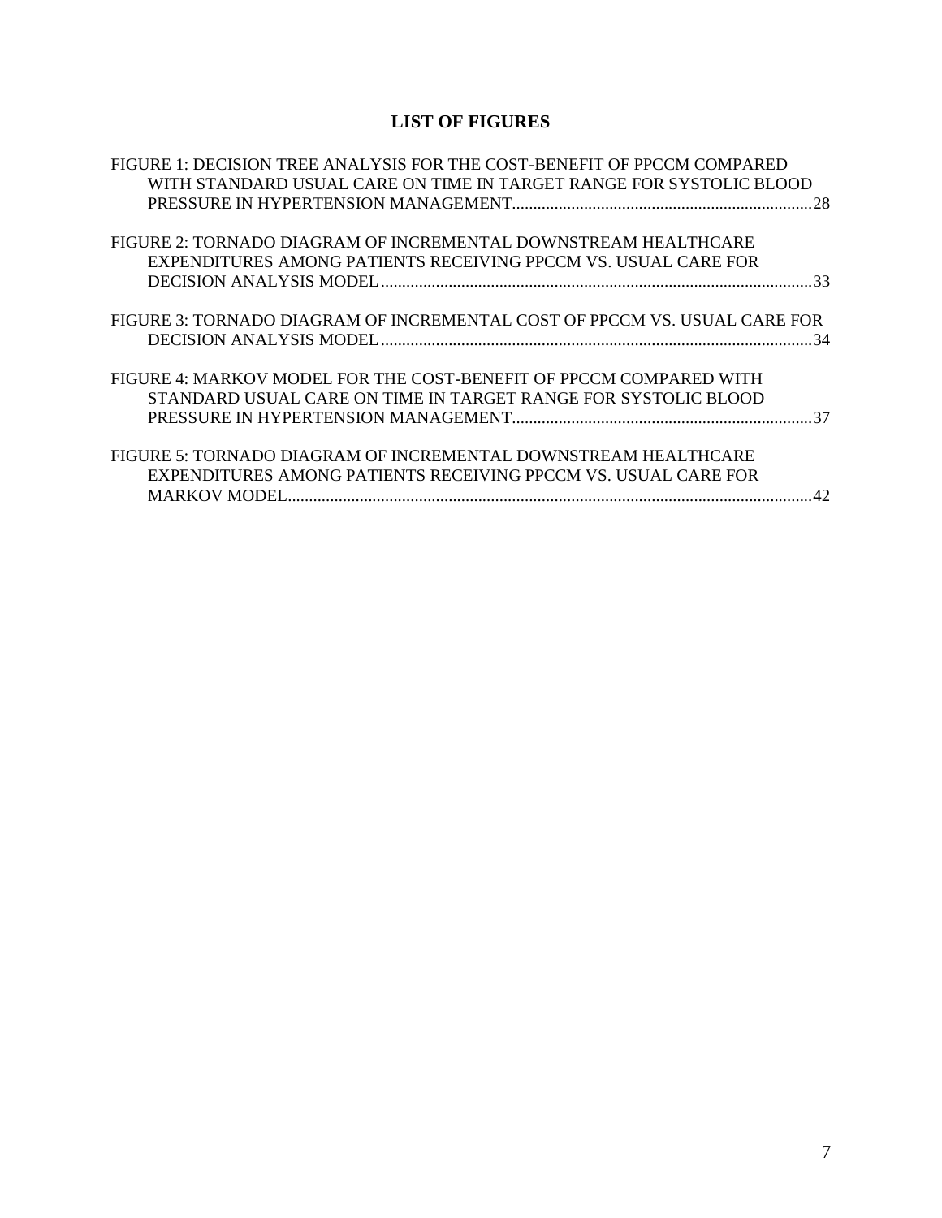## LIST OF FIGURES

FIGURE 1: DECISION TREE ANALYSIS FOR THE COST-BENEFIT OF PPCCM COMPARED WITH STANDARD USUAL CARE ON TIME IN TARGET RANGE FOR SYSTOLIC BLOOD PRESSURE IN HYPERTENSION MANAGEMENT......................................................................28

FIGURE 2: TORNADO DIAGRAM OF INCREMENTAL DOWNSTREAM HEALTHCARE EXPENDITURES AMONG PATIENTS RECEIVING PPCCM VS. USUAL CARE FOR DECISION ANALYSIS MODEL.....................................................................................................33

FIGURE 3: TORNADO DIAGRAM OF INCREMENTAL COST OF PPCCM VS. USUAL CARE FOR DECISION ANALYSIS MODEL.....................................................................................................34

FIGURE 4: MARKOV MODEL FOR THE COST-BENEFIT OF PPCCM COMPARED WITH STANDARD USUAL CARE ON TIME IN TARGET RANGE FOR SYSTOLIC BLOOD PRESSURE IN HYPERTENSION MANAGEMENT......................................................................37

FIGURE 5: TORNADO DIAGRAM OF INCREMENTAL DOWNSTREAM HEALTHCARE EXPENDITURES AMONG PATIENTS RECEIVING PPCCM VS. USUAL CARE FOR MARKOV MODEL...........................................................................................................................42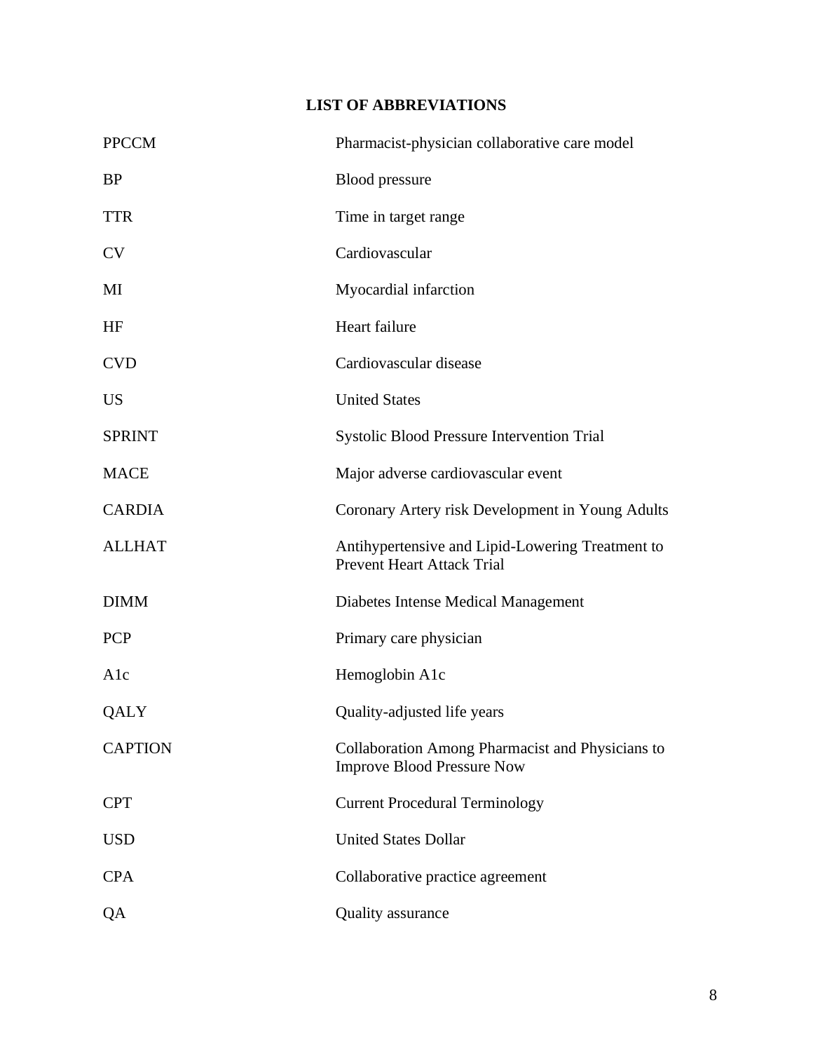## LIST OF ABBREVIATIONS

| | |
|---|---|
| PPCCM | Pharmacist-physician collaborative care model |
| BP | Blood pressure |
| TTR | Time in target range |
| CV | Cardiovascular |
| MI | Myocardial infarction |
| HF | Heart failure |
| CVD | Cardiovascular disease |
| US | United States |
| SPRINT | Systolic Blood Pressure Intervention Trial |
| MACE | Major adverse cardiovascular event |
| CARDIA | Coronary Artery risk Development in Young Adults |
| ALLHAT | Antihypertensive and Lipid-Lowering Treatment to Prevent Heart Attack Trial |
| DIMM | Diabetes Intense Medical Management |
| PCP | Primary care physician |
| A1c | Hemoglobin A1c |
| QALY | Quality-adjusted life years |
| CAPTION | Collaboration Among Pharmacist and Physicians to Improve Blood Pressure Now |
| CPT | Current Procedural Terminology |
| USD | United States Dollar |
| CPA | Collaborative practice agreement |
| QA | Quality assurance |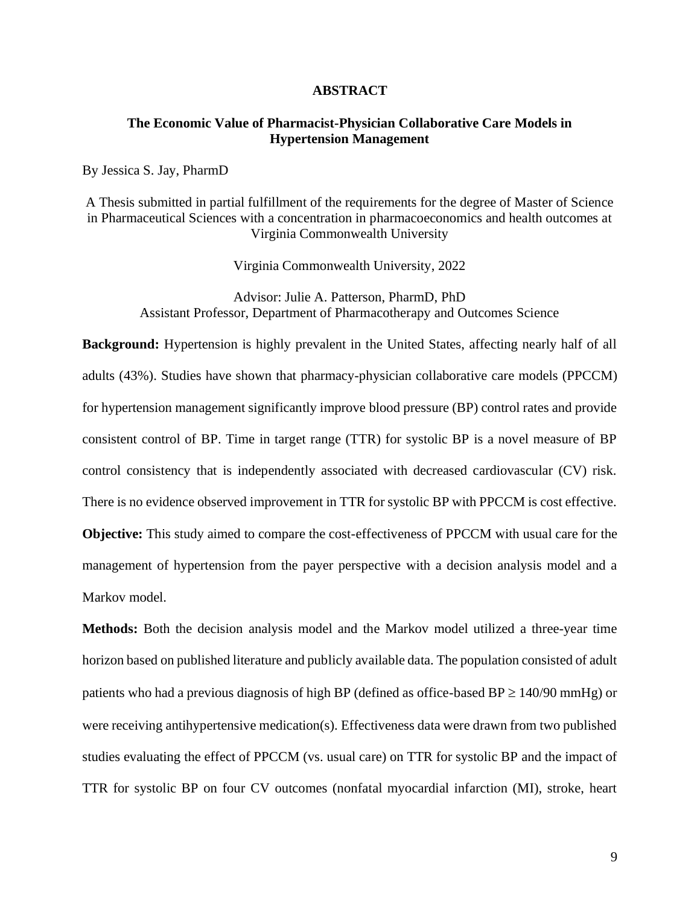**ABSTRACT**

**The Economic Value of Pharmacist-Physician Collaborative Care Models in Hypertension Management**

By Jessica S. Jay, PharmD

A Thesis submitted in partial fulfillment of the requirements for the degree of Master of Science in Pharmaceutical Sciences with a concentration in pharmacoeconomics and health outcomes at Virginia Commonwealth University

Virginia Commonwealth University, 2022

Advisor: Julie A. Patterson, PharmD, PhD
Assistant Professor, Department of Pharmacotherapy and Outcomes Science

**Background:** Hypertension is highly prevalent in the United States, affecting nearly half of all adults (43%). Studies have shown that pharmacy-physician collaborative care models (PPCCM) for hypertension management significantly improve blood pressure (BP) control rates and provide consistent control of BP. Time in target range (TTR) for systolic BP is a novel measure of BP control consistency that is independently associated with decreased cardiovascular (CV) risk. There is no evidence observed improvement in TTR for systolic BP with PPCCM is cost effective.

**Objective:** This study aimed to compare the cost-effectiveness of PPCCM with usual care for the management of hypertension from the payer perspective with a decision analysis model and a Markov model.

**Methods:** Both the decision analysis model and the Markov model utilized a three-year time horizon based on published literature and publicly available data. The population consisted of adult patients who had a previous diagnosis of high BP (defined as office-based BP ≥ 140/90 mmHg) or were receiving antihypertensive medication(s). Effectiveness data were drawn from two published studies evaluating the effect of PPCCM (vs. usual care) on TTR for systolic BP and the impact of TTR for systolic BP on four CV outcomes (nonfatal myocardial infarction (MI), stroke, heart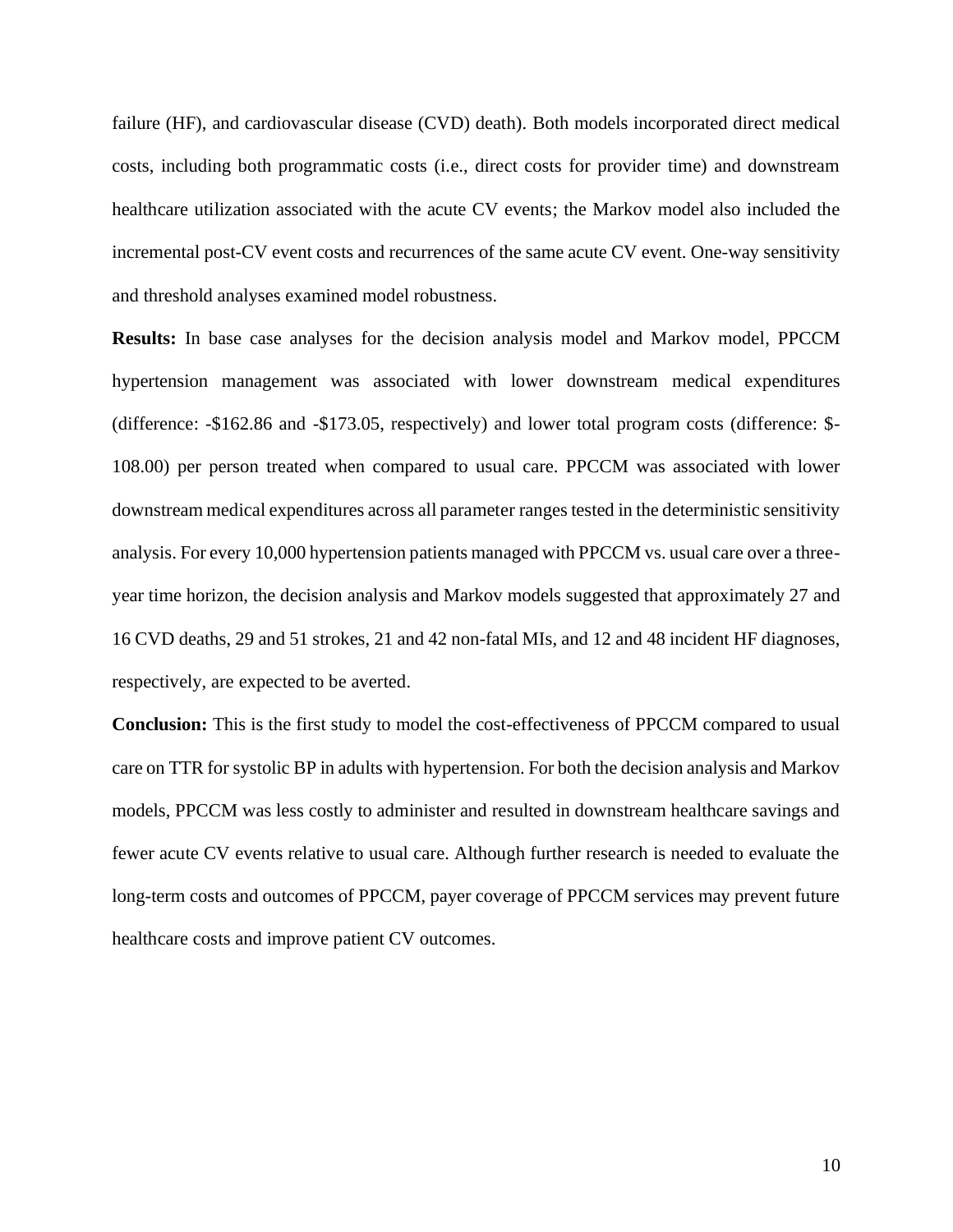failure (HF), and cardiovascular disease (CVD) death). Both models incorporated direct medical costs, including both programmatic costs (i.e., direct costs for provider time) and downstream healthcare utilization associated with the acute CV events; the Markov model also included the incremental post-CV event costs and recurrences of the same acute CV event. One-way sensitivity and threshold analyses examined model robustness.

**Results:** In base case analyses for the decision analysis model and Markov model, PPCCM hypertension management was associated with lower downstream medical expenditures (difference: -$162.86 and -$173.05, respectively) and lower total program costs (difference: $-108.00) per person treated when compared to usual care. PPCCM was associated with lower downstream medical expenditures across all parameter ranges tested in the deterministic sensitivity analysis. For every 10,000 hypertension patients managed with PPCCM vs. usual care over a three-year time horizon, the decision analysis and Markov models suggested that approximately 27 and 16 CVD deaths, 29 and 51 strokes, 21 and 42 non-fatal MIs, and 12 and 48 incident HF diagnoses, respectively, are expected to be averted.

**Conclusion:** This is the first study to model the cost-effectiveness of PPCCM compared to usual care on TTR for systolic BP in adults with hypertension. For both the decision analysis and Markov models, PPCCM was less costly to administer and resulted in downstream healthcare savings and fewer acute CV events relative to usual care. Although further research is needed to evaluate the long-term costs and outcomes of PPCCM, payer coverage of PPCCM services may prevent future healthcare costs and improve patient CV outcomes.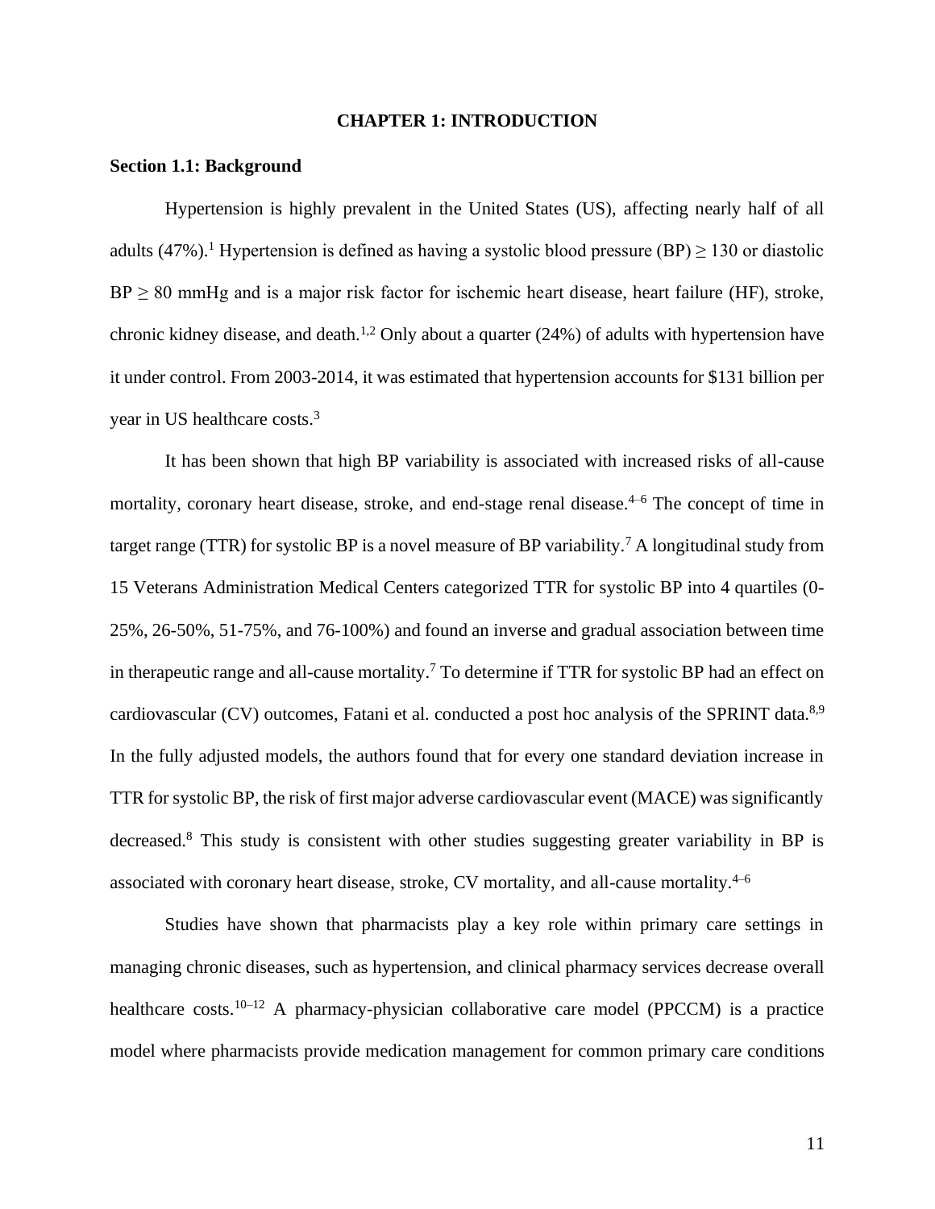# CHAPTER 1: INTRODUCTION

## Section 1.1: Background

Hypertension is highly prevalent in the United States (US), affecting nearly half of all adults (47%).[1] Hypertension is defined as having a systolic blood pressure (BP) ≥ 130 or diastolic BP ≥ 80 mmHg and is a major risk factor for ischemic heart disease, heart failure (HF), stroke, chronic kidney disease, and death.[1,2] Only about a quarter (24%) of adults with hypertension have it under control. From 2003-2014, it was estimated that hypertension accounts for $131 billion per year in US healthcare costs.[3]

It has been shown that high BP variability is associated with increased risks of all-cause mortality, coronary heart disease, stroke, and end-stage renal disease.[4–6] The concept of time in target range (TTR) for systolic BP is a novel measure of BP variability.[7] A longitudinal study from 15 Veterans Administration Medical Centers categorized TTR for systolic BP into 4 quartiles (0-25%, 26-50%, 51-75%, and 76-100%) and found an inverse and gradual association between time in therapeutic range and all-cause mortality.[7] To determine if TTR for systolic BP had an effect on cardiovascular (CV) outcomes, Fatani et al. conducted a post hoc analysis of the SPRINT data.[8,9] In the fully adjusted models, the authors found that for every one standard deviation increase in TTR for systolic BP, the risk of first major adverse cardiovascular event (MACE) was significantly decreased.[8] This study is consistent with other studies suggesting greater variability in BP is associated with coronary heart disease, stroke, CV mortality, and all-cause mortality.[4–6]

Studies have shown that pharmacists play a key role within primary care settings in managing chronic diseases, such as hypertension, and clinical pharmacy services decrease overall healthcare costs.[10–12] A pharmacy-physician collaborative care model (PPCCM) is a practice model where pharmacists provide medication management for common primary care conditions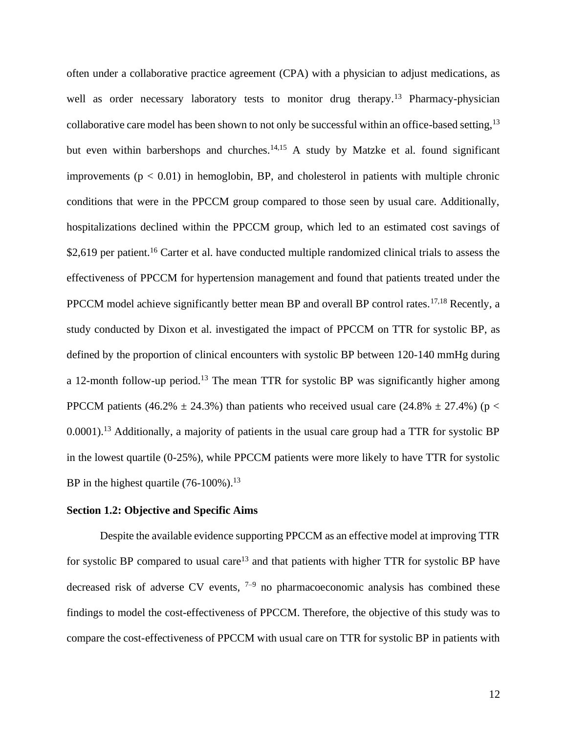often under a collaborative practice agreement (CPA) with a physician to adjust medications, as well as order necessary laboratory tests to monitor drug therapy.[13] Pharmacy-physician collaborative care model has been shown to not only be successful within an office-based setting,[13] but even within barbershops and churches.[14,15] A study by Matzke et al. found significant improvements ($p < 0.01$) in hemoglobin, BP, and cholesterol in patients with multiple chronic conditions that were in the PPCCM group compared to those seen by usual care. Additionally, hospitalizations declined within the PPCCM group, which led to an estimated cost savings of $2,619 per patient.[16] Carter et al. have conducted multiple randomized clinical trials to assess the effectiveness of PPCCM for hypertension management and found that patients treated under the PPCCM model achieve significantly better mean BP and overall BP control rates.[17,18] Recently, a study conducted by Dixon et al. investigated the impact of PPCCM on TTR for systolic BP, as defined by the proportion of clinical encounters with systolic BP between 120-140 mmHg during a 12-month follow-up period.[13] The mean TTR for systolic BP was significantly higher among PPCCM patients (46.2% ± 24.3%) than patients who received usual care (24.8% ± 27.4%) ($p < 0.0001$).[13] Additionally, a majority of patients in the usual care group had a TTR for systolic BP in the lowest quartile (0-25%), while PPCCM patients were more likely to have TTR for systolic BP in the highest quartile (76-100%).[13]

### Section 1.2: Objective and Specific Aims

Despite the available evidence supporting PPCCM as an effective model at improving TTR for systolic BP compared to usual care[13] and that patients with higher TTR for systolic BP have decreased risk of adverse CV events, [7–9] no pharmacoeconomic analysis has combined these findings to model the cost-effectiveness of PPCCM. Therefore, the objective of this study was to compare the cost-effectiveness of PPCCM with usual care on TTR for systolic BP in patients with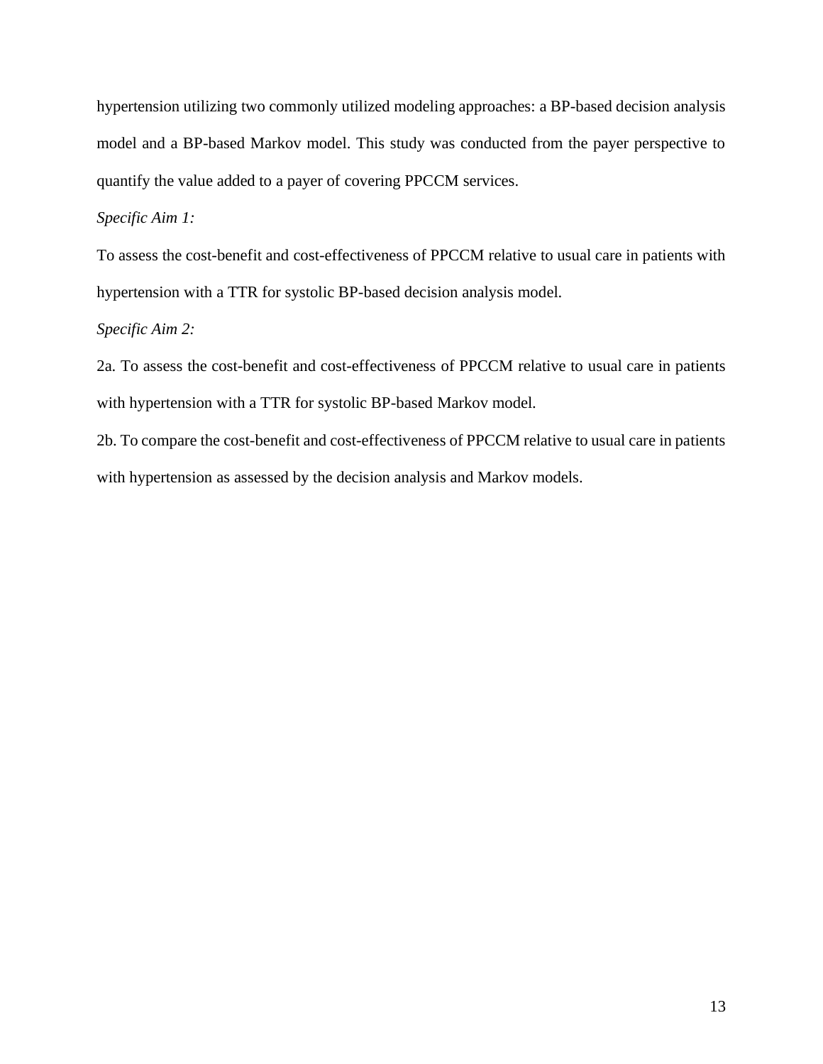hypertension utilizing two commonly utilized modeling approaches: a BP-based decision analysis model and a BP-based Markov model. This study was conducted from the payer perspective to quantify the value added to a payer of covering PPCCM services.

*Specific Aim 1:*

To assess the cost-benefit and cost-effectiveness of PPCCM relative to usual care in patients with hypertension with a TTR for systolic BP-based decision analysis model.

*Specific Aim 2:*

2a. To assess the cost-benefit and cost-effectiveness of PPCCM relative to usual care in patients with hypertension with a TTR for systolic BP-based Markov model.

2b. To compare the cost-benefit and cost-effectiveness of PPCCM relative to usual care in patients with hypertension as assessed by the decision analysis and Markov models.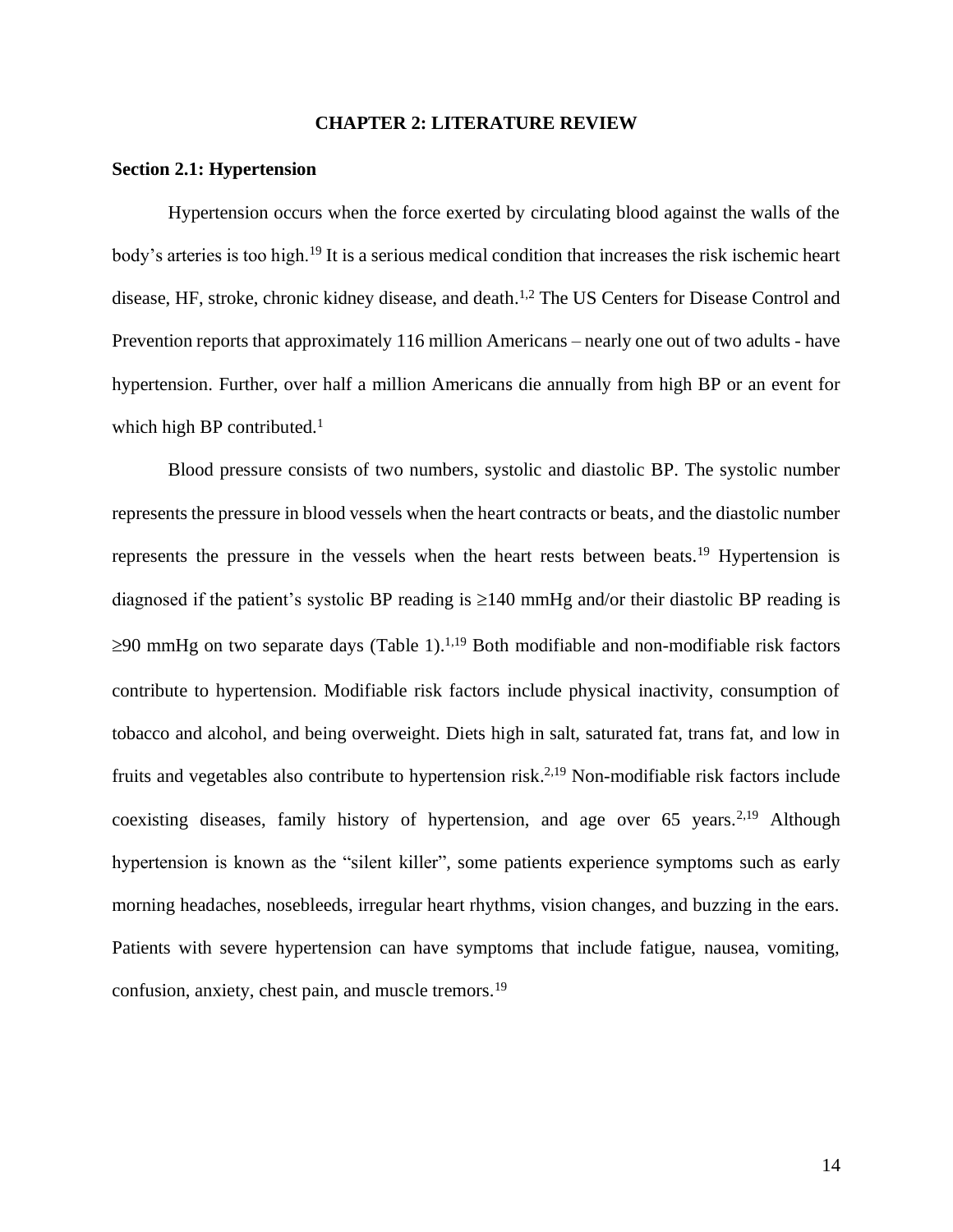# CHAPTER 2: LITERATURE REVIEW

## Section 2.1: Hypertension

Hypertension occurs when the force exerted by circulating blood against the walls of the body's arteries is too high.[19] It is a serious medical condition that increases the risk ischemic heart disease, HF, stroke, chronic kidney disease, and death.[1,2] The US Centers for Disease Control and Prevention reports that approximately 116 million Americans – nearly one out of two adults - have hypertension. Further, over half a million Americans die annually from high BP or an event for which high BP contributed.[1]

Blood pressure consists of two numbers, systolic and diastolic BP. The systolic number represents the pressure in blood vessels when the heart contracts or beats, and the diastolic number represents the pressure in the vessels when the heart rests between beats.[19] Hypertension is diagnosed if the patient's systolic BP reading is ≥140 mmHg and/or their diastolic BP reading is ≥90 mmHg on two separate days (Table 1).[1,19] Both modifiable and non-modifiable risk factors contribute to hypertension. Modifiable risk factors include physical inactivity, consumption of tobacco and alcohol, and being overweight. Diets high in salt, saturated fat, trans fat, and low in fruits and vegetables also contribute to hypertension risk.[2,19] Non-modifiable risk factors include coexisting diseases, family history of hypertension, and age over 65 years.[2,19] Although hypertension is known as the "silent killer", some patients experience symptoms such as early morning headaches, nosebleeds, irregular heart rhythms, vision changes, and buzzing in the ears. Patients with severe hypertension can have symptoms that include fatigue, nausea, vomiting, confusion, anxiety, chest pain, and muscle tremors.[19]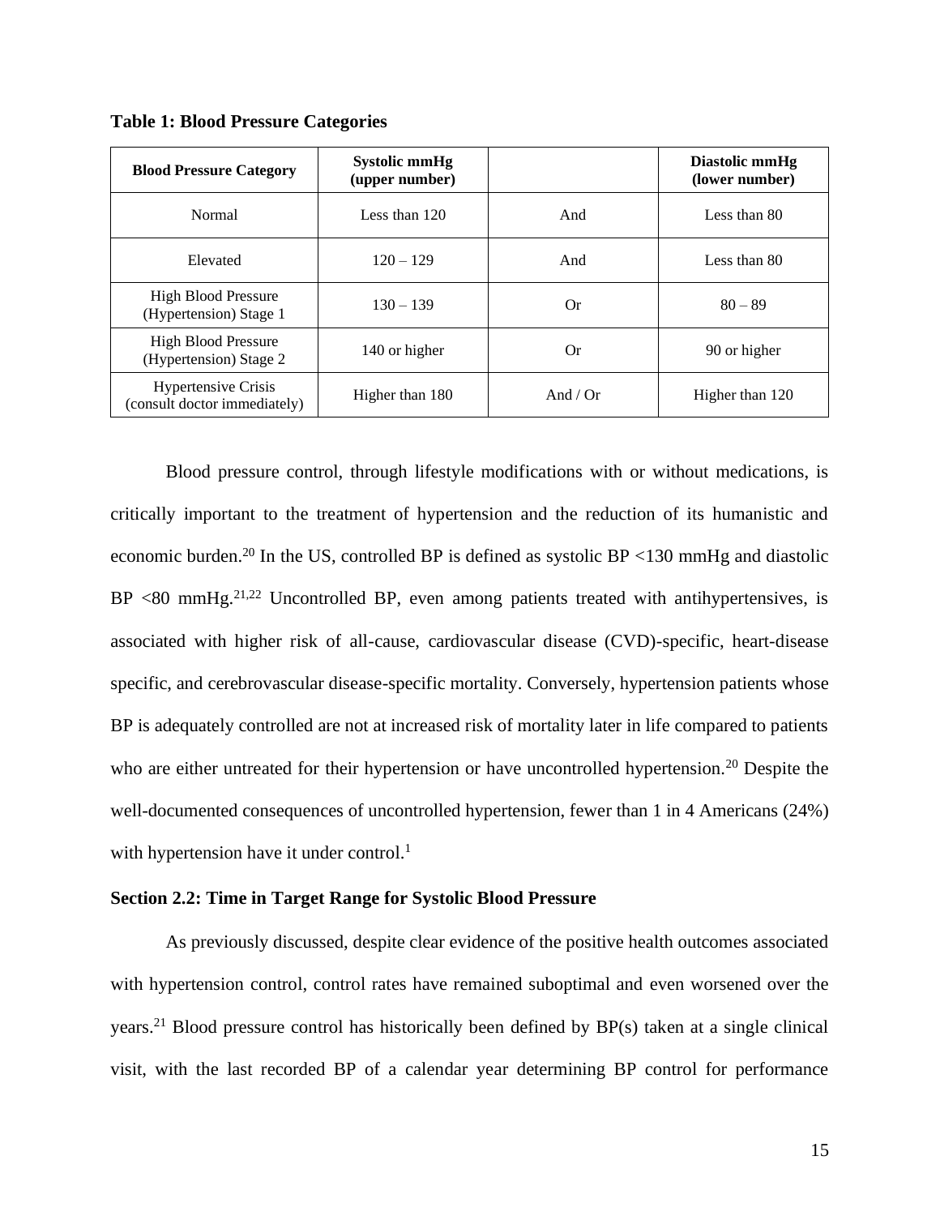**Table 1: Blood Pressure Categories**

| Blood Pressure Category | Systolic mmHg (upper number) | | Diastolic mmHg (lower number) |
|---|---|---|---|
| Normal | Less than 120 | And | Less than 80 |
| Elevated | 120 – 129 | And | Less than 80 |
| High Blood Pressure (Hypertension) Stage 1 | 130 – 139 | Or | 80 – 89 |
| High Blood Pressure (Hypertension) Stage 2 | 140 or higher | Or | 90 or higher |
| Hypertensive Crisis (consult doctor immediately) | Higher than 180 | And / Or | Higher than 120 |

Blood pressure control, through lifestyle modifications with or without medications, is critically important to the treatment of hypertension and the reduction of its humanistic and economic burden.[20] In the US, controlled BP is defined as systolic BP <130 mmHg and diastolic BP <80 mmHg.[21,22] Uncontrolled BP, even among patients treated with antihypertensives, is associated with higher risk of all-cause, cardiovascular disease (CVD)-specific, heart-disease specific, and cerebrovascular disease-specific mortality. Conversely, hypertension patients whose BP is adequately controlled are not at increased risk of mortality later in life compared to patients who are either untreated for their hypertension or have uncontrolled hypertension.[20] Despite the well-documented consequences of uncontrolled hypertension, fewer than 1 in 4 Americans (24%) with hypertension have it under control.[1]

### Section 2.2: Time in Target Range for Systolic Blood Pressure

As previously discussed, despite clear evidence of the positive health outcomes associated with hypertension control, control rates have remained suboptimal and even worsened over the years.[21] Blood pressure control has historically been defined by BP(s) taken at a single clinical visit, with the last recorded BP of a calendar year determining BP control for performance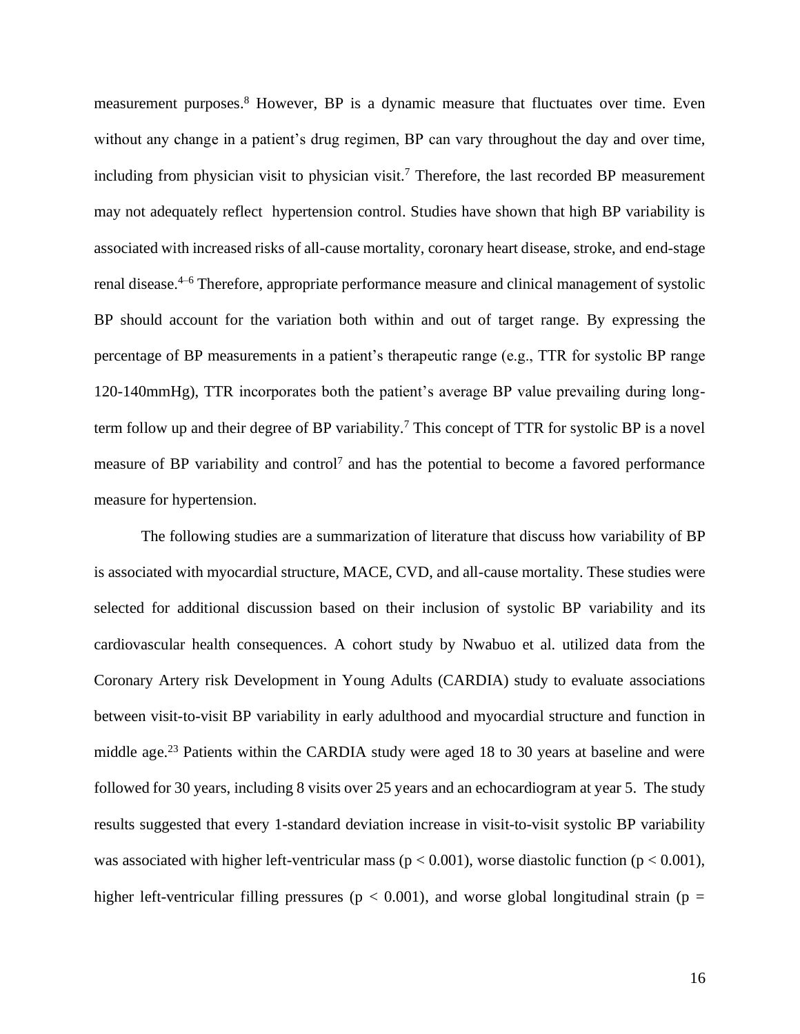measurement purposes.[8] However, BP is a dynamic measure that fluctuates over time. Even without any change in a patient's drug regimen, BP can vary throughout the day and over time, including from physician visit to physician visit.[7] Therefore, the last recorded BP measurement may not adequately reflect hypertension control. Studies have shown that high BP variability is associated with increased risks of all-cause mortality, coronary heart disease, stroke, and end-stage renal disease.[4–6] Therefore, appropriate performance measure and clinical management of systolic BP should account for the variation both within and out of target range. By expressing the percentage of BP measurements in a patient's therapeutic range (e.g., TTR for systolic BP range 120-140mmHg), TTR incorporates both the patient's average BP value prevailing during long-term follow up and their degree of BP variability.[7] This concept of TTR for systolic BP is a novel measure of BP variability and control[7] and has the potential to become a favored performance measure for hypertension.

The following studies are a summarization of literature that discuss how variability of BP is associated with myocardial structure, MACE, CVD, and all-cause mortality. These studies were selected for additional discussion based on their inclusion of systolic BP variability and its cardiovascular health consequences. A cohort study by Nwabuo et al. utilized data from the Coronary Artery risk Development in Young Adults (CARDIA) study to evaluate associations between visit-to-visit BP variability in early adulthood and myocardial structure and function in middle age.[23] Patients within the CARDIA study were aged 18 to 30 years at baseline and were followed for 30 years, including 8 visits over 25 years and an echocardiogram at year 5. The study results suggested that every 1-standard deviation increase in visit-to-visit systolic BP variability was associated with higher left-ventricular mass ($p < 0.001$), worse diastolic function ($p < 0.001$), higher left-ventricular filling pressures ($p < 0.001$), and worse global longitudinal strain ($p =$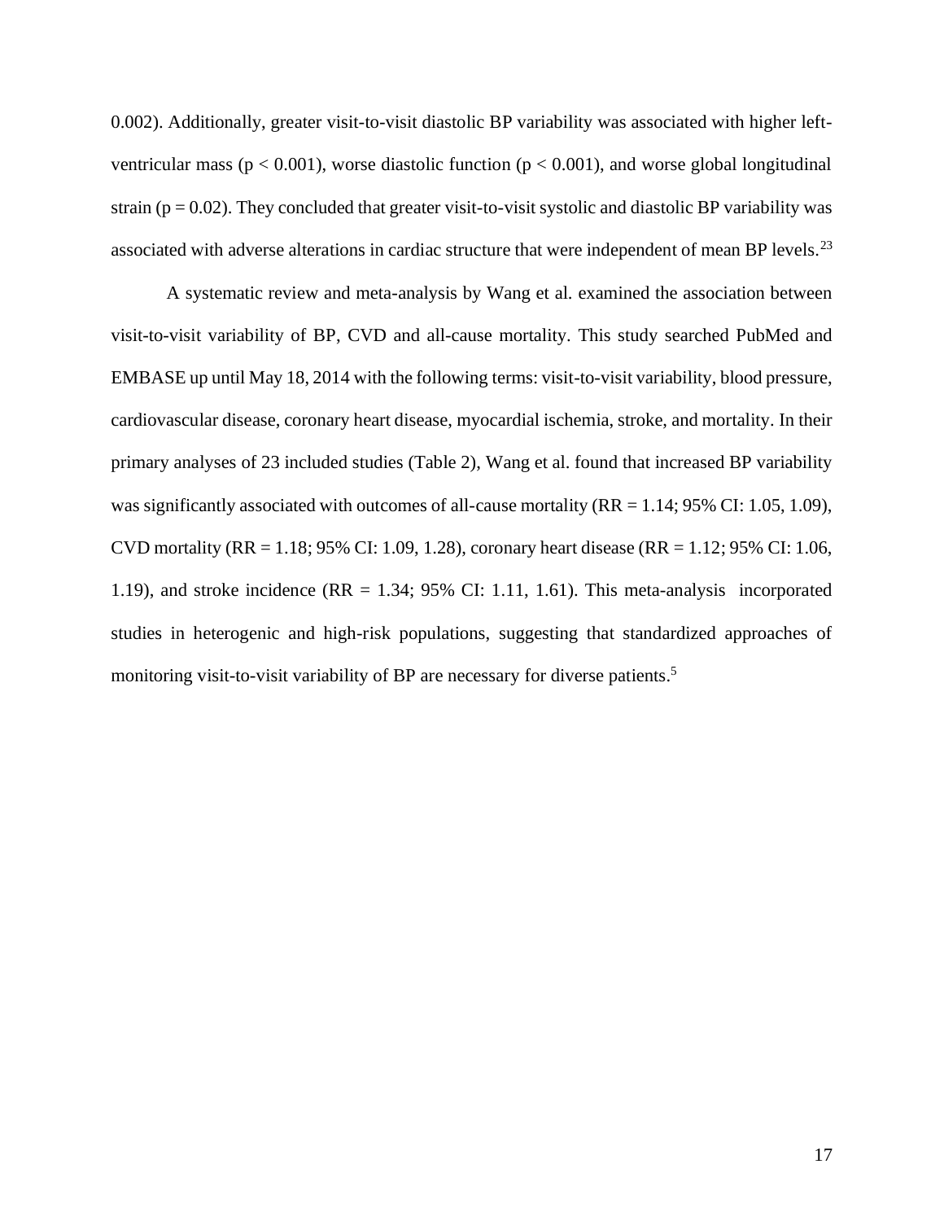0.002). Additionally, greater visit-to-visit diastolic BP variability was associated with higher left-ventricular mass ($p < 0.001$), worse diastolic function ($p < 0.001$), and worse global longitudinal strain ($p = 0.02$). They concluded that greater visit-to-visit systolic and diastolic BP variability was associated with adverse alterations in cardiac structure that were independent of mean BP levels.[23]

A systematic review and meta-analysis by Wang et al. examined the association between visit-to-visit variability of BP, CVD and all-cause mortality. This study searched PubMed and EMBASE up until May 18, 2014 with the following terms: visit-to-visit variability, blood pressure, cardiovascular disease, coronary heart disease, myocardial ischemia, stroke, and mortality. In their primary analyses of 23 included studies (Table 2), Wang et al. found that increased BP variability was significantly associated with outcomes of all-cause mortality (RR = 1.14; 95% CI: 1.05, 1.09), CVD mortality (RR = 1.18; 95% CI: 1.09, 1.28), coronary heart disease (RR = 1.12; 95% CI: 1.06, 1.19), and stroke incidence (RR = 1.34; 95% CI: 1.11, 1.61). This meta-analysis incorporated studies in heterogenic and high-risk populations, suggesting that standardized approaches of monitoring visit-to-visit variability of BP are necessary for diverse patients.[5]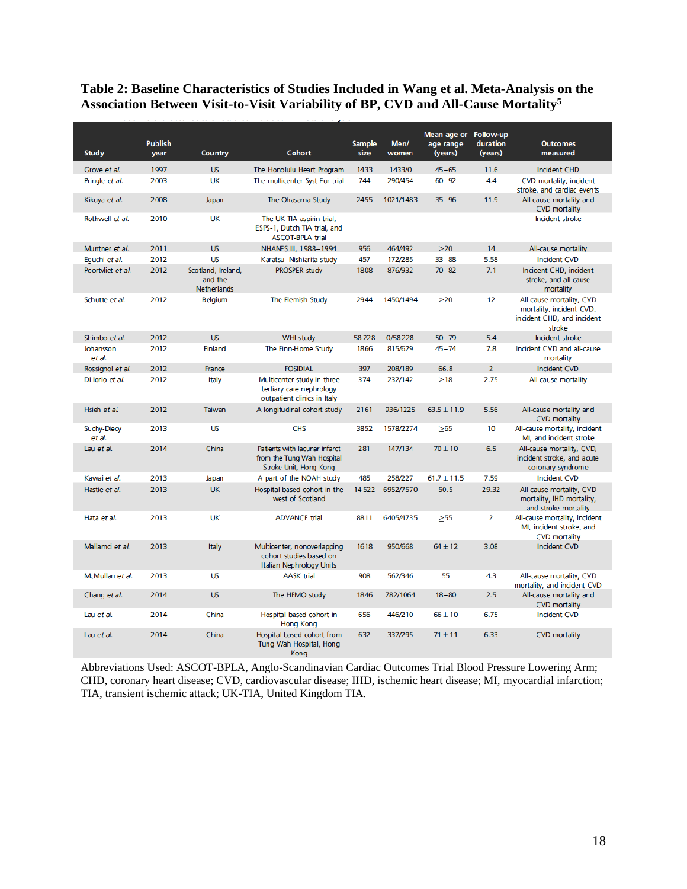**Table 2: Baseline Characteristics of Studies Included in Wang et al. Meta-Analysis on the Association Between Visit-to-Visit Variability of BP, CVD and All-Cause Mortality[5]**

| Study | Publish year | Country | Cohort | Sample size | Men/ women | Mean age or age range (years) | Follow-up duration (years) | Outcomes measured |
|---|---|---|---|---|---|---|---|---|
| Grove *et al.* | 1997 | US | The Honolulu Heart Program | 1433 | 1433/0 | 45–65 | 11.6 | Incident CHD |
| Pringle *et al.* | 2003 | UK | The multicenter Syst-Eur trial | 744 | 290/454 | 60–92 | 4.4 | CVD mortality, incident stroke, and cardiac events |
| Kikuya *et al.* | 2008 | Japan | The Ohasama Study | 2455 | 1021/1483 | 35–96 | 11.9 | All-cause mortality and CVD mortality |
| Rothwell *et al.* | 2010 | UK | The UK-TIA aspirin trial, ESPS-1, Dutch TIA trial, and ASCOT-BPLA trial | – | – | – | – | Incident stroke |
| Muntner *et al.* | 2011 | US | NHANES III, 1988–1994 | 956 | 464/492 | >20 | 14 | All-cause mortality |
| Eguchi *et al.* | 2012 | US | Karatsu–Nishiarita study | 457 | 172/285 | 33–88 | 5.58 | Incident CVD |
| Poortvliet *et al.* | 2012 | Scotland, Ireland, and the Netherlands | PROSPER study | 1808 | 876/932 | 70–82 | 7.1 | Incident CHD, incident stroke, and all-cause mortality |
| Schutte *et al.* | 2012 | Belgium | The Flemish Study | 2944 | 1450/1494 | ≥20 | 12 | All-cause mortality, CVD mortality, incident CVD, incident CHD, and incident stroke |
| Shimbo *et al.* | 2012 | US | WHI study | 58 228 | 0/58 228 | 50–79 | 5.4 | Incident stroke |
| Johansson *et al.* | 2012 | Finland | The Finn-Home Study | 1866 | 815/629 | 45–74 | 7.8 | Incident CVD and all-cause mortality |
| Rossignol *et al.* | 2012 | France | FOSIDIAL | 397 | 208/189 | 66.8 | 2 | Incident CVD |
| Di Iorio *et al.* | 2012 | Italy | Multicenter study in three tertiary care nephrology outpatient clinics in Italy | 374 | 232/142 | ≥18 | 2.75 | All-cause mortality |
| Hsieh *et al.* | 2012 | Taiwan | A longitudinal cohort study | 2161 | 936/1225 | 63.5 ± 11.9 | 5.56 | All-cause mortality and CVD mortality |
| Suchy-Dicey *et al.* | 2013 | US | CHS | 3852 | 1578/2274 | ≥65 | 10 | All-cause mortality, incident MI, and incident stroke |
| Lau *et al.* | 2014 | China | Patients with lacunar infarct from the Tung Wah Hospital Stroke Unit, Hong Kong | 281 | 147/134 | 70 ± 10 | 6.5 | All-cause mortality, CVD, incident stroke, and acute coronary syndrome |
| Kawai *et al.* | 2013 | Japan | A part of the NOAH study | 485 | 258/227 | 61.7 ± 11.5 | 7.59 | Incident CVD |
| Hastie *et al.* | 2013 | UK | Hospital-based cohort in the west of Scotland | 14 522 | 6952/7570 | 50.5 | 29.32 | All-cause mortality, CVD mortality, IHD mortality, and stroke mortality |
| Hata *et al.* | 2013 | UK | ADVANCE trial | 8811 | 6405/4735 | ≥55 | 2 | All-cause mortality, incident MI, incident stroke, and CVD mortality |
| Mallamci *et al.* | 2013 | Italy | Multicenter, nonoverlapping cohort studies based on Italian Nephrology Units | 1618 | 950/668 | 64 ± 12 | 3.08 | Incident CVD |
| McMullan *et al.* | 2013 | US | AASK trial | 908 | 562/346 | 55 | 4.3 | All-cause mortality, CVD mortality, and incident CVD |
| Chang *et al.* | 2014 | US | The HEMO study | 1846 | 782/1064 | 18–80 | 2.5 | All-cause mortality and CVD mortality |
| Lau *et al.* | 2014 | China | Hospital-based cohort in Hong Kong | 656 | 446/210 | 66 ± 10 | 6.75 | Incident CVD |
| Lau *et al.* | 2014 | China | Hospital-based cohort from Tung Wah Hospital, Hong Kong | 632 | 337/295 | 71 ± 11 | 6.33 | CVD mortality |

Abbreviations Used: ASCOT-BPLA, Anglo-Scandinavian Cardiac Outcomes Trial Blood Pressure Lowering Arm; CHD, coronary heart disease; CVD, cardiovascular disease; IHD, ischemic heart disease; MI, myocardial infarction; TIA, transient ischemic attack; UK-TIA, United Kingdom TIA.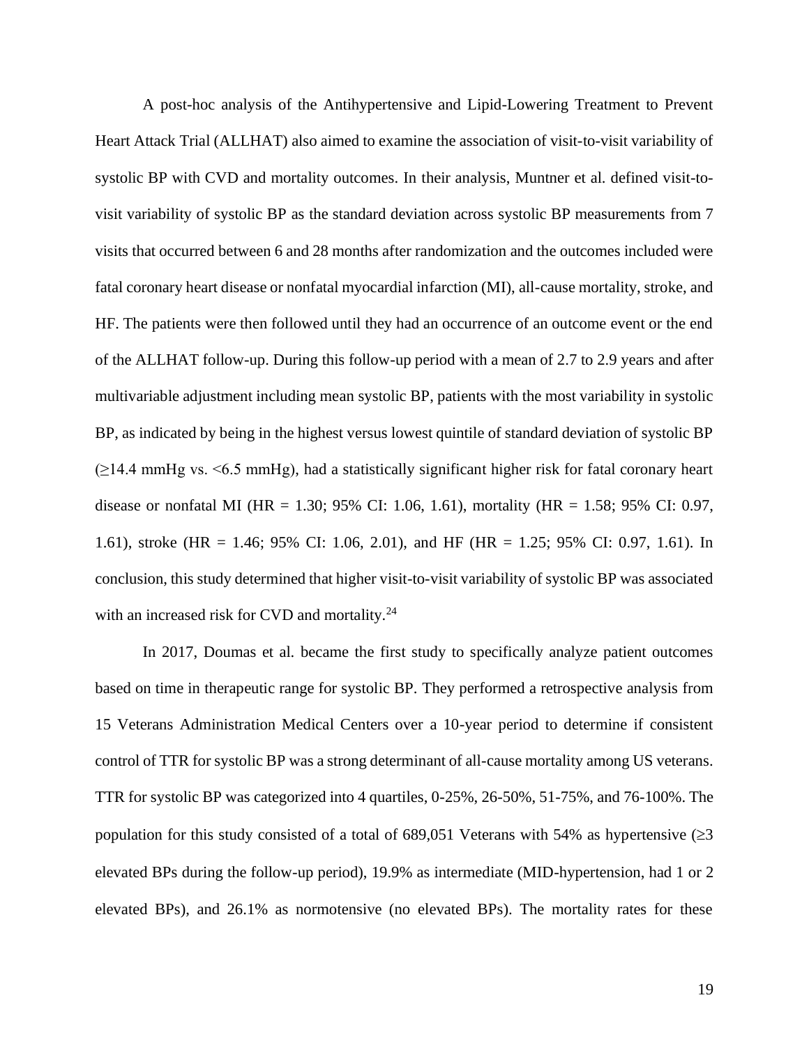A post-hoc analysis of the Antihypertensive and Lipid-Lowering Treatment to Prevent Heart Attack Trial (ALLHAT) also aimed to examine the association of visit-to-visit variability of systolic BP with CVD and mortality outcomes. In their analysis, Muntner et al. defined visit-to-visit variability of systolic BP as the standard deviation across systolic BP measurements from 7 visits that occurred between 6 and 28 months after randomization and the outcomes included were fatal coronary heart disease or nonfatal myocardial infarction (MI), all-cause mortality, stroke, and HF. The patients were then followed until they had an occurrence of an outcome event or the end of the ALLHAT follow-up. During this follow-up period with a mean of 2.7 to 2.9 years and after multivariable adjustment including mean systolic BP, patients with the most variability in systolic BP, as indicated by being in the highest versus lowest quintile of standard deviation of systolic BP (≥14.4 mmHg vs. <6.5 mmHg), had a statistically significant higher risk for fatal coronary heart disease or nonfatal MI (HR = 1.30; 95% CI: 1.06, 1.61), mortality (HR = 1.58; 95% CI: 0.97, 1.61), stroke (HR = 1.46; 95% CI: 1.06, 2.01), and HF (HR = 1.25; 95% CI: 0.97, 1.61). In conclusion, this study determined that higher visit-to-visit variability of systolic BP was associated with an increased risk for CVD and mortality.[24]

In 2017, Doumas et al. became the first study to specifically analyze patient outcomes based on time in therapeutic range for systolic BP. They performed a retrospective analysis from 15 Veterans Administration Medical Centers over a 10-year period to determine if consistent control of TTR for systolic BP was a strong determinant of all-cause mortality among US veterans. TTR for systolic BP was categorized into 4 quartiles, 0-25%, 26-50%, 51-75%, and 76-100%. The population for this study consisted of a total of 689,051 Veterans with 54% as hypertensive (≥3 elevated BPs during the follow-up period), 19.9% as intermediate (MID-hypertension, had 1 or 2 elevated BPs), and 26.1% as normotensive (no elevated BPs). The mortality rates for these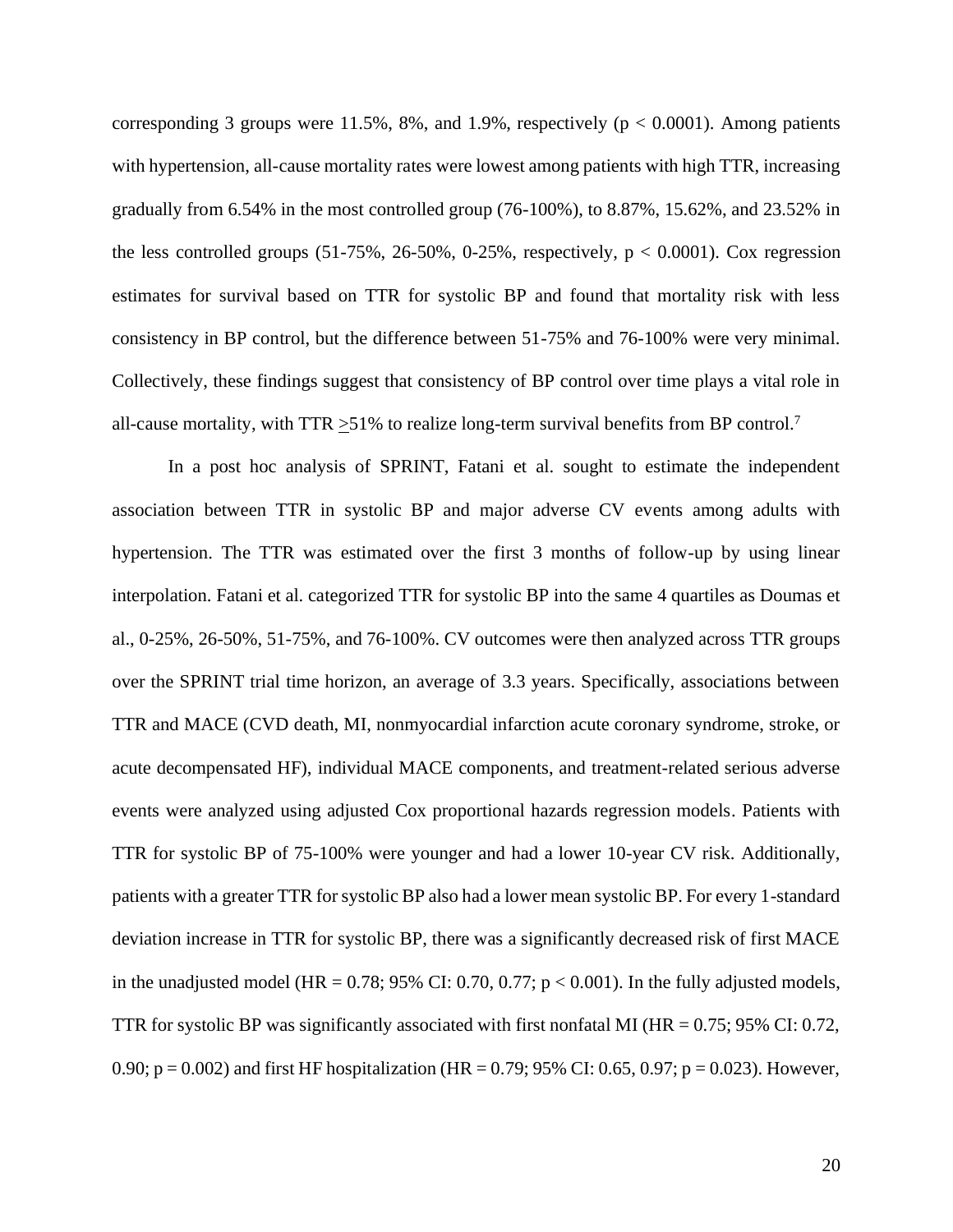corresponding 3 groups were 11.5%, 8%, and 1.9%, respectively ($p < 0.0001$). Among patients with hypertension, all-cause mortality rates were lowest among patients with high TTR, increasing gradually from 6.54% in the most controlled group (76-100%), to 8.87%, 15.62%, and 23.52% in the less controlled groups (51-75%, 26-50%, 0-25%, respectively, $p < 0.0001$). Cox regression estimates for survival based on TTR for systolic BP and found that mortality risk with less consistency in BP control, but the difference between 51-75% and 76-100% were very minimal. Collectively, these findings suggest that consistency of BP control over time plays a vital role in all-cause mortality, with TTR $\geq$51% to realize long-term survival benefits from BP control.[7]

In a post hoc analysis of SPRINT, Fatani et al. sought to estimate the independent association between TTR in systolic BP and major adverse CV events among adults with hypertension. The TTR was estimated over the first 3 months of follow-up by using linear interpolation. Fatani et al. categorized TTR for systolic BP into the same 4 quartiles as Doumas et al., 0-25%, 26-50%, 51-75%, and 76-100%. CV outcomes were then analyzed across TTR groups over the SPRINT trial time horizon, an average of 3.3 years. Specifically, associations between TTR and MACE (CVD death, MI, nonmyocardial infarction acute coronary syndrome, stroke, or acute decompensated HF), individual MACE components, and treatment-related serious adverse events were analyzed using adjusted Cox proportional hazards regression models. Patients with TTR for systolic BP of 75-100% were younger and had a lower 10-year CV risk. Additionally, patients with a greater TTR for systolic BP also had a lower mean systolic BP. For every 1-standard deviation increase in TTR for systolic BP, there was a significantly decreased risk of first MACE in the unadjusted model (HR = 0.78; 95% CI: 0.70, 0.77; $p < 0.001$). In the fully adjusted models, TTR for systolic BP was significantly associated with first nonfatal MI (HR = 0.75; 95% CI: 0.72, 0.90; $p = 0.002$) and first HF hospitalization (HR = 0.79; 95% CI: 0.65, 0.97; $p = 0.023$). However,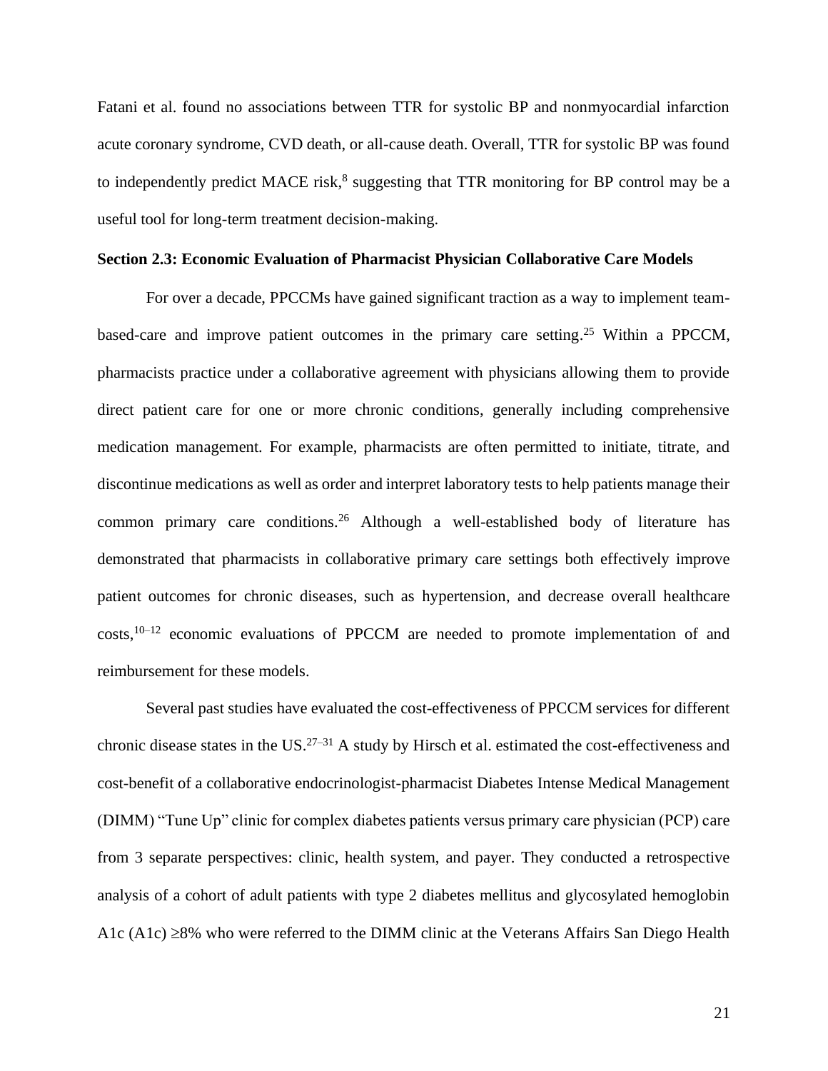Fatani et al. found no associations between TTR for systolic BP and nonmyocardial infarction acute coronary syndrome, CVD death, or all-cause death. Overall, TTR for systolic BP was found to independently predict MACE risk,[8] suggesting that TTR monitoring for BP control may be a useful tool for long-term treatment decision-making.

### Section 2.3: Economic Evaluation of Pharmacist Physician Collaborative Care Models

For over a decade, PPCCMs have gained significant traction as a way to implement team-based-care and improve patient outcomes in the primary care setting.[25] Within a PPCCM, pharmacists practice under a collaborative agreement with physicians allowing them to provide direct patient care for one or more chronic conditions, generally including comprehensive medication management. For example, pharmacists are often permitted to initiate, titrate, and discontinue medications as well as order and interpret laboratory tests to help patients manage their common primary care conditions.[26] Although a well-established body of literature has demonstrated that pharmacists in collaborative primary care settings both effectively improve patient outcomes for chronic diseases, such as hypertension, and decrease overall healthcare costs,[10–12] economic evaluations of PPCCM are needed to promote implementation of and reimbursement for these models.

Several past studies have evaluated the cost-effectiveness of PPCCM services for different chronic disease states in the US.[27–31] A study by Hirsch et al. estimated the cost-effectiveness and cost-benefit of a collaborative endocrinologist-pharmacist Diabetes Intense Medical Management (DIMM) "Tune Up" clinic for complex diabetes patients versus primary care physician (PCP) care from 3 separate perspectives: clinic, health system, and payer. They conducted a retrospective analysis of a cohort of adult patients with type 2 diabetes mellitus and glycosylated hemoglobin A1c (A1c) ≥8% who were referred to the DIMM clinic at the Veterans Affairs San Diego Health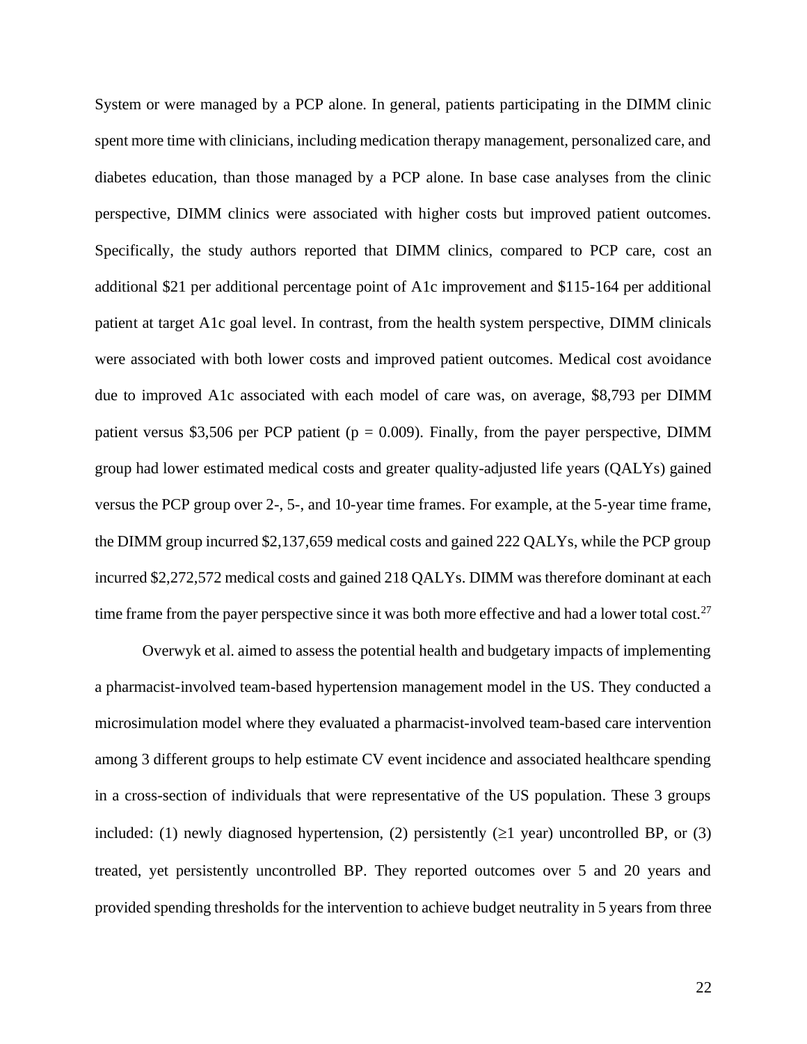System or were managed by a PCP alone. In general, patients participating in the DIMM clinic spent more time with clinicians, including medication therapy management, personalized care, and diabetes education, than those managed by a PCP alone. In base case analyses from the clinic perspective, DIMM clinics were associated with higher costs but improved patient outcomes. Specifically, the study authors reported that DIMM clinics, compared to PCP care, cost an additional \$21 per additional percentage point of A1c improvement and \$115-164 per additional patient at target A1c goal level. In contrast, from the health system perspective, DIMM clinicals were associated with both lower costs and improved patient outcomes. Medical cost avoidance due to improved A1c associated with each model of care was, on average, \$8,793 per DIMM patient versus \$3,506 per PCP patient ($p = 0.009$). Finally, from the payer perspective, DIMM group had lower estimated medical costs and greater quality-adjusted life years (QALYs) gained versus the PCP group over 2-, 5-, and 10-year time frames. For example, at the 5-year time frame, the DIMM group incurred \$2,137,659 medical costs and gained 222 QALYs, while the PCP group incurred \$2,272,572 medical costs and gained 218 QALYs. DIMM was therefore dominant at each time frame from the payer perspective since it was both more effective and had a lower total cost.[27]

Overwyk et al. aimed to assess the potential health and budgetary impacts of implementing a pharmacist-involved team-based hypertension management model in the US. They conducted a microsimulation model where they evaluated a pharmacist-involved team-based care intervention among 3 different groups to help estimate CV event incidence and associated healthcare spending in a cross-section of individuals that were representative of the US population. These 3 groups included: (1) newly diagnosed hypertension, (2) persistently ($\geq$1 year) uncontrolled BP, or (3) treated, yet persistently uncontrolled BP. They reported outcomes over 5 and 20 years and provided spending thresholds for the intervention to achieve budget neutrality in 5 years from three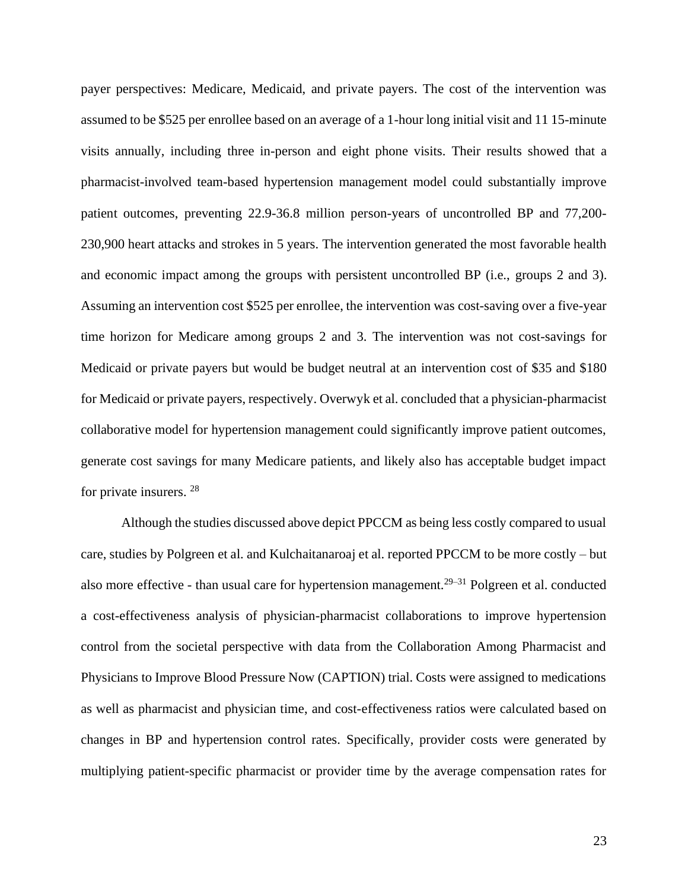payer perspectives: Medicare, Medicaid, and private payers. The cost of the intervention was assumed to be $525 per enrollee based on an average of a 1-hour long initial visit and 11 15-minute visits annually, including three in-person and eight phone visits. Their results showed that a pharmacist-involved team-based hypertension management model could substantially improve patient outcomes, preventing 22.9-36.8 million person-years of uncontrolled BP and 77,200-230,900 heart attacks and strokes in 5 years. The intervention generated the most favorable health and economic impact among the groups with persistent uncontrolled BP (i.e., groups 2 and 3). Assuming an intervention cost $525 per enrollee, the intervention was cost-saving over a five-year time horizon for Medicare among groups 2 and 3. The intervention was not cost-savings for Medicaid or private payers but would be budget neutral at an intervention cost of $35 and $180 for Medicaid or private payers, respectively. Overwyk et al. concluded that a physician-pharmacist collaborative model for hypertension management could significantly improve patient outcomes, generate cost savings for many Medicare patients, and likely also has acceptable budget impact for private insurers. [28]

Although the studies discussed above depict PPCCM as being less costly compared to usual care, studies by Polgreen et al. and Kulchaitanaroaj et al. reported PPCCM to be more costly – but also more effective - than usual care for hypertension management.[29–31] Polgreen et al. conducted a cost-effectiveness analysis of physician-pharmacist collaborations to improve hypertension control from the societal perspective with data from the Collaboration Among Pharmacist and Physicians to Improve Blood Pressure Now (CAPTION) trial. Costs were assigned to medications as well as pharmacist and physician time, and cost-effectiveness ratios were calculated based on changes in BP and hypertension control rates. Specifically, provider costs were generated by multiplying patient-specific pharmacist or provider time by the average compensation rates for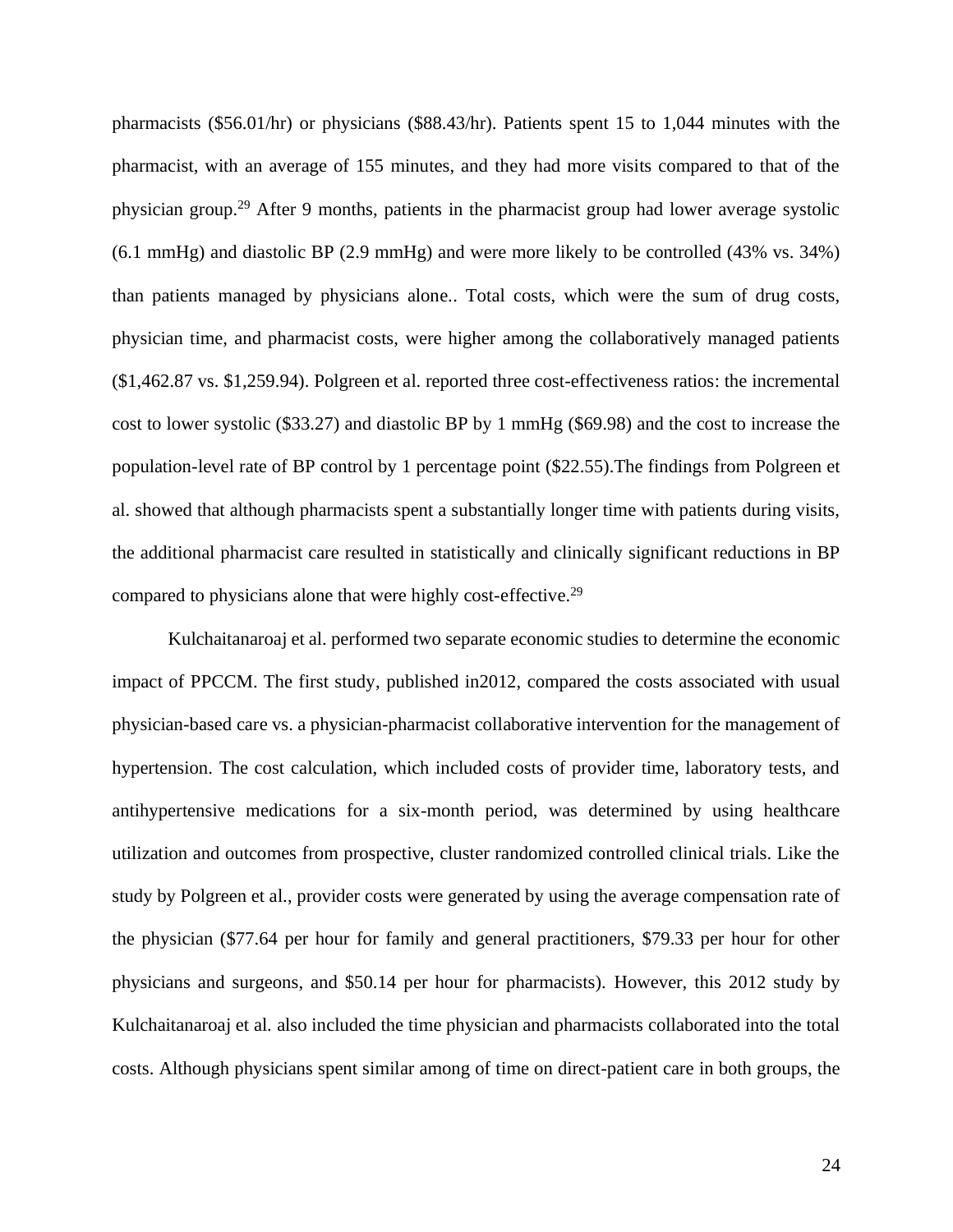pharmacists ($56.01/hr) or physicians ($88.43/hr). Patients spent 15 to 1,044 minutes with the pharmacist, with an average of 155 minutes, and they had more visits compared to that of the physician group.[29] After 9 months, patients in the pharmacist group had lower average systolic (6.1 mmHg) and diastolic BP (2.9 mmHg) and were more likely to be controlled (43% vs. 34%) than patients managed by physicians alone.. Total costs, which were the sum of drug costs, physician time, and pharmacist costs, were higher among the collaboratively managed patients ($1,462.87 vs. $1,259.94). Polgreen et al. reported three cost-effectiveness ratios: the incremental cost to lower systolic ($33.27) and diastolic BP by 1 mmHg ($69.98) and the cost to increase the population-level rate of BP control by 1 percentage point ($22.55).The findings from Polgreen et al. showed that although pharmacists spent a substantially longer time with patients during visits, the additional pharmacist care resulted in statistically and clinically significant reductions in BP compared to physicians alone that were highly cost-effective.[29]

Kulchaitanaroaj et al. performed two separate economic studies to determine the economic impact of PPCCM. The first study, published in2012, compared the costs associated with usual physician-based care vs. a physician-pharmacist collaborative intervention for the management of hypertension. The cost calculation, which included costs of provider time, laboratory tests, and antihypertensive medications for a six-month period, was determined by using healthcare utilization and outcomes from prospective, cluster randomized controlled clinical trials. Like the study by Polgreen et al., provider costs were generated by using the average compensation rate of the physician ($77.64 per hour for family and general practitioners, $79.33 per hour for other physicians and surgeons, and $50.14 per hour for pharmacists). However, this 2012 study by Kulchaitanaroaj et al. also included the time physician and pharmacists collaborated into the total costs. Although physicians spent similar among of time on direct-patient care in both groups, the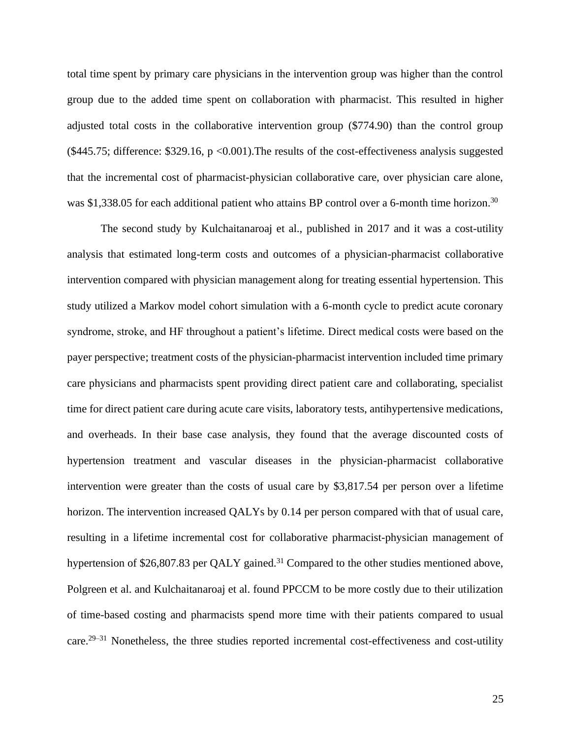total time spent by primary care physicians in the intervention group was higher than the control group due to the added time spent on collaboration with pharmacist. This resulted in higher adjusted total costs in the collaborative intervention group ($774.90) than the control group ($445.75; difference: $329.16, p <0.001).The results of the cost-effectiveness analysis suggested that the incremental cost of pharmacist-physician collaborative care, over physician care alone, was $1,338.05 for each additional patient who attains BP control over a 6-month time horizon.[30]

The second study by Kulchaitanaroaj et al., published in 2017 and it was a cost-utility analysis that estimated long-term costs and outcomes of a physician-pharmacist collaborative intervention compared with physician management along for treating essential hypertension. This study utilized a Markov model cohort simulation with a 6-month cycle to predict acute coronary syndrome, stroke, and HF throughout a patient's lifetime. Direct medical costs were based on the payer perspective; treatment costs of the physician-pharmacist intervention included time primary care physicians and pharmacists spent providing direct patient care and collaborating, specialist time for direct patient care during acute care visits, laboratory tests, antihypertensive medications, and overheads. In their base case analysis, they found that the average discounted costs of hypertension treatment and vascular diseases in the physician-pharmacist collaborative intervention were greater than the costs of usual care by $3,817.54 per person over a lifetime horizon. The intervention increased QALYs by 0.14 per person compared with that of usual care, resulting in a lifetime incremental cost for collaborative pharmacist-physician management of hypertension of $26,807.83 per QALY gained.[31] Compared to the other studies mentioned above, Polgreen et al. and Kulchaitanaroaj et al. found PPCCM to be more costly due to their utilization of time-based costing and pharmacists spend more time with their patients compared to usual care.[29–31] Nonetheless, the three studies reported incremental cost-effectiveness and cost-utility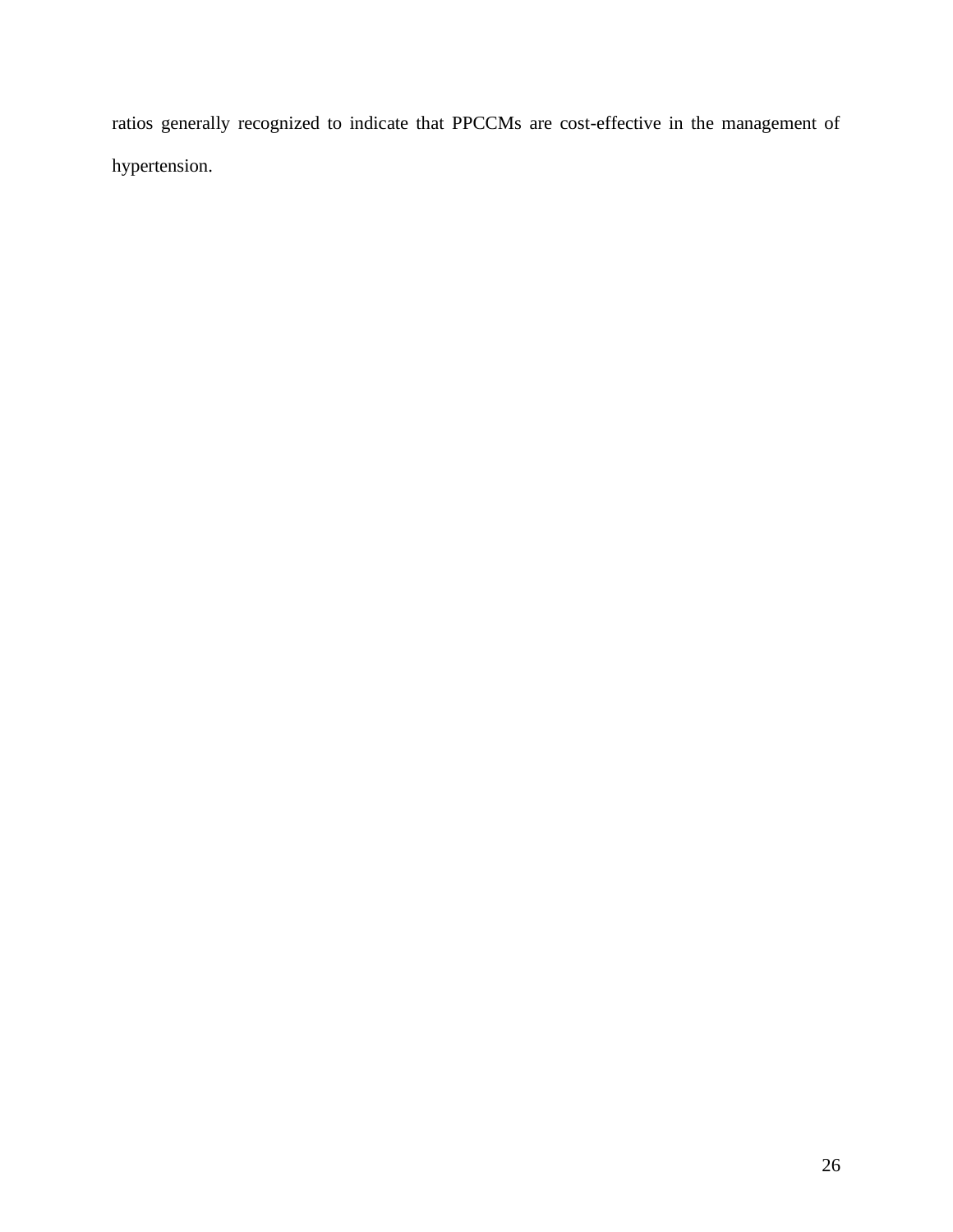ratios generally recognized to indicate that PPCCMs are cost-effective in the management of hypertension.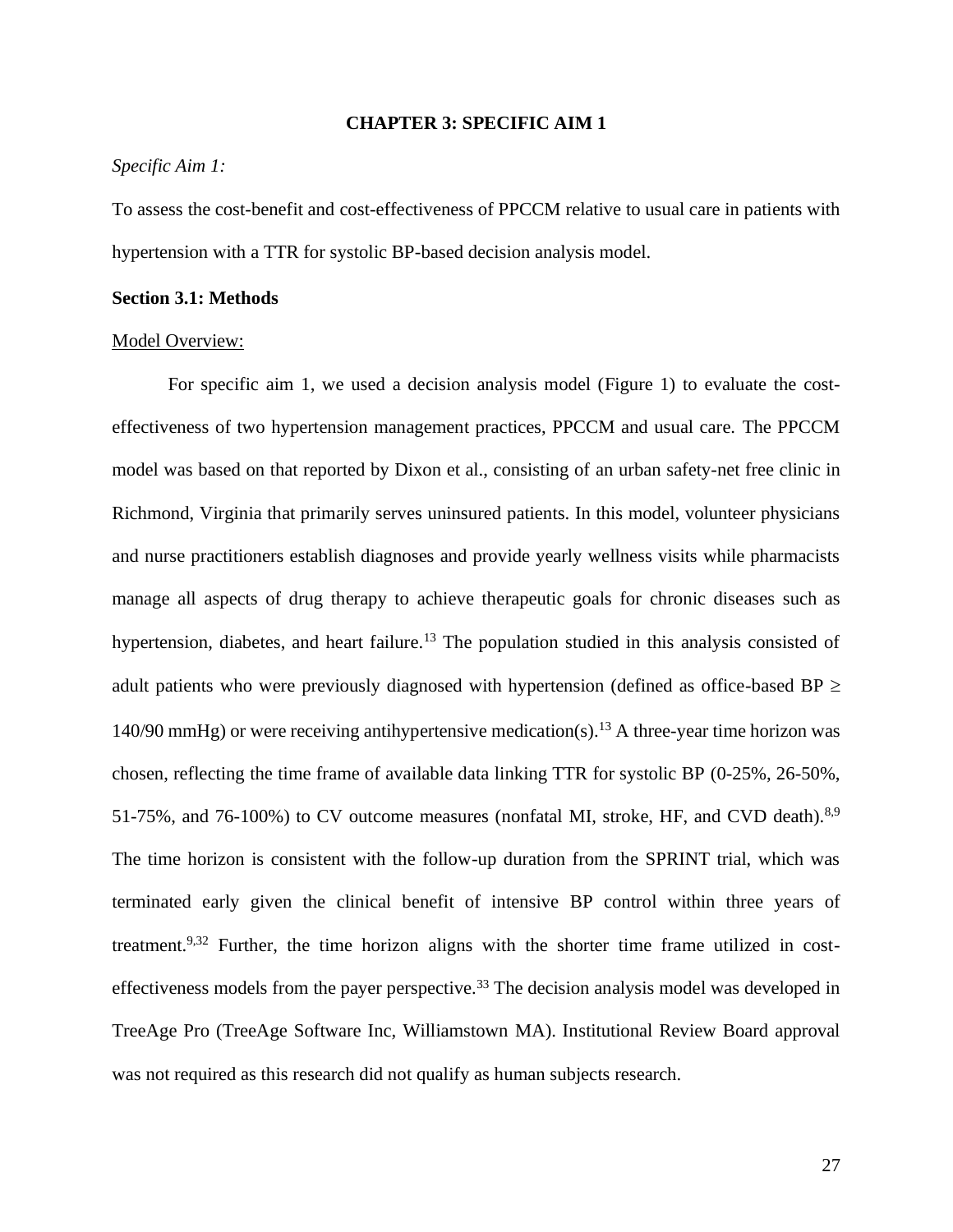# CHAPTER 3: SPECIFIC AIM 1

*Specific Aim 1:*

To assess the cost-benefit and cost-effectiveness of PPCCM relative to usual care in patients with hypertension with a TTR for systolic BP-based decision analysis model.

## Section 3.1: Methods

Model Overview:

For specific aim 1, we used a decision analysis model (Figure 1) to evaluate the cost-effectiveness of two hypertension management practices, PPCCM and usual care. The PPCCM model was based on that reported by Dixon et al., consisting of an urban safety-net free clinic in Richmond, Virginia that primarily serves uninsured patients. In this model, volunteer physicians and nurse practitioners establish diagnoses and provide yearly wellness visits while pharmacists manage all aspects of drug therapy to achieve therapeutic goals for chronic diseases such as hypertension, diabetes, and heart failure.[13] The population studied in this analysis consisted of adult patients who were previously diagnosed with hypertension (defined as office-based BP ≥ 140/90 mmHg) or were receiving antihypertensive medication(s).[13] A three-year time horizon was chosen, reflecting the time frame of available data linking TTR for systolic BP (0-25%, 26-50%, 51-75%, and 76-100%) to CV outcome measures (nonfatal MI, stroke, HF, and CVD death).[8,9] The time horizon is consistent with the follow-up duration from the SPRINT trial, which was terminated early given the clinical benefit of intensive BP control within three years of treatment.[9,32] Further, the time horizon aligns with the shorter time frame utilized in cost-effectiveness models from the payer perspective.[33] The decision analysis model was developed in TreeAge Pro (TreeAge Software Inc, Williamstown MA). Institutional Review Board approval was not required as this research did not qualify as human subjects research.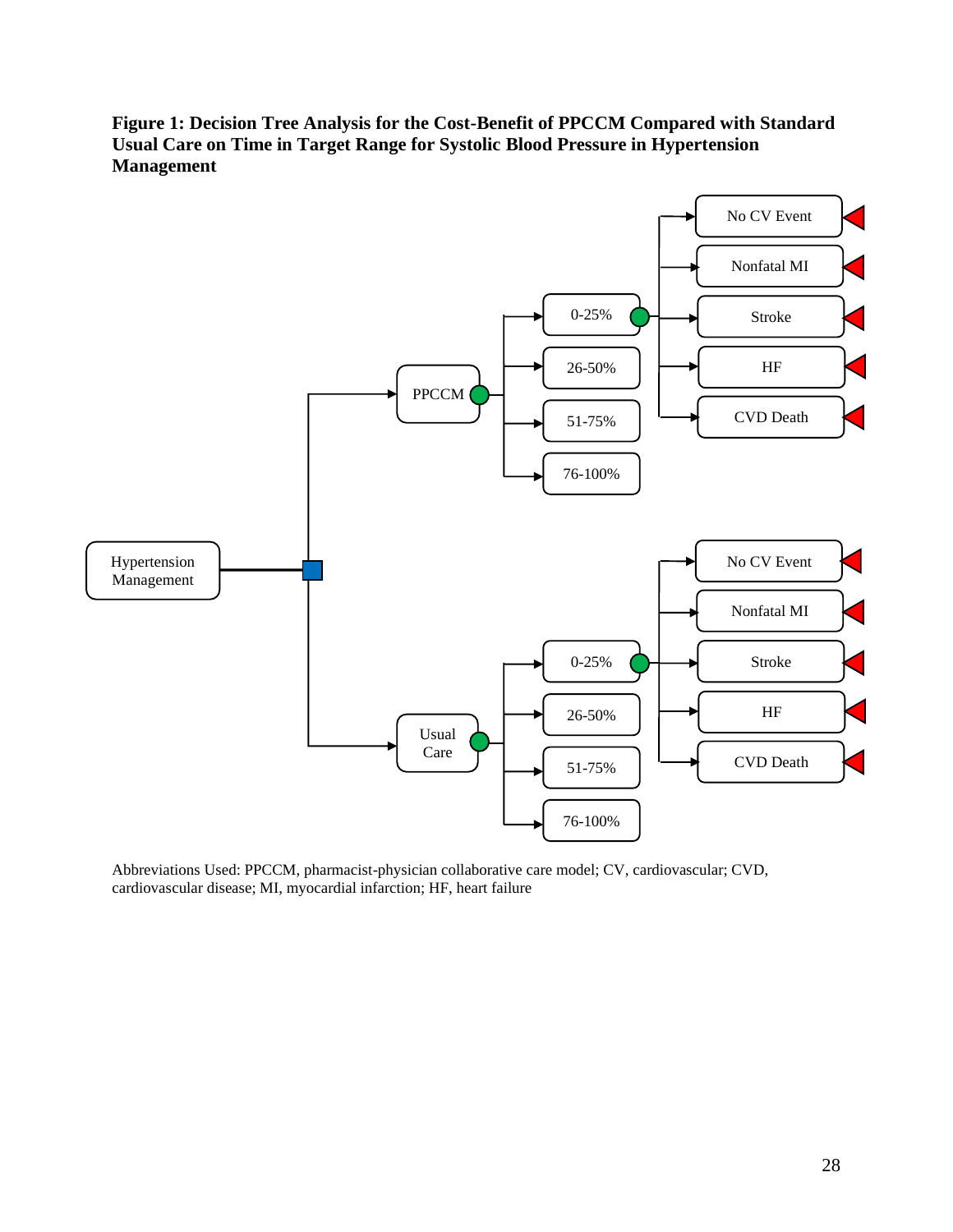**Figure 1: Decision Tree Analysis for the Cost-Benefit of PPCCM Compared with Standard Usual Care on Time in Target Range for Systolic Blood Pressure in Hypertension Management**

Abbreviations Used: PPCCM, pharmacist-physician collaborative care model; CV, cardiovascular; CVD, cardiovascular disease; MI, myocardial infarction; HF, heart failure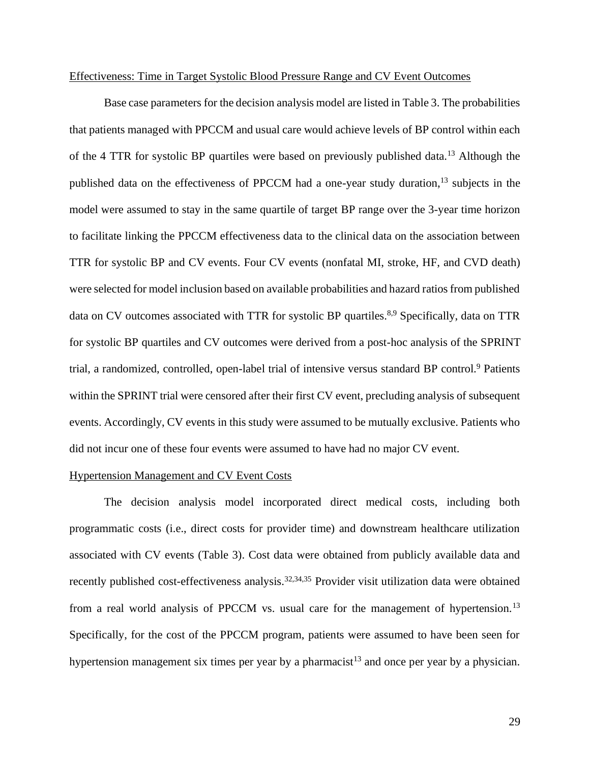## Effectiveness: Time in Target Systolic Blood Pressure Range and CV Event Outcomes

Base case parameters for the decision analysis model are listed in Table 3. The probabilities that patients managed with PPCCM and usual care would achieve levels of BP control within each of the 4 TTR for systolic BP quartiles were based on previously published data.[13] Although the published data on the effectiveness of PPCCM had a one-year study duration,[13] subjects in the model were assumed to stay in the same quartile of target BP range over the 3-year time horizon to facilitate linking the PPCCM effectiveness data to the clinical data on the association between TTR for systolic BP and CV events. Four CV events (nonfatal MI, stroke, HF, and CVD death) were selected for model inclusion based on available probabilities and hazard ratios from published data on CV outcomes associated with TTR for systolic BP quartiles.[8,9] Specifically, data on TTR for systolic BP quartiles and CV outcomes were derived from a post-hoc analysis of the SPRINT trial, a randomized, controlled, open-label trial of intensive versus standard BP control.[9] Patients within the SPRINT trial were censored after their first CV event, precluding analysis of subsequent events. Accordingly, CV events in this study were assumed to be mutually exclusive. Patients who did not incur one of these four events were assumed to have had no major CV event.

## Hypertension Management and CV Event Costs

The decision analysis model incorporated direct medical costs, including both programmatic costs (i.e., direct costs for provider time) and downstream healthcare utilization associated with CV events (Table 3). Cost data were obtained from publicly available data and recently published cost-effectiveness analysis.[32,34,35] Provider visit utilization data were obtained from a real world analysis of PPCCM vs. usual care for the management of hypertension.[13] Specifically, for the cost of the PPCCM program, patients were assumed to have been seen for hypertension management six times per year by a pharmacist[13] and once per year by a physician.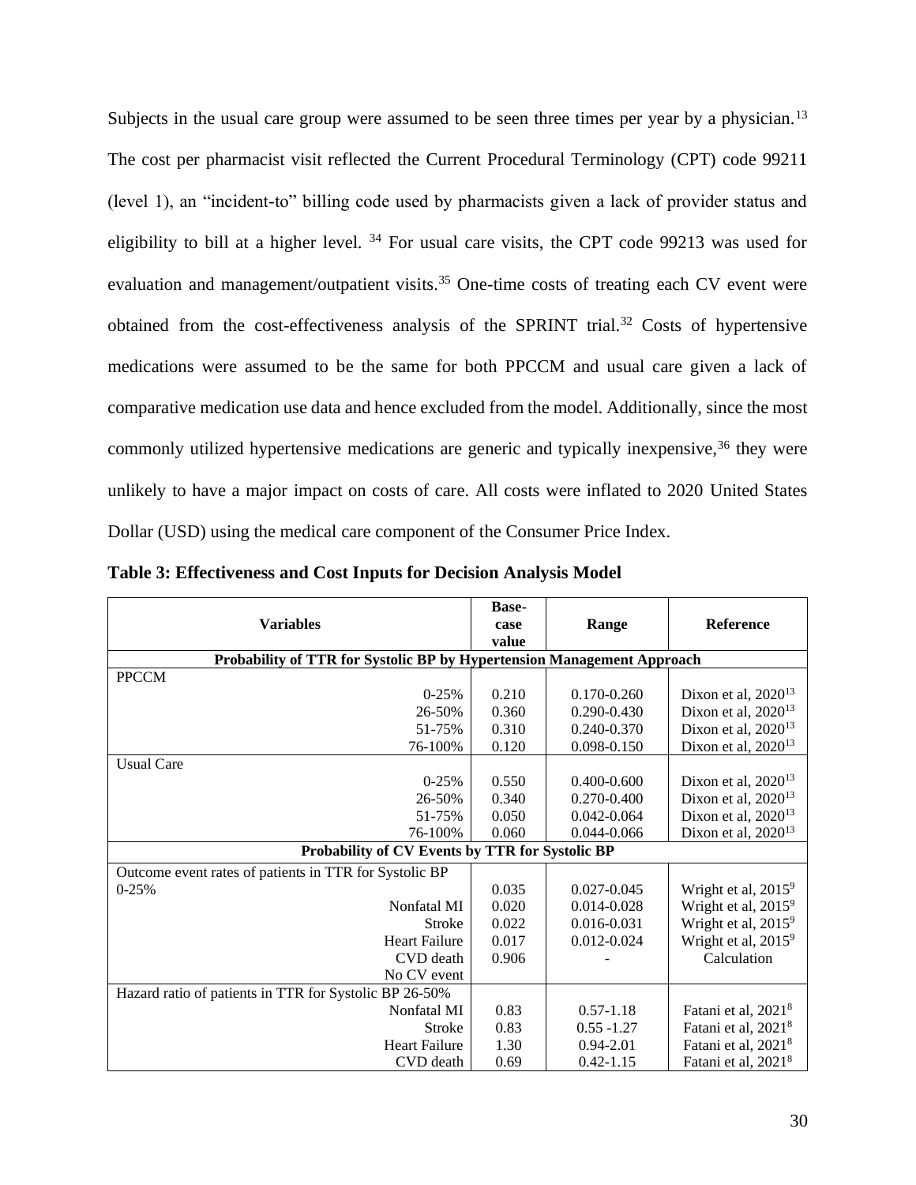Subjects in the usual care group were assumed to be seen three times per year by a physician.[13] The cost per pharmacist visit reflected the Current Procedural Terminology (CPT) code 99211 (level 1), an "incident-to" billing code used by pharmacists given a lack of provider status and eligibility to bill at a higher level. [34] For usual care visits, the CPT code 99213 was used for evaluation and management/outpatient visits.[35] One-time costs of treating each CV event were obtained from the cost-effectiveness analysis of the SPRINT trial.[32] Costs of hypertensive medications were assumed to be the same for both PPCCM and usual care given a lack of comparative medication use data and hence excluded from the model. Additionally, since the most commonly utilized hypertensive medications are generic and typically inexpensive,[36] they were unlikely to have a major impact on costs of care. All costs were inflated to 2020 United States Dollar (USD) using the medical care component of the Consumer Price Index.

**Table 3: Effectiveness and Cost Inputs for Decision Analysis Model**

| Variables | Base-case value | Range | Reference |
|---|---|---|---|
| **Probability of TTR for Systolic BP by Hypertension Management Approach** | | | |
| PPCCM | | | |
| 0-25% | 0.210 | 0.170-0.260 | Dixon et al, 2020[13] |
| 26-50% | 0.360 | 0.290-0.430 | Dixon et al, 2020[13] |
| 51-75% | 0.310 | 0.240-0.370 | Dixon et al, 2020[13] |
| 76-100% | 0.120 | 0.098-0.150 | Dixon et al, 2020[13] |
| Usual Care | | | |
| 0-25% | 0.550 | 0.400-0.600 | Dixon et al, 2020[13] |
| 26-50% | 0.340 | 0.270-0.400 | Dixon et al, 2020[13] |
| 51-75% | 0.050 | 0.042-0.064 | Dixon et al, 2020[13] |
| 76-100% | 0.060 | 0.044-0.066 | Dixon et al, 2020[13] |
| **Probability of CV Events by TTR for Systolic BP** | | | |
| Outcome event rates of patients in TTR for Systolic BP 0-25% | | | |
| Nonfatal MI | 0.035 | 0.027-0.045 | Wright et al, 2015[9] |
| Stroke | 0.020 | 0.014-0.028 | Wright et al, 2015[9] |
| Heart Failure | 0.022 | 0.016-0.031 | Wright et al, 2015[9] |
| CVD death | 0.017 | 0.012-0.024 | Wright et al, 2015[9] |
| No CV event | 0.906 | - | Calculation |
| Hazard ratio of patients in TTR for Systolic BP 26-50% | | | |
| Nonfatal MI | 0.83 | 0.57-1.18 | Fatani et al, 2021[8] |
| Stroke | 0.83 | 0.55 -1.27 | Fatani et al, 2021[8] |
| Heart Failure | 1.30 | 0.94-2.01 | Fatani et al, 2021[8] |
| CVD death | 0.69 | 0.42-1.15 | Fatani et al, 2021[8] |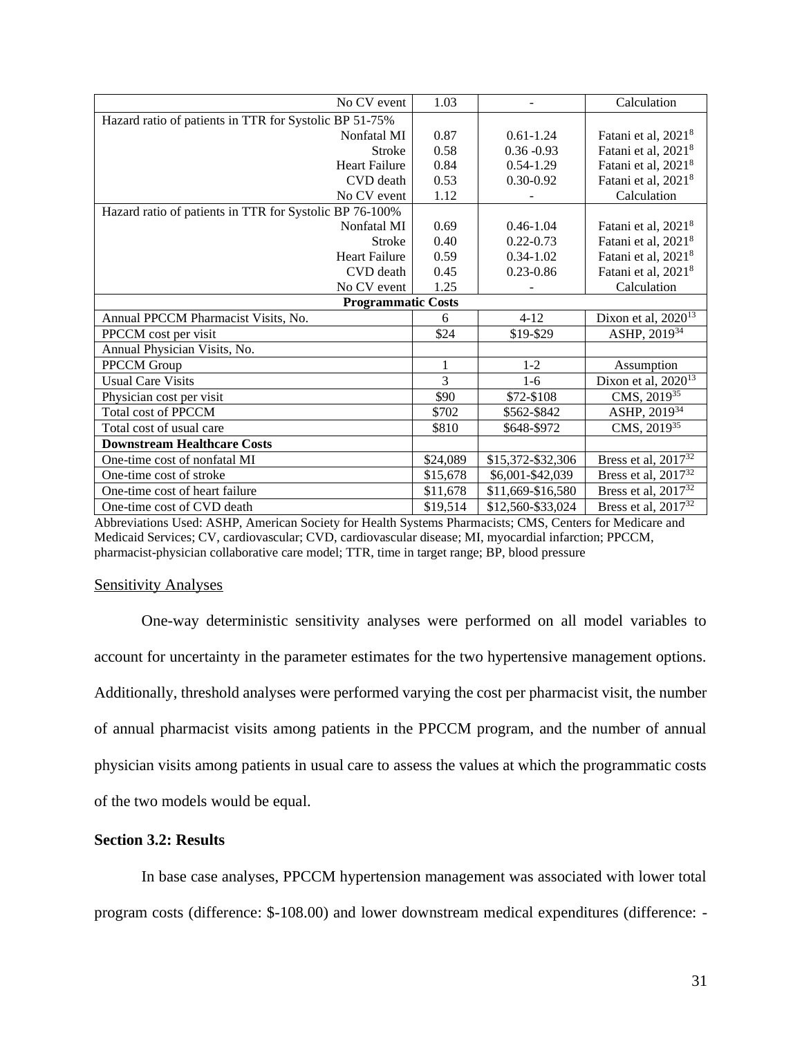| | | | |
|---|---|---|---|
| No CV event | 1.03 | - | Calculation |
| Hazard ratio of patients in TTR for Systolic BP 51-75% | | | |
| Nonfatal MI | 0.87 | 0.61-1.24 | Fatani et al, 2021[8] |
| Stroke | 0.58 | 0.36 -0.93 | Fatani et al, 2021[8] |
| Heart Failure | 0.84 | 0.54-1.29 | Fatani et al, 2021[8] |
| CVD death | 0.53 | 0.30-0.92 | Fatani et al, 2021[8] |
| No CV event | 1.12 | - | Calculation |
| Hazard ratio of patients in TTR for Systolic BP 76-100% | | | |
| Nonfatal MI | 0.69 | 0.46-1.04 | Fatani et al, 2021[8] |
| Stroke | 0.40 | 0.22-0.73 | Fatani et al, 2021[8] |
| Heart Failure | 0.59 | 0.34-1.02 | Fatani et al, 2021[8] |
| CVD death | 0.45 | 0.23-0.86 | Fatani et al, 2021[8] |
| No CV event | 1.25 | - | Calculation |
| **Programmatic Costs** | | | |
| Annual PPCCM Pharmacist Visits, No. | 6 | 4-12 | Dixon et al, 2020[13] |
| PPCCM cost per visit | $24 | $19-$29 | ASHP, 2019[34] |
| Annual Physician Visits, No. | | | |
| PPCCM Group | 1 | 1-2 | Assumption |
| Usual Care Visits | 3 | 1-6 | Dixon et al, 2020[13] |
| Physician cost per visit | $90 | $72-$108 | CMS, 2019[35] |
| Total cost of PPCCM | $702 | $562-$842 | ASHP, 2019[34] |
| Total cost of usual care | $810 | $648-$972 | CMS, 2019[35] |
| **Downstream Healthcare Costs** | | | |
| One-time cost of nonfatal MI | $24,089 | $15,372-$32,306 | Bress et al, 2017[32] |
| One-time cost of stroke | $15,678 | $6,001-$42,039 | Bress et al, 2017[32] |
| One-time cost of heart failure | $11,678 | $11,669-$16,580 | Bress et al, 2017[32] |
| One-time cost of CVD death | $19,514 | $12,560-$33,024 | Bress et al, 2017[32] |

Abbreviations Used: ASHP, American Society for Health Systems Pharmacists; CMS, Centers for Medicare and Medicaid Services; CV, cardiovascular; CVD, cardiovascular disease; MI, myocardial infarction; PPCCM, pharmacist-physician collaborative care model; TTR, time in target range; BP, blood pressure

Sensitivity Analyses

One-way deterministic sensitivity analyses were performed on all model variables to account for uncertainty in the parameter estimates for the two hypertensive management options. Additionally, threshold analyses were performed varying the cost per pharmacist visit, the number of annual pharmacist visits among patients in the PPCCM program, and the number of annual physician visits among patients in usual care to assess the values at which the programmatic costs of the two models would be equal.

### Section 3.2: Results

In base case analyses, PPCCM hypertension management was associated with lower total program costs (difference: $-108.00) and lower downstream medical expenditures (difference: -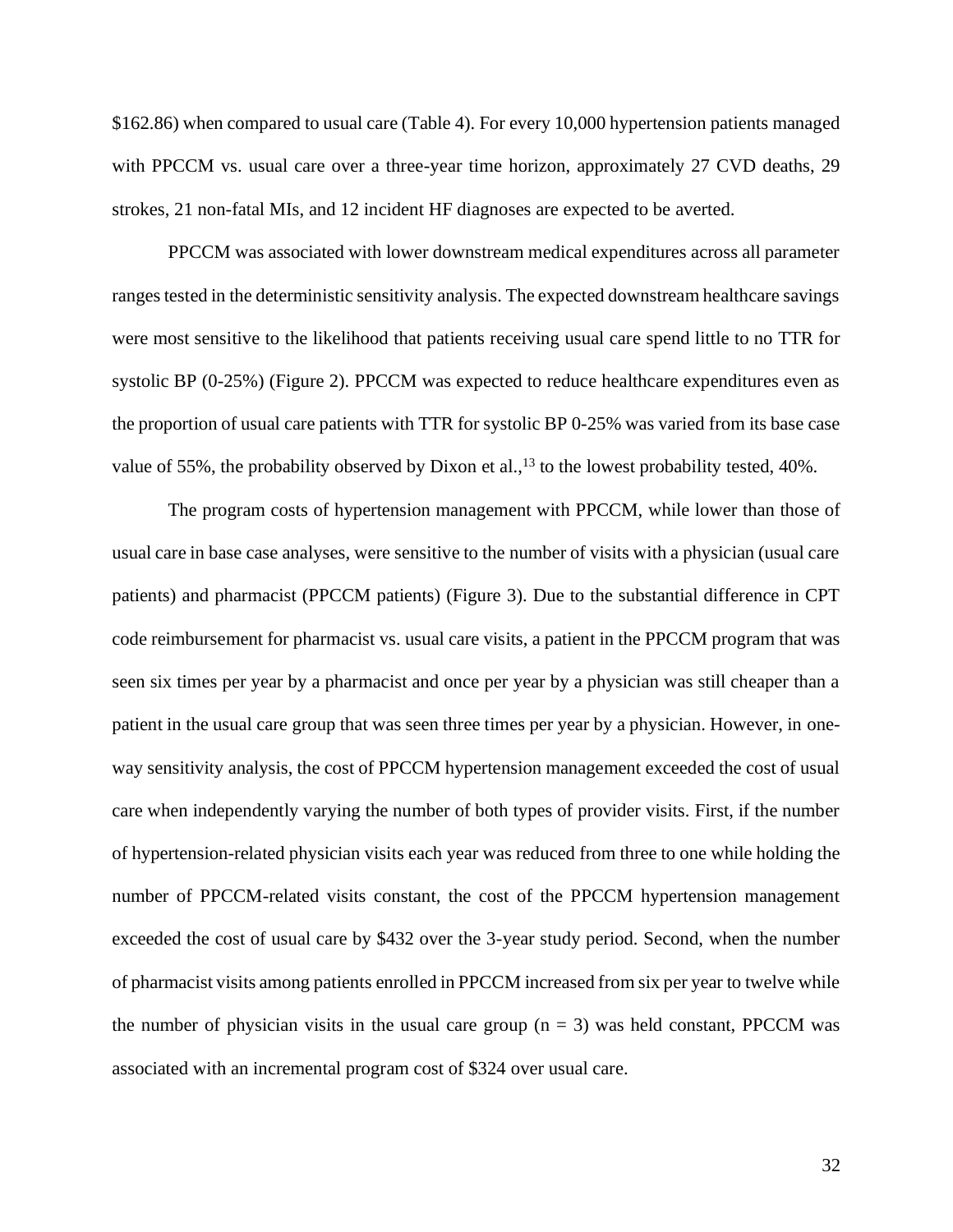$162.86) when compared to usual care (Table 4). For every 10,000 hypertension patients managed with PPCCM vs. usual care over a three-year time horizon, approximately 27 CVD deaths, 29 strokes, 21 non-fatal MIs, and 12 incident HF diagnoses are expected to be averted.

PPCCM was associated with lower downstream medical expenditures across all parameter ranges tested in the deterministic sensitivity analysis. The expected downstream healthcare savings were most sensitive to the likelihood that patients receiving usual care spend little to no TTR for systolic BP (0-25%) (Figure 2). PPCCM was expected to reduce healthcare expenditures even as the proportion of usual care patients with TTR for systolic BP 0-25% was varied from its base case value of 55%, the probability observed by Dixon et al.,[13] to the lowest probability tested, 40%.

The program costs of hypertension management with PPCCM, while lower than those of usual care in base case analyses, were sensitive to the number of visits with a physician (usual care patients) and pharmacist (PPCCM patients) (Figure 3). Due to the substantial difference in CPT code reimbursement for pharmacist vs. usual care visits, a patient in the PPCCM program that was seen six times per year by a pharmacist and once per year by a physician was still cheaper than a patient in the usual care group that was seen three times per year by a physician. However, in one-way sensitivity analysis, the cost of PPCCM hypertension management exceeded the cost of usual care when independently varying the number of both types of provider visits. First, if the number of hypertension-related physician visits each year was reduced from three to one while holding the number of PPCCM-related visits constant, the cost of the PPCCM hypertension management exceeded the cost of usual care by $432 over the 3-year study period. Second, when the number of pharmacist visits among patients enrolled in PPCCM increased from six per year to twelve while the number of physician visits in the usual care group ($n = 3$) was held constant, PPCCM was associated with an incremental program cost of $324 over usual care.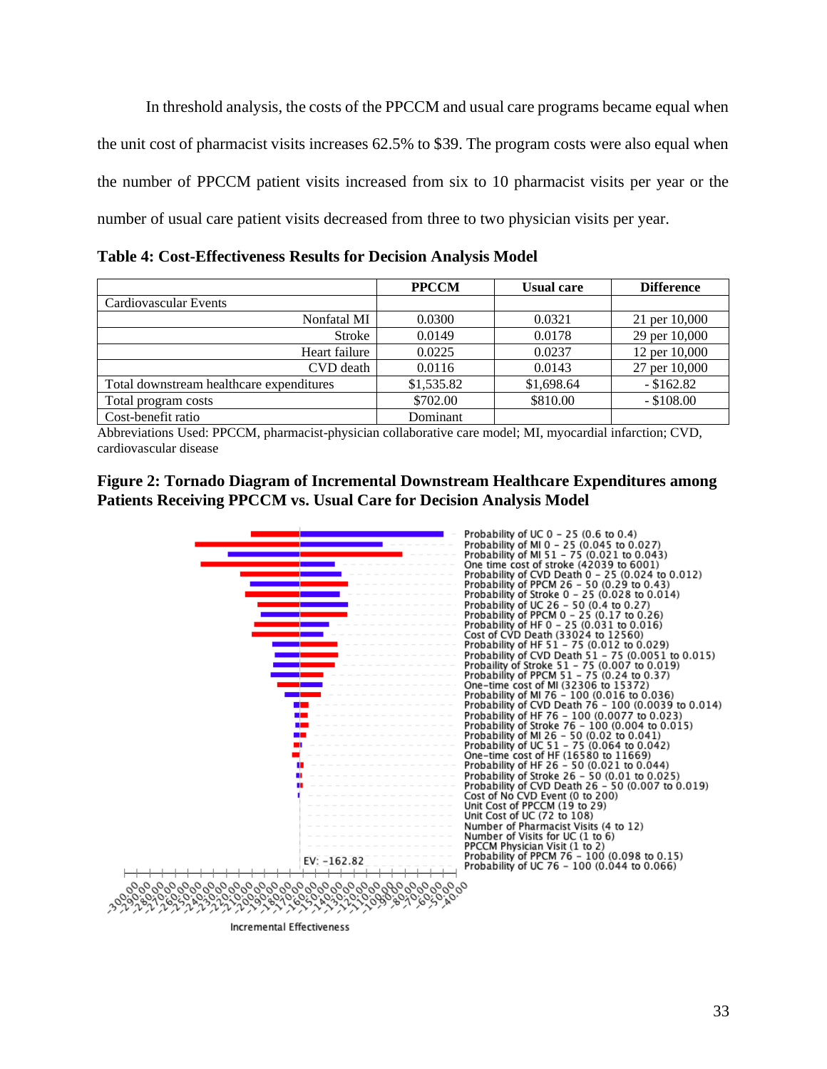In threshold analysis, the costs of the PPCCM and usual care programs became equal when the unit cost of pharmacist visits increases 62.5% to $39. The program costs were also equal when the number of PPCCM patient visits increased from six to 10 pharmacist visits per year or the number of usual care patient visits decreased from three to two physician visits per year.

**Table 4: Cost-Effectiveness Results for Decision Analysis Model**

| | PPCCM | Usual care | Difference |
|---|---|---|---|
| Cardiovascular Events | | | |
| Nonfatal MI | 0.0300 | 0.0321 | 21 per 10,000 |
| Stroke | 0.0149 | 0.0178 | 29 per 10,000 |
| Heart failure | 0.0225 | 0.0237 | 12 per 10,000 |
| CVD death | 0.0116 | 0.0143 | 27 per 10,000 |
| Total downstream healthcare expenditures | $1,535.82 | $1,698.64 | - $162.82 |
| Total program costs | $702.00 | $810.00 | - $108.00 |
| Cost-benefit ratio | Dominant | | |

Abbreviations Used: PPCCM, pharmacist-physician collaborative care model; MI, myocardial infarction; CVD, cardiovascular disease

**Figure 2: Tornado Diagram of Incremental Downstream Healthcare Expenditures among Patients Receiving PPCCM vs. Usual Care for Decision Analysis Model**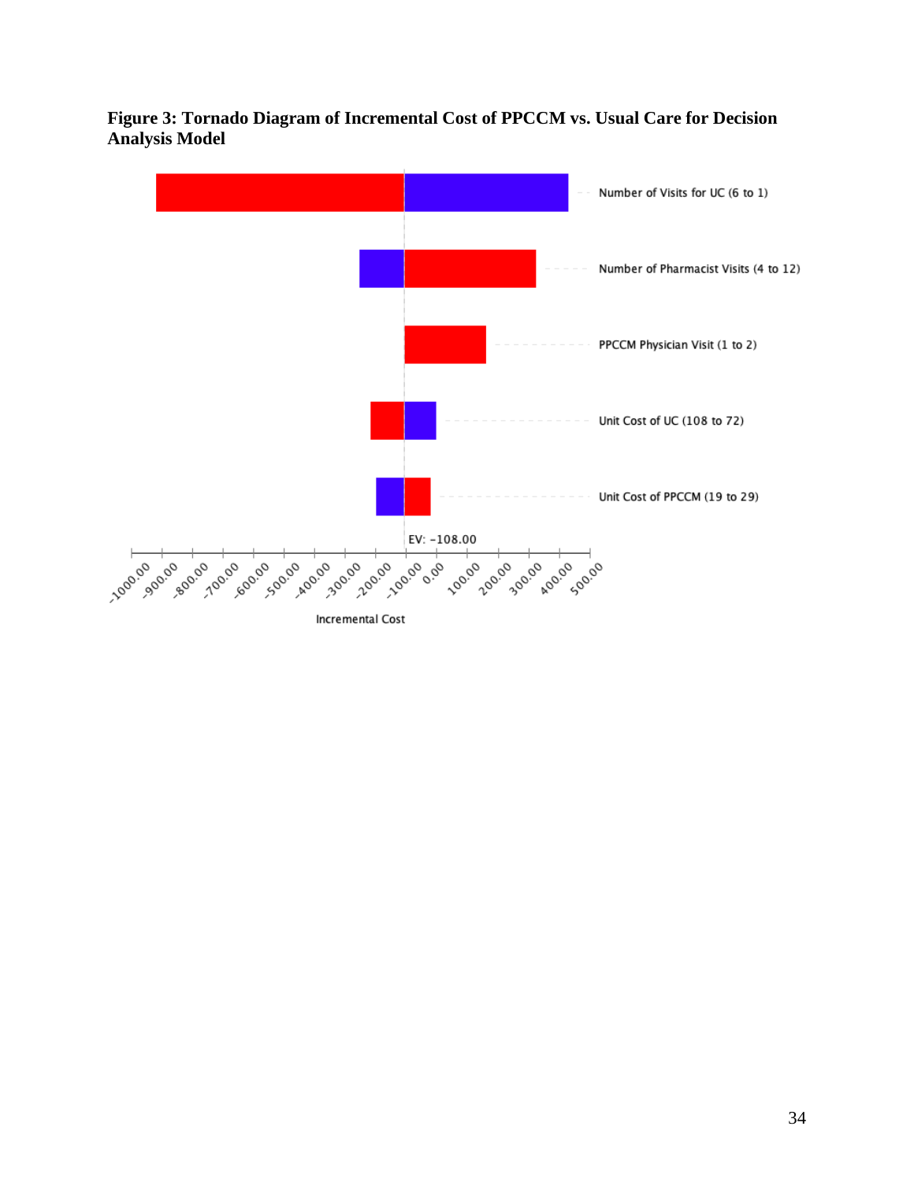**Figure 3: Tornado Diagram of Incremental Cost of PPCCM vs. Usual Care for Decision Analysis Model**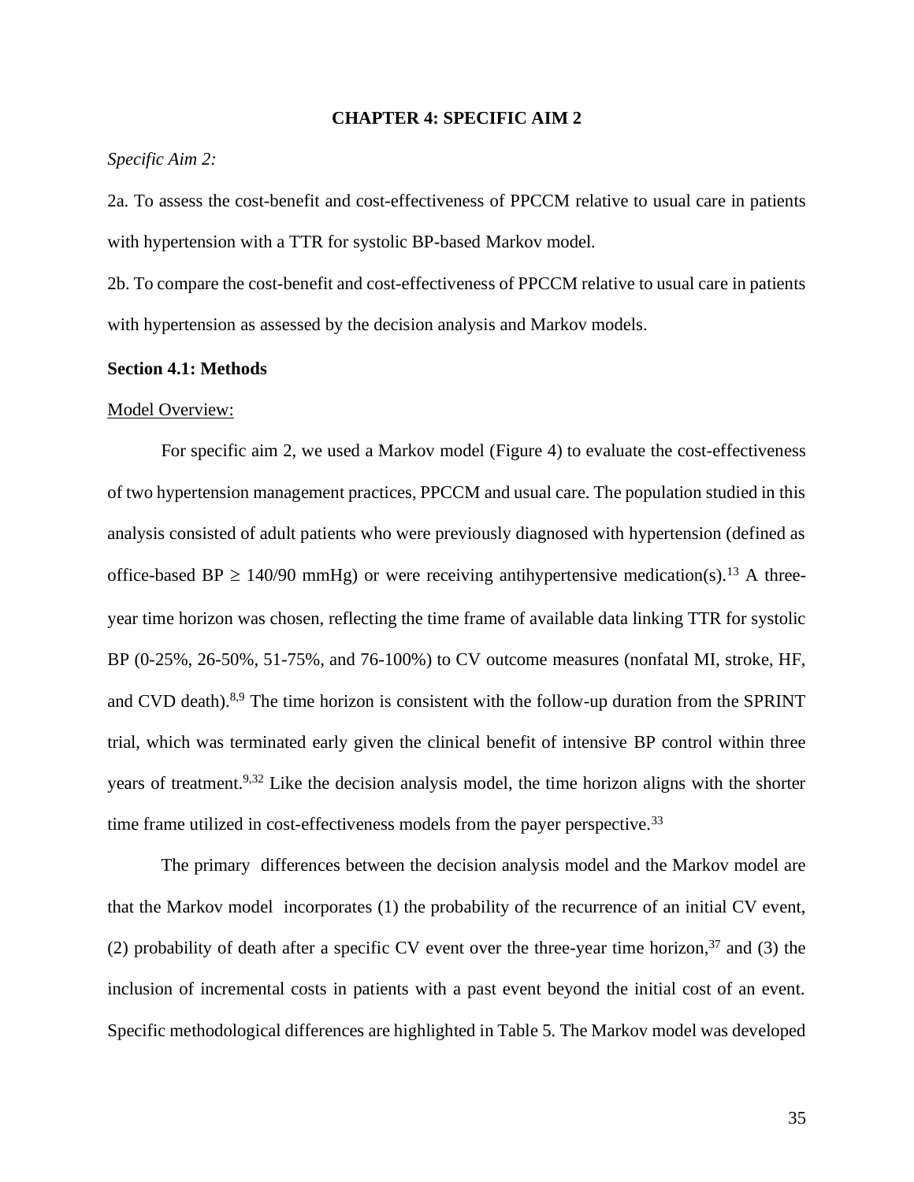# CHAPTER 4: SPECIFIC AIM 2

*Specific Aim 2:*

2a. To assess the cost-benefit and cost-effectiveness of PPCCM relative to usual care in patients with hypertension with a TTR for systolic BP-based Markov model.

2b. To compare the cost-benefit and cost-effectiveness of PPCCM relative to usual care in patients with hypertension as assessed by the decision analysis and Markov models.

## Section 4.1: Methods

<u>Model Overview:</u>

For specific aim 2, we used a Markov model (Figure 4) to evaluate the cost-effectiveness of two hypertension management practices, PPCCM and usual care. The population studied in this analysis consisted of adult patients who were previously diagnosed with hypertension (defined as office-based BP ≥ 140/90 mmHg) or were receiving antihypertensive medication(s).[13] A three-year time horizon was chosen, reflecting the time frame of available data linking TTR for systolic BP (0-25%, 26-50%, 51-75%, and 76-100%) to CV outcome measures (nonfatal MI, stroke, HF, and CVD death).[8,9] The time horizon is consistent with the follow-up duration from the SPRINT trial, which was terminated early given the clinical benefit of intensive BP control within three years of treatment.[9,32] Like the decision analysis model, the time horizon aligns with the shorter time frame utilized in cost-effectiveness models from the payer perspective.[33]

The primary differences between the decision analysis model and the Markov model are that the Markov model incorporates (1) the probability of the recurrence of an initial CV event, (2) probability of death after a specific CV event over the three-year time horizon,[37] and (3) the inclusion of incremental costs in patients with a past event beyond the initial cost of an event. Specific methodological differences are highlighted in Table 5. The Markov model was developed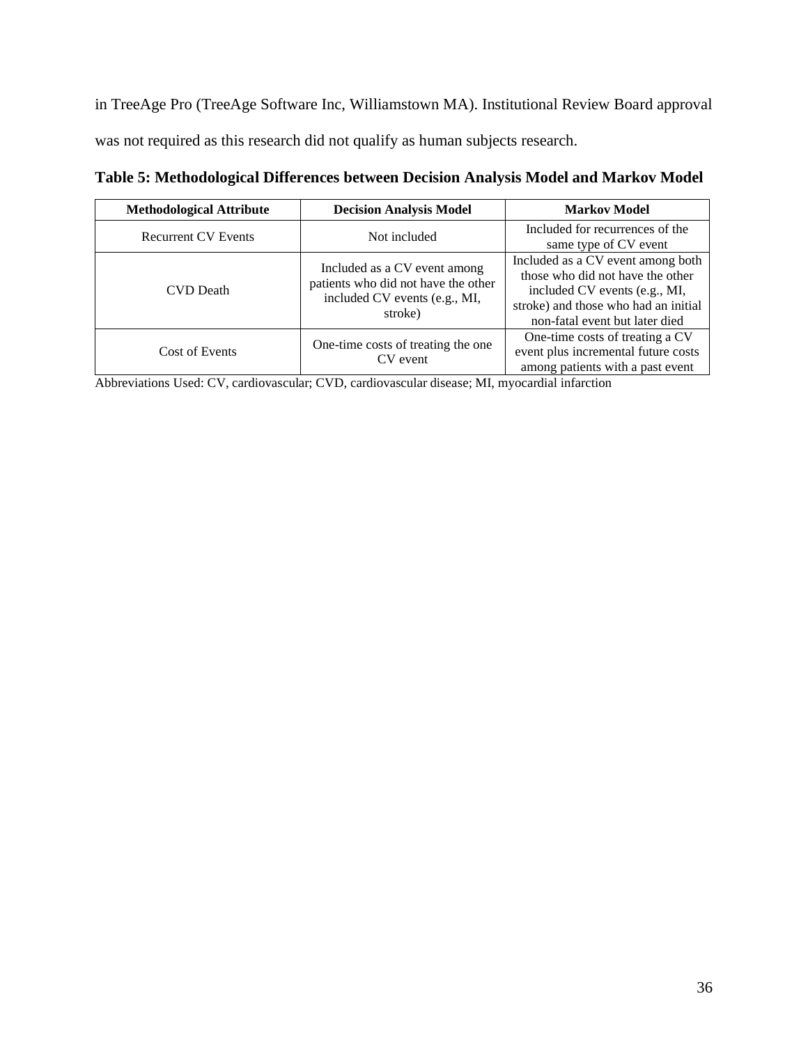in TreeAge Pro (TreeAge Software Inc, Williamstown MA). Institutional Review Board approval was not required as this research did not qualify as human subjects research.

**Table 5: Methodological Differences between Decision Analysis Model and Markov Model**

| Methodological Attribute | Decision Analysis Model | Markov Model |
| --- | --- | --- |
| Recurrent CV Events | Not included | Included for recurrences of the same type of CV event |
| CVD Death | Included as a CV event among patients who did not have the other included CV events (e.g., MI, stroke) | Included as a CV event among both those who did not have the other included CV events (e.g., MI, stroke) and those who had an initial non-fatal event but later died |
| Cost of Events | One-time costs of treating the one CV event | One-time costs of treating a CV event plus incremental future costs among patients with a past event |

Abbreviations Used: CV, cardiovascular; CVD, cardiovascular disease; MI, myocardial infarction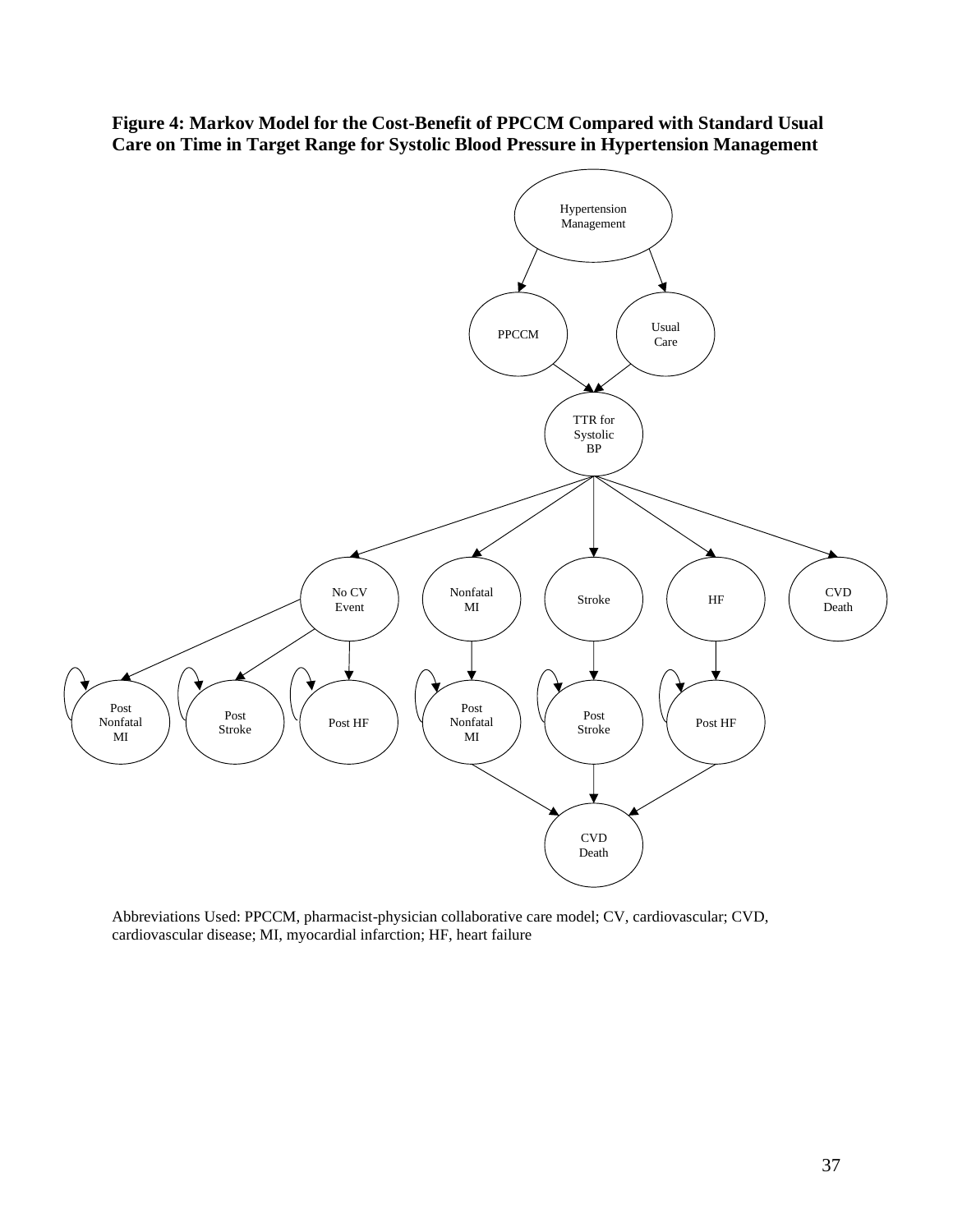**Figure 4: Markov Model for the Cost-Benefit of PPCCM Compared with Standard Usual Care on Time in Target Range for Systolic Blood Pressure in Hypertension Management**

Hypertension Management

PPCCM | Usual Care

TTR for Systolic BP

No CV Event | Nonfatal MI | Stroke | HF | CVD Death

Post Nonfatal MI | Post Stroke | Post HF | Post Nonfatal MI | Post Stroke | Post HF

CVD Death

Abbreviations Used: PPCCM, pharmacist-physician collaborative care model; CV, cardiovascular; CVD, cardiovascular disease; MI, myocardial infarction; HF, heart failure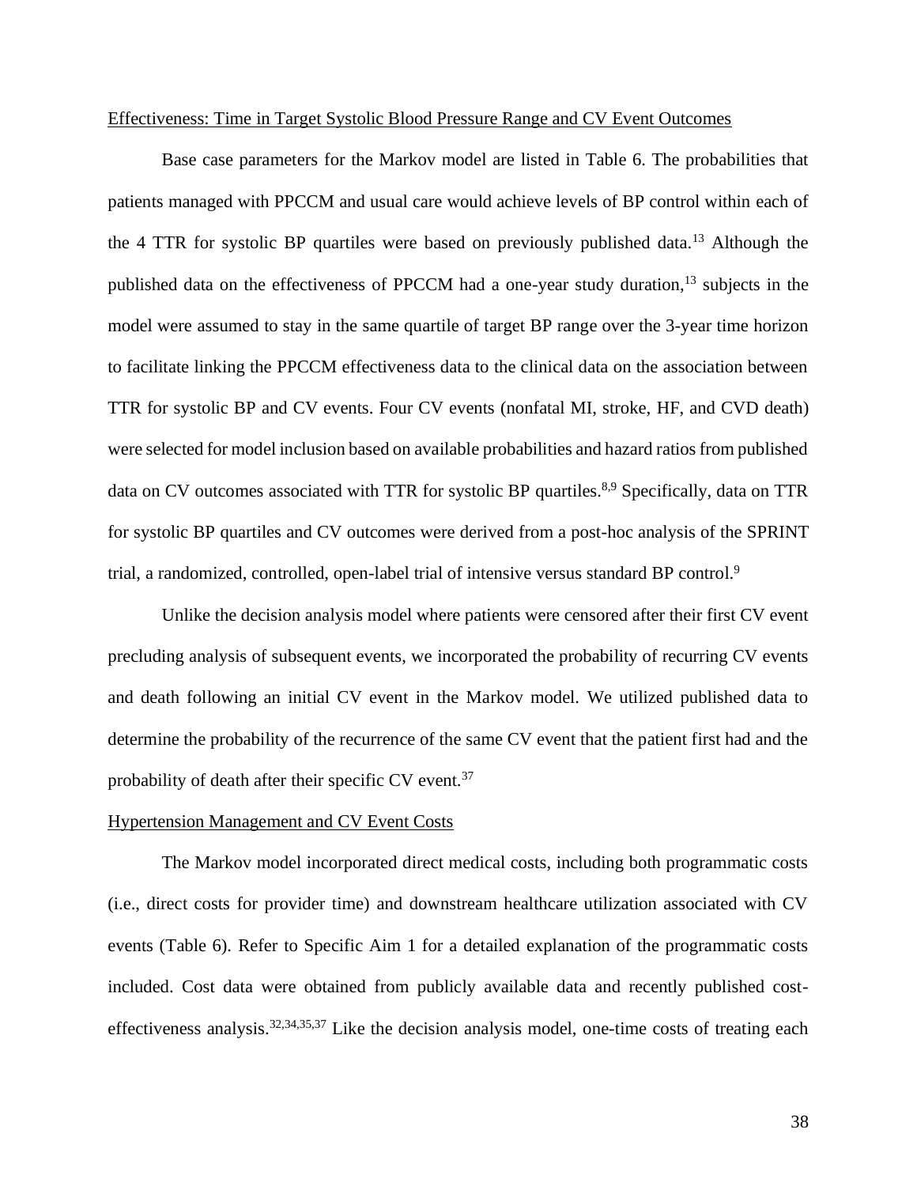Effectiveness: Time in Target Systolic Blood Pressure Range and CV Event Outcomes

Base case parameters for the Markov model are listed in Table 6. The probabilities that patients managed with PPCCM and usual care would achieve levels of BP control within each of the 4 TTR for systolic BP quartiles were based on previously published data.[13] Although the published data on the effectiveness of PPCCM had a one-year study duration,[13] subjects in the model were assumed to stay in the same quartile of target BP range over the 3-year time horizon to facilitate linking the PPCCM effectiveness data to the clinical data on the association between TTR for systolic BP and CV events. Four CV events (nonfatal MI, stroke, HF, and CVD death) were selected for model inclusion based on available probabilities and hazard ratios from published data on CV outcomes associated with TTR for systolic BP quartiles.[8,9] Specifically, data on TTR for systolic BP quartiles and CV outcomes were derived from a post-hoc analysis of the SPRINT trial, a randomized, controlled, open-label trial of intensive versus standard BP control.[9]

Unlike the decision analysis model where patients were censored after their first CV event precluding analysis of subsequent events, we incorporated the probability of recurring CV events and death following an initial CV event in the Markov model. We utilized published data to determine the probability of the recurrence of the same CV event that the patient first had and the probability of death after their specific CV event.[37]

Hypertension Management and CV Event Costs

The Markov model incorporated direct medical costs, including both programmatic costs (i.e., direct costs for provider time) and downstream healthcare utilization associated with CV events (Table 6). Refer to Specific Aim 1 for a detailed explanation of the programmatic costs included. Cost data were obtained from publicly available data and recently published cost-effectiveness analysis.[32,34,35,37] Like the decision analysis model, one-time costs of treating each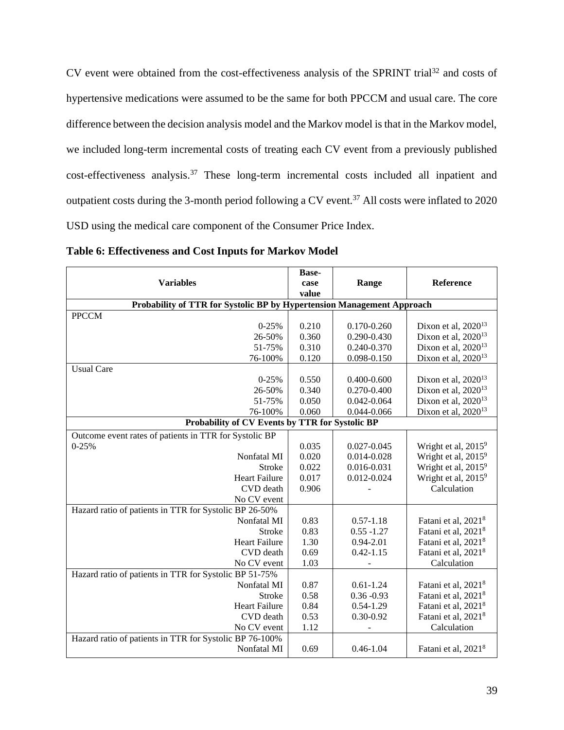CV event were obtained from the cost-effectiveness analysis of the SPRINT trial[32] and costs of hypertensive medications were assumed to be the same for both PPCCM and usual care. The core difference between the decision analysis model and the Markov model is that in the Markov model, we included long-term incremental costs of treating each CV event from a previously published cost-effectiveness analysis.[37] These long-term incremental costs included all inpatient and outpatient costs during the 3-month period following a CV event.[37] All costs were inflated to 2020 USD using the medical care component of the Consumer Price Index.

**Table 6: Effectiveness and Cost Inputs for Markov Model**

| Variables | Base-case value | Range | Reference |
|---|---|---|---|
| **Probability of TTR for Systolic BP by Hypertension Management Approach** | | | |
| PPCCM | | | |
| 0-25% | 0.210 | 0.170-0.260 | Dixon et al, 2020[13] |
| 26-50% | 0.360 | 0.290-0.430 | Dixon et al, 2020[13] |
| 51-75% | 0.310 | 0.240-0.370 | Dixon et al, 2020[13] |
| 76-100% | 0.120 | 0.098-0.150 | Dixon et al, 2020[13] |
| Usual Care | | | |
| 0-25% | 0.550 | 0.400-0.600 | Dixon et al, 2020[13] |
| 26-50% | 0.340 | 0.270-0.400 | Dixon et al, 2020[13] |
| 51-75% | 0.050 | 0.042-0.064 | Dixon et al, 2020[13] |
| 76-100% | 0.060 | 0.044-0.066 | Dixon et al, 2020[13] |
| **Probability of CV Events by TTR for Systolic BP** | | | |
| Outcome event rates of patients in TTR for Systolic BP 0-25% | 0.035 | 0.027-0.045 | Wright et al, 2015[9] |
| Nonfatal MI | 0.020 | 0.014-0.028 | Wright et al, 2015[9] |
| Stroke | 0.022 | 0.016-0.031 | Wright et al, 2015[9] |
| Heart Failure | 0.017 | 0.012-0.024 | Wright et al, 2015[9] |
| CVD death | 0.906 | - | Calculation |
| No CV event | | | |
| Hazard ratio of patients in TTR for Systolic BP 26-50% | | | |
| Nonfatal MI | 0.83 | 0.57-1.18 | Fatani et al, 2021[8] |
| Stroke | 0.83 | 0.55 -1.27 | Fatani et al, 2021[8] |
| Heart Failure | 1.30 | 0.94-2.01 | Fatani et al, 2021[8] |
| CVD death | 0.69 | 0.42-1.15 | Fatani et al, 2021[8] |
| No CV event | 1.03 | - | Calculation |
| Hazard ratio of patients in TTR for Systolic BP 51-75% | | | |
| Nonfatal MI | 0.87 | 0.61-1.24 | Fatani et al, 2021[8] |
| Stroke | 0.58 | 0.36 -0.93 | Fatani et al, 2021[8] |
| Heart Failure | 0.84 | 0.54-1.29 | Fatani et al, 2021[8] |
| CVD death | 0.53 | 0.30-0.92 | Fatani et al, 2021[8] |
| No CV event | 1.12 | - | Calculation |
| Hazard ratio of patients in TTR for Systolic BP 76-100% | | | |
| Nonfatal MI | 0.69 | 0.46-1.04 | Fatani et al, 2021[8] |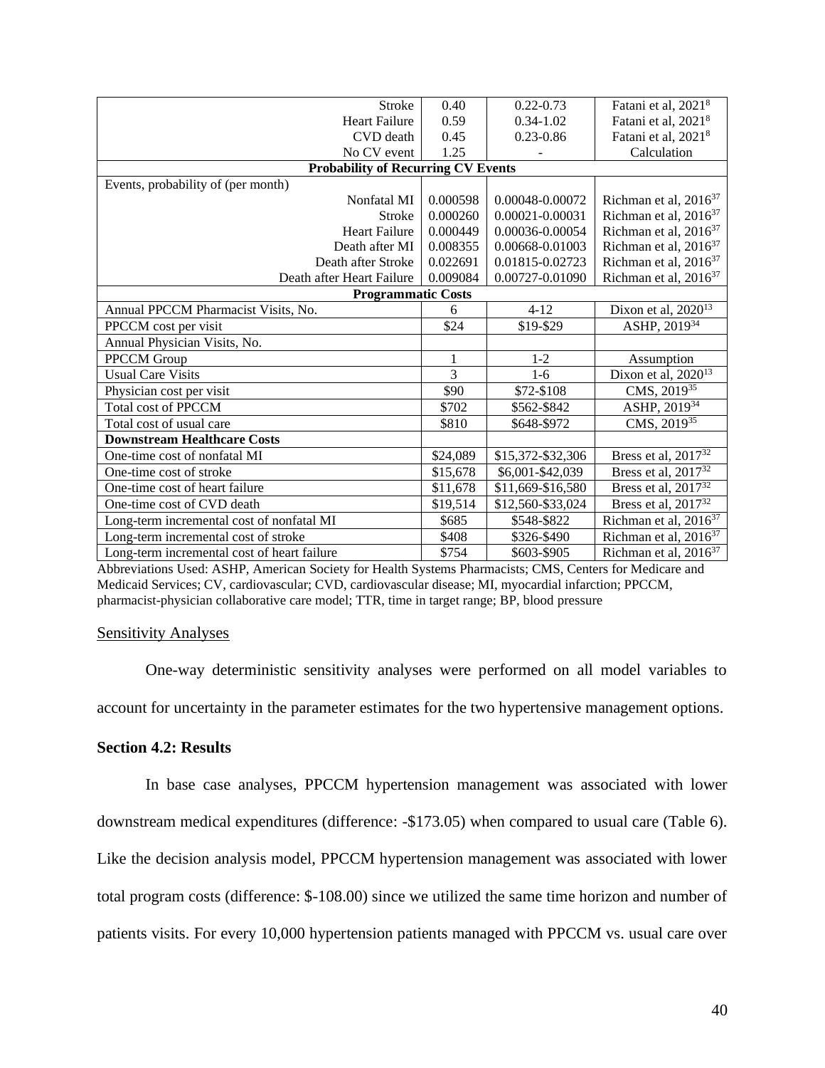| | | | |
|---|---|---|---|
| Stroke | 0.40 | 0.22-0.73 | Fatani et al, 2021[8] |
| Heart Failure | 0.59 | 0.34-1.02 | Fatani et al, 2021[8] |
| CVD death | 0.45 | 0.23-0.86 | Fatani et al, 2021[8] |
| No CV event | 1.25 | - | Calculation |
| **Probability of Recurring CV Events** | | | |
| Events, probability of (per month) | | | |
| Nonfatal MI | 0.000598 | 0.00048-0.00072 | Richman et al, 2016[37] |
| Stroke | 0.000260 | 0.00021-0.00031 | Richman et al, 2016[37] |
| Heart Failure | 0.000449 | 0.00036-0.00054 | Richman et al, 2016[37] |
| Death after MI | 0.008355 | 0.00668-0.01003 | Richman et al, 2016[37] |
| Death after Stroke | 0.022691 | 0.01815-0.02723 | Richman et al, 2016[37] |
| Death after Heart Failure | 0.009084 | 0.00727-0.01090 | Richman et al, 2016[37] |
| **Programmatic Costs** | | | |
| Annual PPCCM Pharmacist Visits, No. | 6 | 4-12 | Dixon et al, 2020[13] |
| PPCCM cost per visit | $24 | $19-$29 | ASHP, 2019[34] |
| Annual Physician Visits, No. | | | |
| PPCCM Group | 1 | 1-2 | Assumption |
| Usual Care Visits | 3 | 1-6 | Dixon et al, 2020[13] |
| Physician cost per visit | $90 | $72-$108 | CMS, 2019[35] |
| Total cost of PPCCM | $702 | $562-$842 | ASHP, 2019[34] |
| Total cost of usual care | $810 | $648-$972 | CMS, 2019[35] |
| **Downstream Healthcare Costs** | | | |
| One-time cost of nonfatal MI | $24,089 | $15,372-$32,306 | Bress et al, 2017[32] |
| One-time cost of stroke | $15,678 | $6,001-$42,039 | Bress et al, 2017[32] |
| One-time cost of heart failure | $11,678 | $11,669-$16,580 | Bress et al, 2017[32] |
| One-time cost of CVD death | $19,514 | $12,560-$33,024 | Bress et al, 2017[32] |
| Long-term incremental cost of nonfatal MI | $685 | $548-$822 | Richman et al, 2016[37] |
| Long-term incremental cost of stroke | $408 | $326-$490 | Richman et al, 2016[37] |
| Long-term incremental cost of heart failure | $754 | $603-$905 | Richman et al, 2016[37] |

Abbreviations Used: ASHP, American Society for Health Systems Pharmacists; CMS, Centers for Medicare and Medicaid Services; CV, cardiovascular; CVD, cardiovascular disease; MI, myocardial infarction; PPCCM, pharmacist-physician collaborative care model; TTR, time in target range; BP, blood pressure

Sensitivity Analyses

One-way deterministic sensitivity analyses were performed on all model variables to account for uncertainty in the parameter estimates for the two hypertensive management options.

**Section 4.2: Results**

In base case analyses, PPCCM hypertension management was associated with lower downstream medical expenditures (difference: -$173.05) when compared to usual care (Table 6). Like the decision analysis model, PPCCM hypertension management was associated with lower total program costs (difference: $-108.00) since we utilized the same time horizon and number of patients visits. For every 10,000 hypertension patients managed with PPCCM vs. usual care over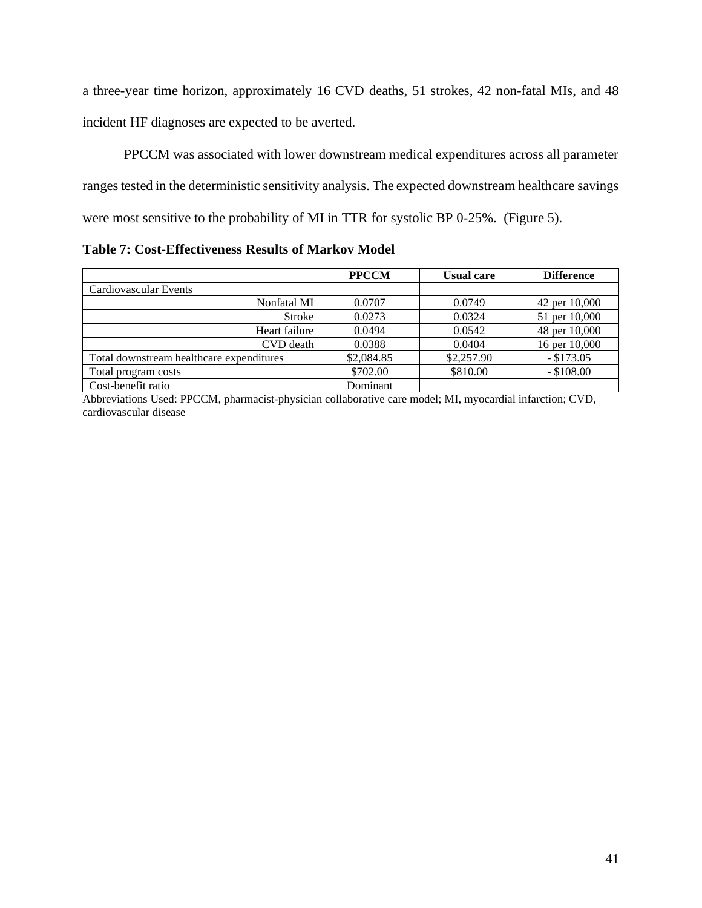a three-year time horizon, approximately 16 CVD deaths, 51 strokes, 42 non-fatal MIs, and 48 incident HF diagnoses are expected to be averted.

PPCCM was associated with lower downstream medical expenditures across all parameter ranges tested in the deterministic sensitivity analysis. The expected downstream healthcare savings were most sensitive to the probability of MI in TTR for systolic BP 0-25%. (Figure 5).

**Table 7: Cost-Effectiveness Results of Markov Model**

| | **PPCCM** | **Usual care** | **Difference** |
|---|---|---|---|
| Cardiovascular Events | | | |
| Nonfatal MI | 0.0707 | 0.0749 | 42 per 10,000 |
| Stroke | 0.0273 | 0.0324 | 51 per 10,000 |
| Heart failure | 0.0494 | 0.0542 | 48 per 10,000 |
| CVD death | 0.0388 | 0.0404 | 16 per 10,000 |
| Total downstream healthcare expenditures | $2,084.85 | $2,257.90 | - $173.05 |
| Total program costs | $702.00 | $810.00 | - $108.00 |
| Cost-benefit ratio | Dominant | | |

Abbreviations Used: PPCCM, pharmacist-physician collaborative care model; MI, myocardial infarction; CVD, cardiovascular disease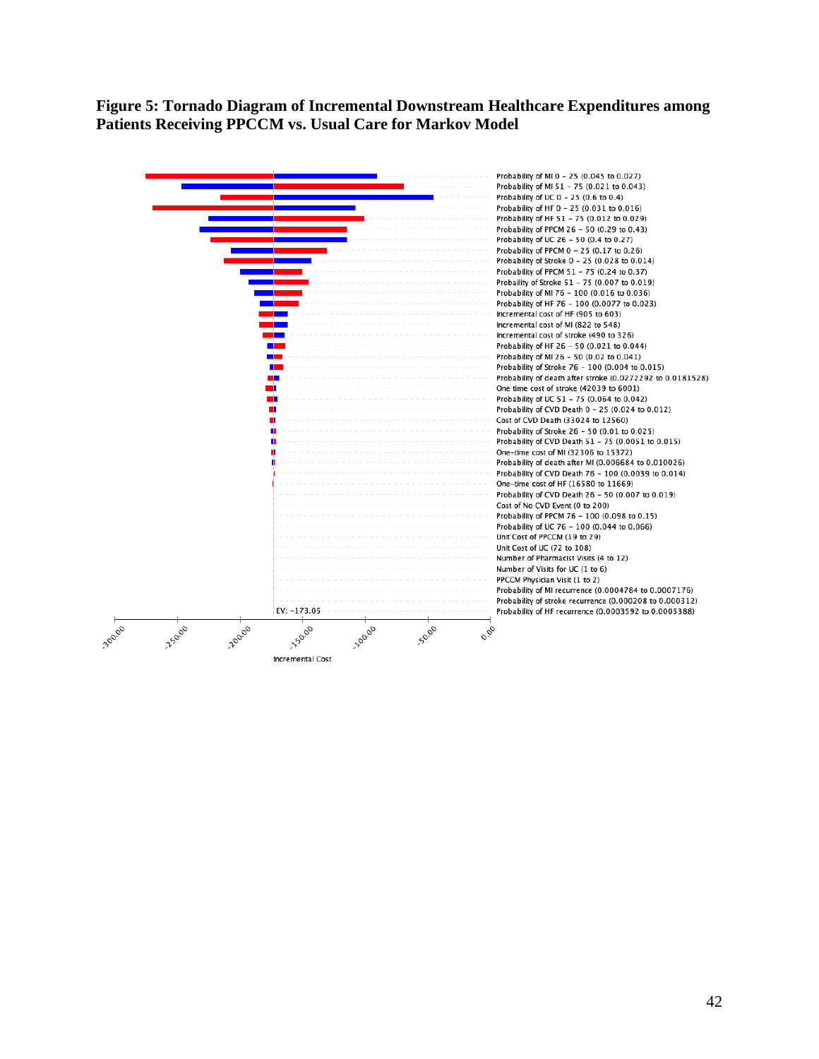**Figure 5: Tornado Diagram of Incremental Downstream Healthcare Expenditures among Patients Receiving PPCCM vs. Usual Care for Markov Model**

Probability of MI 0 - 25 (0.045 to 0.027)
Probability of MI 51 - 75 (0.021 to 0.043)
Probability of UC 0 - 25 (0.6 to 0.4)
Probability of HF 0 - 25 (0.031 to 0.016)
Probability of HF 51 - 75 (0.012 to 0.029)
Probability of PPCM 26 - 50 (0.29 to 0.43)
Probability of UC 26 - 50 (0.4 to 0.27)
Probability of PPCM 0 - 25 (0.17 to 0.26)
Probability of Stroke 0 - 25 (0.028 to 0.014)
Probability of PPCM 51 - 75 (0.24 to 0.37)
Probaility of Stroke 51 - 75 (0.007 to 0.019)
Probability of MI 76 - 100 (0.016 to 0.036)
Probability of HF 76 - 100 (0.0077 to 0.023)
Incremental cost of HF (905 to 603)
Incremental cost of MI (822 to 548)
Incremental cost of stroke (490 to 326)
Probability of HF 26 - 50 (0.021 to 0.044)
Probability of MI 26 - 50 (0.02 to 0.041)
Probability of Stroke 76 - 100 (0.004 to 0.015)
Probability of death after stroke (0.0272292 to 0.0181528)
One time cost of stroke (42039 to 6001)
Probability of UC 51 - 75 (0.064 to 0.042)
Probability of CVD Death 0 - 25 (0.024 to 0.012)
Cost of CVD Death (33024 to 12560)
Probability of Stroke 26 - 50 (0.01 to 0.025)
Probability of CVD Death 51 - 75 (0.0051 to 0.015)
One-time cost of MI (32306 to 15372)
Probability of death after MI (0.006684 to 0.010026)
Probability of CVD Death 76 - 100 (0.0039 to 0.014)
One-time cost of HF (16580 to 11669)
Probability of CVD Death 26 - 50 (0.007 to 0.019)
Cost of No CVD Event (0 to 200)
Probability of PPCM 76 - 100 (0.098 to 0.15)
Probability of UC 76 - 100 (0.044 to 0.066)
Unit Cost of PPCCM (19 to 29)
Unit Cost of UC (72 to 108)
Number of Pharmacist Visits (4 to 12)
Number of Visits for UC (1 to 6)
PPCCM Physician Visit (1 to 2)
Probability of MI recurrence (0.0004784 to 0.0007176)
Probability of stroke recurrence (0.000208 to 0.000312)
Probability of HF recurrence (0.0003592 to 0.0005388)

EV: -173.05

Incremental Cost (-300.00, -250.00, -200.00, -150.00, -100.00, -50.00, 0.00)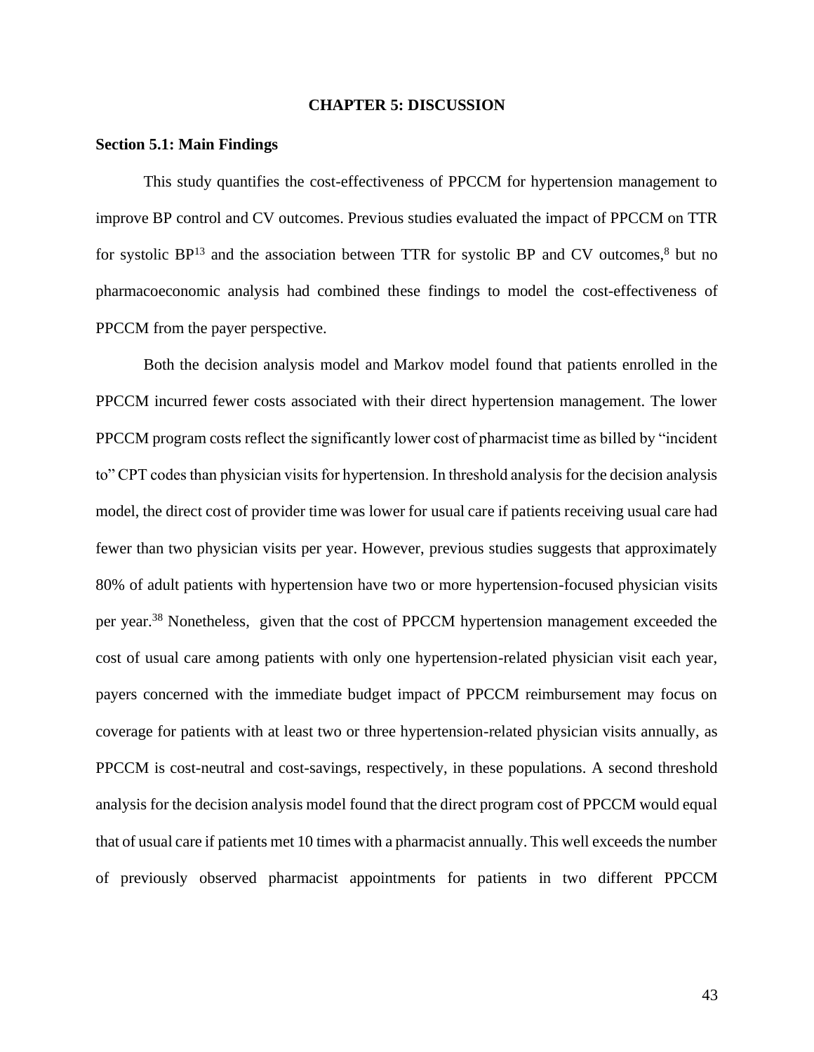# CHAPTER 5: DISCUSSION

## Section 5.1: Main Findings

This study quantifies the cost-effectiveness of PPCCM for hypertension management to improve BP control and CV outcomes. Previous studies evaluated the impact of PPCCM on TTR for systolic BP[13] and the association between TTR for systolic BP and CV outcomes,[8] but no pharmacoeconomic analysis had combined these findings to model the cost-effectiveness of PPCCM from the payer perspective.

Both the decision analysis model and Markov model found that patients enrolled in the PPCCM incurred fewer costs associated with their direct hypertension management. The lower PPCCM program costs reflect the significantly lower cost of pharmacist time as billed by "incident to" CPT codes than physician visits for hypertension. In threshold analysis for the decision analysis model, the direct cost of provider time was lower for usual care if patients receiving usual care had fewer than two physician visits per year. However, previous studies suggests that approximately 80% of adult patients with hypertension have two or more hypertension-focused physician visits per year.[38] Nonetheless, given that the cost of PPCCM hypertension management exceeded the cost of usual care among patients with only one hypertension-related physician visit each year, payers concerned with the immediate budget impact of PPCCM reimbursement may focus on coverage for patients with at least two or three hypertension-related physician visits annually, as PPCCM is cost-neutral and cost-savings, respectively, in these populations. A second threshold analysis for the decision analysis model found that the direct program cost of PPCCM would equal that of usual care if patients met 10 times with a pharmacist annually. This well exceeds the number of previously observed pharmacist appointments for patients in two different PPCCM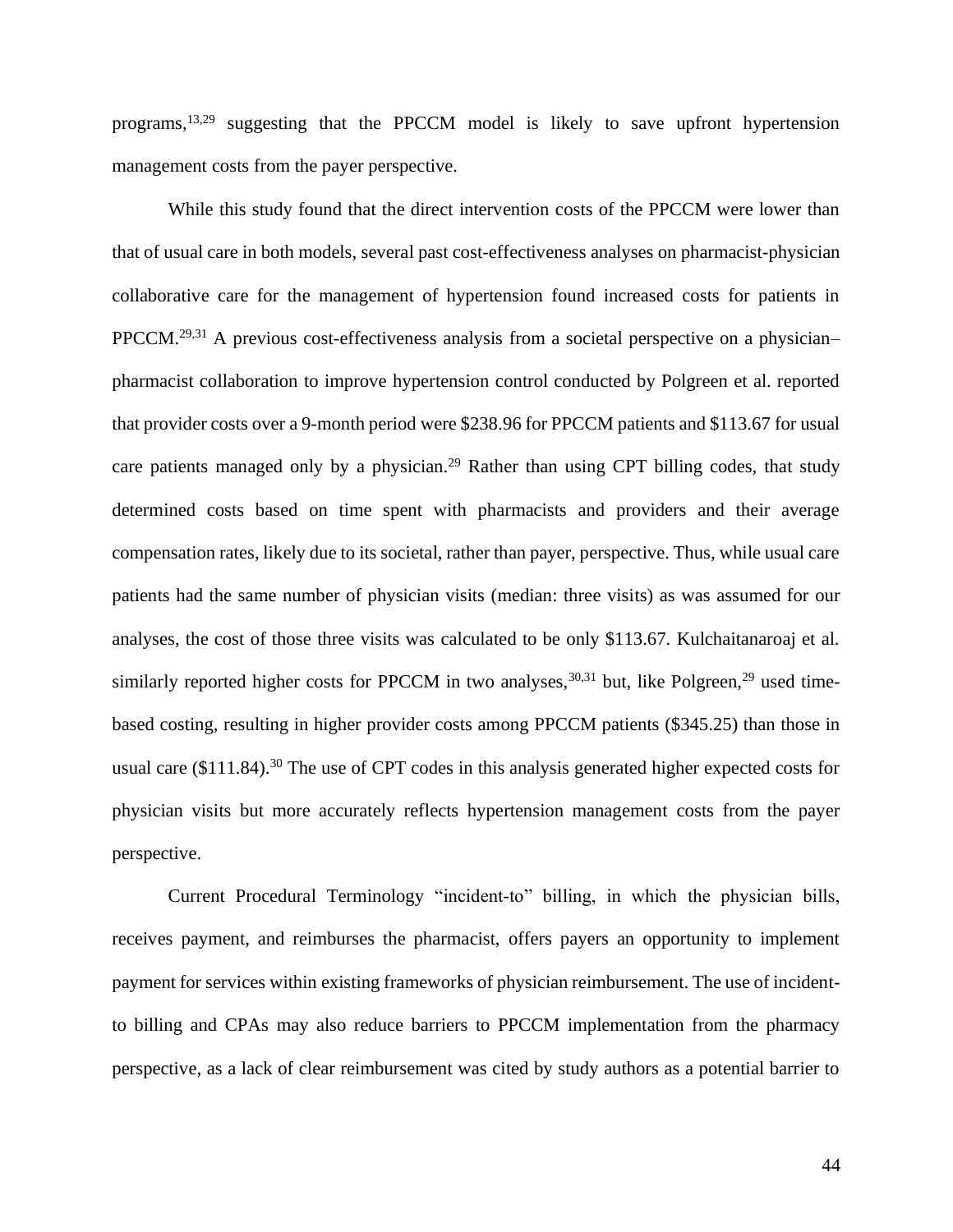programs,[13,29] suggesting that the PPCCM model is likely to save upfront hypertension management costs from the payer perspective.

While this study found that the direct intervention costs of the PPCCM were lower than that of usual care in both models, several past cost-effectiveness analyses on pharmacist-physician collaborative care for the management of hypertension found increased costs for patients in PPCCM.[29,31] A previous cost-effectiveness analysis from a societal perspective on a physician–pharmacist collaboration to improve hypertension control conducted by Polgreen et al. reported that provider costs over a 9-month period were $238.96 for PPCCM patients and $113.67 for usual care patients managed only by a physician.[29] Rather than using CPT billing codes, that study determined costs based on time spent with pharmacists and providers and their average compensation rates, likely due to its societal, rather than payer, perspective. Thus, while usual care patients had the same number of physician visits (median: three visits) as was assumed for our analyses, the cost of those three visits was calculated to be only $113.67. Kulchaitanaroaj et al. similarly reported higher costs for PPCCM in two analyses,[30,31] but, like Polgreen,[29] used time-based costing, resulting in higher provider costs among PPCCM patients ($345.25) than those in usual care ($111.84).[30] The use of CPT codes in this analysis generated higher expected costs for physician visits but more accurately reflects hypertension management costs from the payer perspective.

Current Procedural Terminology "incident-to" billing, in which the physician bills, receives payment, and reimburses the pharmacist, offers payers an opportunity to implement payment for services within existing frameworks of physician reimbursement. The use of incident-to billing and CPAs may also reduce barriers to PPCCM implementation from the pharmacy perspective, as a lack of clear reimbursement was cited by study authors as a potential barrier to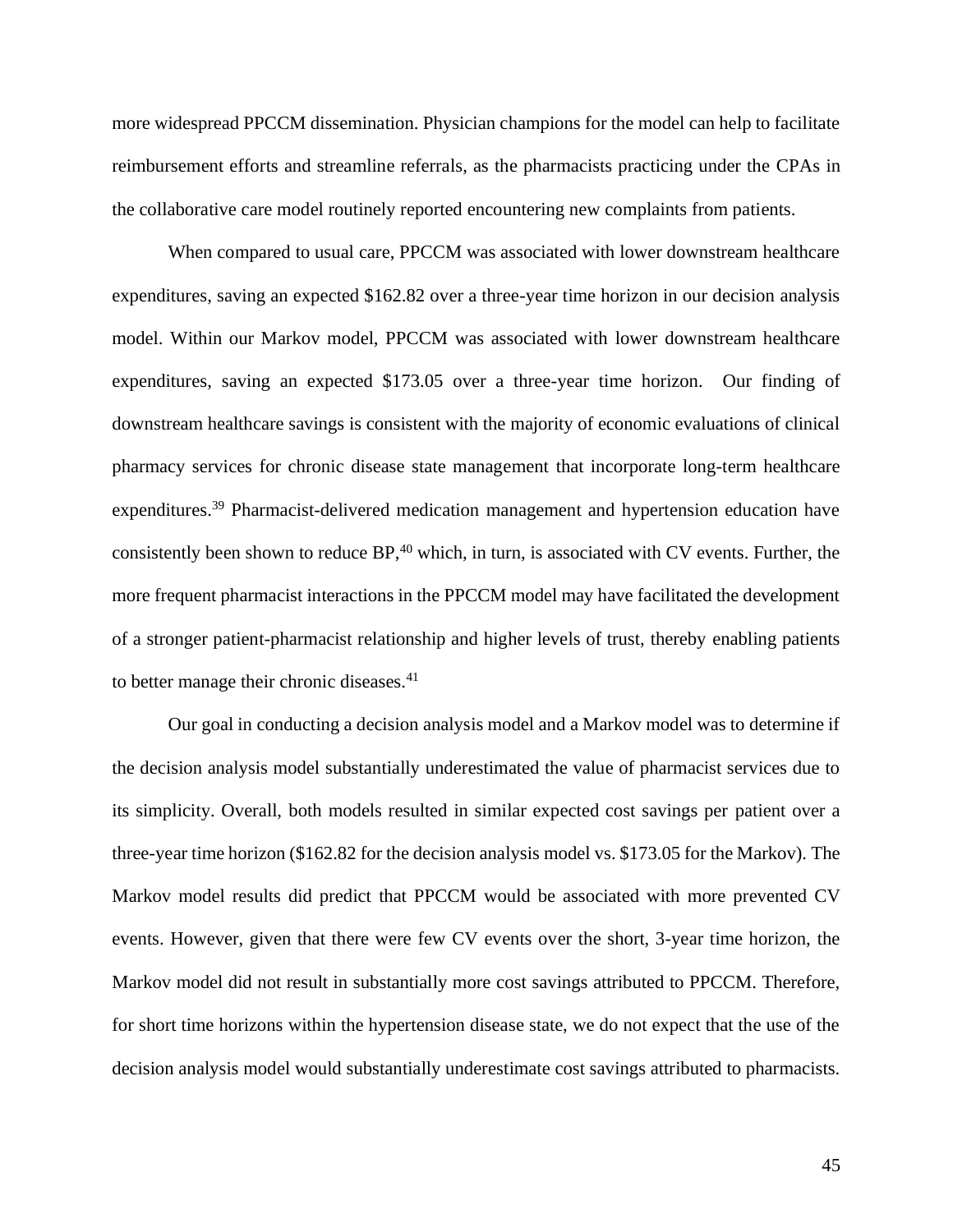more widespread PPCCM dissemination. Physician champions for the model can help to facilitate reimbursement efforts and streamline referrals, as the pharmacists practicing under the CPAs in the collaborative care model routinely reported encountering new complaints from patients.

When compared to usual care, PPCCM was associated with lower downstream healthcare expenditures, saving an expected $162.82 over a three-year time horizon in our decision analysis model. Within our Markov model, PPCCM was associated with lower downstream healthcare expenditures, saving an expected $173.05 over a three-year time horizon. Our finding of downstream healthcare savings is consistent with the majority of economic evaluations of clinical pharmacy services for chronic disease state management that incorporate long-term healthcare expenditures.[39] Pharmacist-delivered medication management and hypertension education have consistently been shown to reduce BP,[40] which, in turn, is associated with CV events. Further, the more frequent pharmacist interactions in the PPCCM model may have facilitated the development of a stronger patient-pharmacist relationship and higher levels of trust, thereby enabling patients to better manage their chronic diseases.[41]

Our goal in conducting a decision analysis model and a Markov model was to determine if the decision analysis model substantially underestimated the value of pharmacist services due to its simplicity. Overall, both models resulted in similar expected cost savings per patient over a three-year time horizon ($162.82 for the decision analysis model vs. $173.05 for the Markov). The Markov model results did predict that PPCCM would be associated with more prevented CV events. However, given that there were few CV events over the short, 3-year time horizon, the Markov model did not result in substantially more cost savings attributed to PPCCM. Therefore, for short time horizons within the hypertension disease state, we do not expect that the use of the decision analysis model would substantially underestimate cost savings attributed to pharmacists.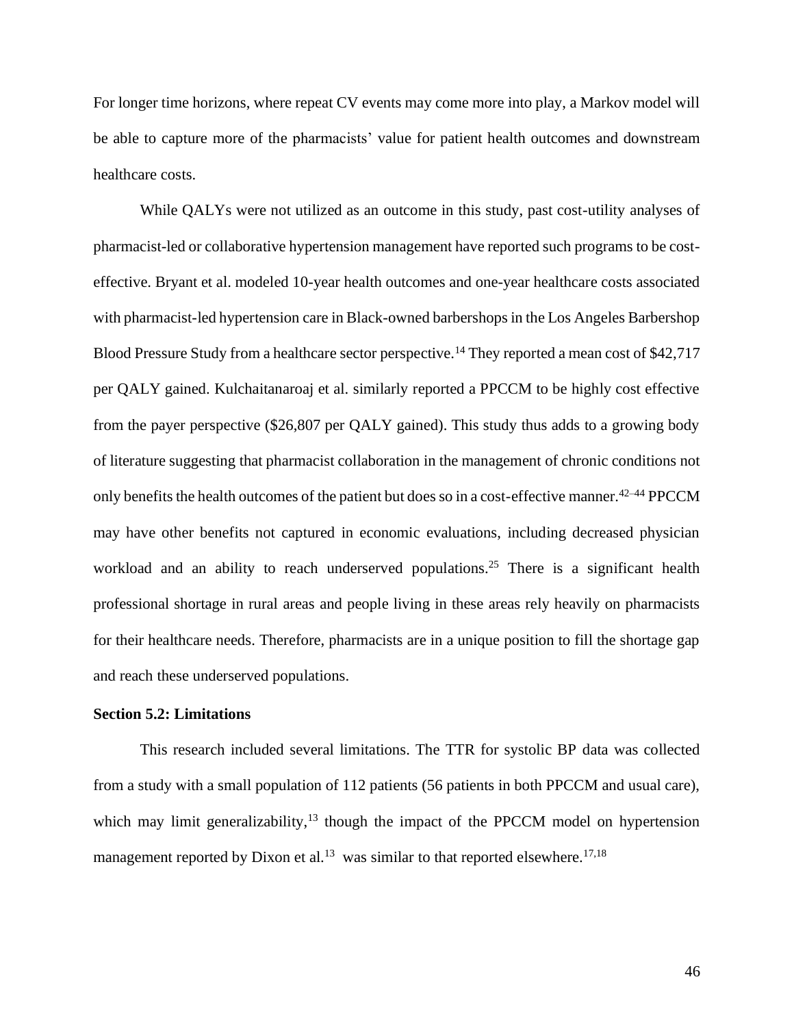For longer time horizons, where repeat CV events may come more into play, a Markov model will be able to capture more of the pharmacists' value for patient health outcomes and downstream healthcare costs.

While QALYs were not utilized as an outcome in this study, past cost-utility analyses of pharmacist-led or collaborative hypertension management have reported such programs to be cost-effective. Bryant et al. modeled 10-year health outcomes and one-year healthcare costs associated with pharmacist-led hypertension care in Black-owned barbershops in the Los Angeles Barbershop Blood Pressure Study from a healthcare sector perspective.[14] They reported a mean cost of $42,717 per QALY gained. Kulchaitanaroaj et al. similarly reported a PPCCM to be highly cost effective from the payer perspective ($26,807 per QALY gained). This study thus adds to a growing body of literature suggesting that pharmacist collaboration in the management of chronic conditions not only benefits the health outcomes of the patient but does so in a cost-effective manner.[42–44] PPCCM may have other benefits not captured in economic evaluations, including decreased physician workload and an ability to reach underserved populations.[25] There is a significant health professional shortage in rural areas and people living in these areas rely heavily on pharmacists for their healthcare needs. Therefore, pharmacists are in a unique position to fill the shortage gap and reach these underserved populations.

### Section 5.2: Limitations

This research included several limitations. The TTR for systolic BP data was collected from a study with a small population of 112 patients (56 patients in both PPCCM and usual care), which may limit generalizability,[13] though the impact of the PPCCM model on hypertension management reported by Dixon et al.[13] was similar to that reported elsewhere.[17,18]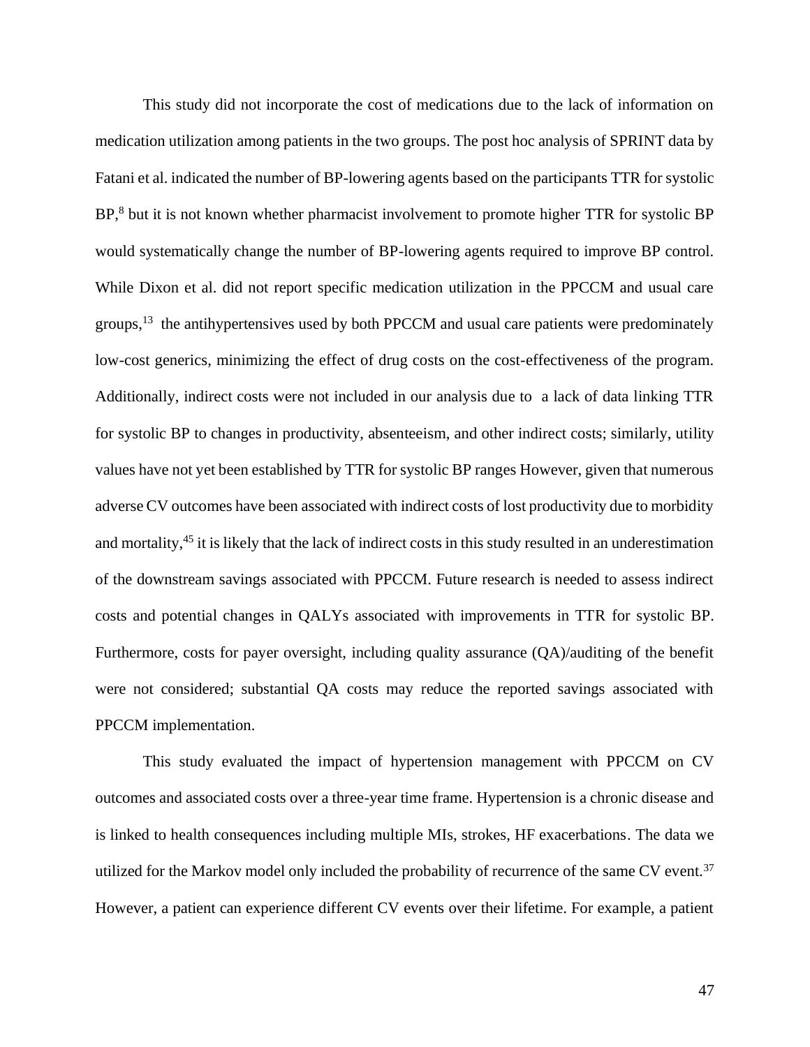This study did not incorporate the cost of medications due to the lack of information on medication utilization among patients in the two groups. The post hoc analysis of SPRINT data by Fatani et al. indicated the number of BP-lowering agents based on the participants TTR for systolic BP,[8] but it is not known whether pharmacist involvement to promote higher TTR for systolic BP would systematically change the number of BP-lowering agents required to improve BP control. While Dixon et al. did not report specific medication utilization in the PPCCM and usual care groups,[13] the antihypertensives used by both PPCCM and usual care patients were predominately low-cost generics, minimizing the effect of drug costs on the cost-effectiveness of the program. Additionally, indirect costs were not included in our analysis due to a lack of data linking TTR for systolic BP to changes in productivity, absenteeism, and other indirect costs; similarly, utility values have not yet been established by TTR for systolic BP ranges However, given that numerous adverse CV outcomes have been associated with indirect costs of lost productivity due to morbidity and mortality,[45] it is likely that the lack of indirect costs in this study resulted in an underestimation of the downstream savings associated with PPCCM. Future research is needed to assess indirect costs and potential changes in QALYs associated with improvements in TTR for systolic BP. Furthermore, costs for payer oversight, including quality assurance (QA)/auditing of the benefit were not considered; substantial QA costs may reduce the reported savings associated with PPCCM implementation.

This study evaluated the impact of hypertension management with PPCCM on CV outcomes and associated costs over a three-year time frame. Hypertension is a chronic disease and is linked to health consequences including multiple MIs, strokes, HF exacerbations. The data we utilized for the Markov model only included the probability of recurrence of the same CV event.[37] However, a patient can experience different CV events over their lifetime. For example, a patient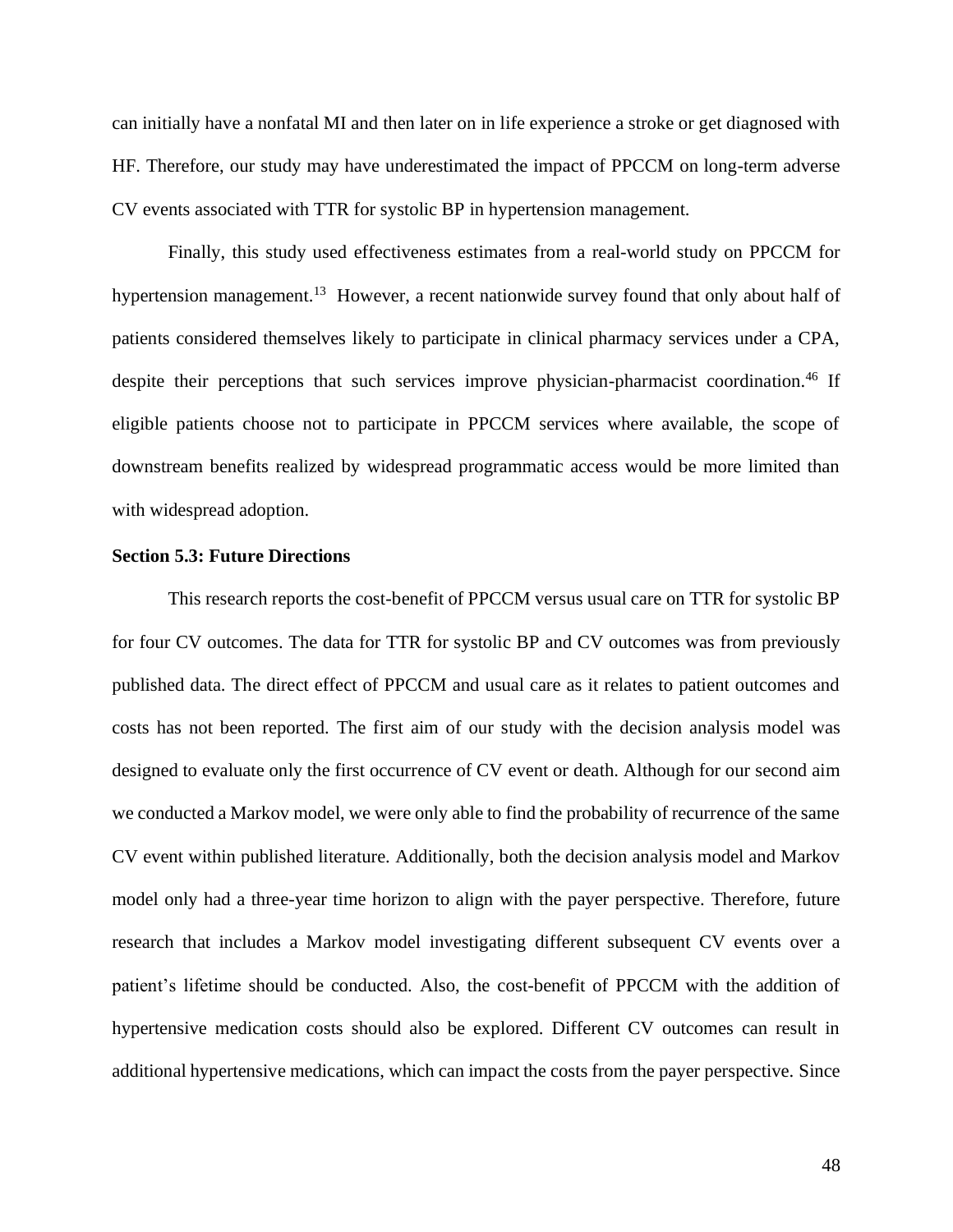can initially have a nonfatal MI and then later on in life experience a stroke or get diagnosed with HF. Therefore, our study may have underestimated the impact of PPCCM on long-term adverse CV events associated with TTR for systolic BP in hypertension management.

Finally, this study used effectiveness estimates from a real-world study on PPCCM for hypertension management.[13] However, a recent nationwide survey found that only about half of patients considered themselves likely to participate in clinical pharmacy services under a CPA, despite their perceptions that such services improve physician-pharmacist coordination.[46] If eligible patients choose not to participate in PPCCM services where available, the scope of downstream benefits realized by widespread programmatic access would be more limited than with widespread adoption.

**Section 5.3: Future Directions**

This research reports the cost-benefit of PPCCM versus usual care on TTR for systolic BP for four CV outcomes. The data for TTR for systolic BP and CV outcomes was from previously published data. The direct effect of PPCCM and usual care as it relates to patient outcomes and costs has not been reported. The first aim of our study with the decision analysis model was designed to evaluate only the first occurrence of CV event or death. Although for our second aim we conducted a Markov model, we were only able to find the probability of recurrence of the same CV event within published literature. Additionally, both the decision analysis model and Markov model only had a three-year time horizon to align with the payer perspective. Therefore, future research that includes a Markov model investigating different subsequent CV events over a patient's lifetime should be conducted. Also, the cost-benefit of PPCCM with the addition of hypertensive medication costs should also be explored. Different CV outcomes can result in additional hypertensive medications, which can impact the costs from the payer perspective. Since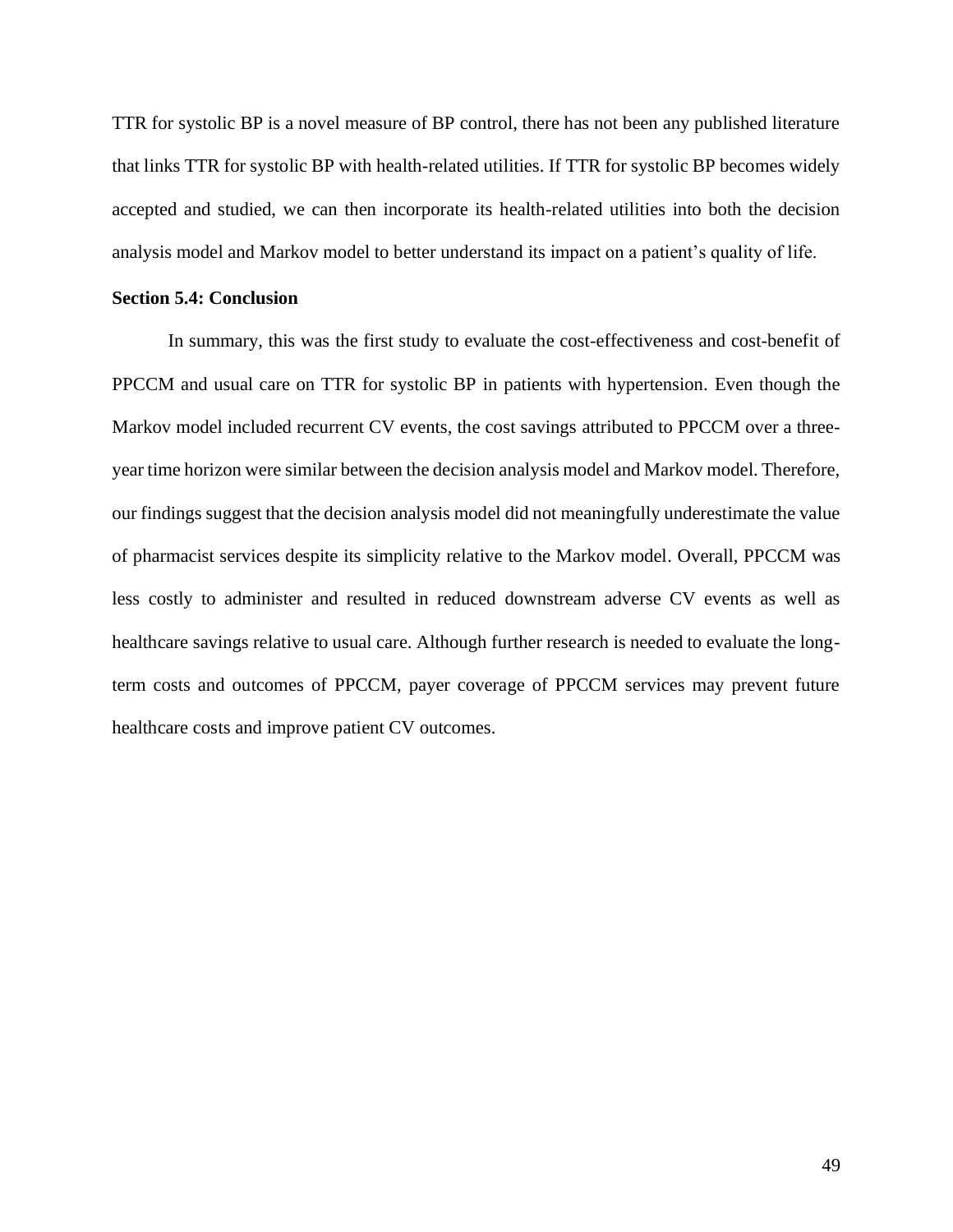TTR for systolic BP is a novel measure of BP control, there has not been any published literature that links TTR for systolic BP with health-related utilities. If TTR for systolic BP becomes widely accepted and studied, we can then incorporate its health-related utilities into both the decision analysis model and Markov model to better understand its impact on a patient's quality of life.

### Section 5.4: Conclusion

In summary, this was the first study to evaluate the cost-effectiveness and cost-benefit of PPCCM and usual care on TTR for systolic BP in patients with hypertension. Even though the Markov model included recurrent CV events, the cost savings attributed to PPCCM over a three-year time horizon were similar between the decision analysis model and Markov model. Therefore, our findings suggest that the decision analysis model did not meaningfully underestimate the value of pharmacist services despite its simplicity relative to the Markov model. Overall, PPCCM was less costly to administer and resulted in reduced downstream adverse CV events as well as healthcare savings relative to usual care. Although further research is needed to evaluate the long-term costs and outcomes of PPCCM, payer coverage of PPCCM services may prevent future healthcare costs and improve patient CV outcomes.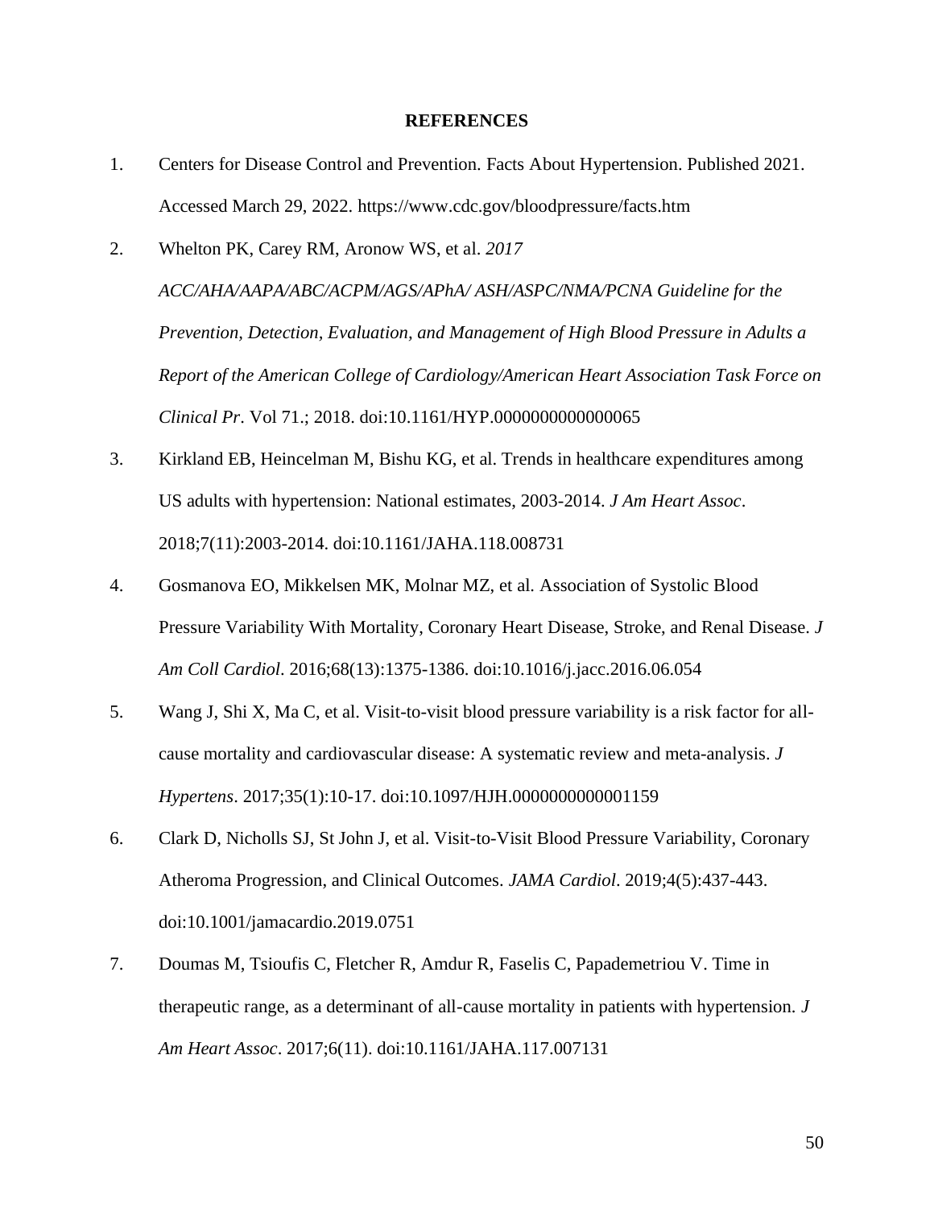# REFERENCES

1. Centers for Disease Control and Prevention. Facts About Hypertension. Published 2021. Accessed March 29, 2022. https://www.cdc.gov/bloodpressure/facts.htm
2. Whelton PK, Carey RM, Aronow WS, et al. *2017 ACC/AHA/AAPA/ABC/ACPM/AGS/APhA/ ASH/ASPC/NMA/PCNA Guideline for the Prevention, Detection, Evaluation, and Management of High Blood Pressure in Adults a Report of the American College of Cardiology/American Heart Association Task Force on Clinical Pr*. Vol 71.; 2018. doi:10.1161/HYP.0000000000000065
3. Kirkland EB, Heincelman M, Bishu KG, et al. Trends in healthcare expenditures among US adults with hypertension: National estimates, 2003-2014. *J Am Heart Assoc*. 2018;7(11):2003-2014. doi:10.1161/JAHA.118.008731
4. Gosmanova EO, Mikkelsen MK, Molnar MZ, et al. Association of Systolic Blood Pressure Variability With Mortality, Coronary Heart Disease, Stroke, and Renal Disease. *J Am Coll Cardiol*. 2016;68(13):1375-1386. doi:10.1016/j.jacc.2016.06.054
5. Wang J, Shi X, Ma C, et al. Visit-to-visit blood pressure variability is a risk factor for all-cause mortality and cardiovascular disease: A systematic review and meta-analysis. *J Hypertens*. 2017;35(1):10-17. doi:10.1097/HJH.0000000000001159
6. Clark D, Nicholls SJ, St John J, et al. Visit-to-Visit Blood Pressure Variability, Coronary Atheroma Progression, and Clinical Outcomes. *JAMA Cardiol*. 2019;4(5):437-443. doi:10.1001/jamacardio.2019.0751
7. Doumas M, Tsioufis C, Fletcher R, Amdur R, Faselis C, Papademetriou V. Time in therapeutic range, as a determinant of all-cause mortality in patients with hypertension. *J Am Heart Assoc*. 2017;6(11). doi:10.1161/JAHA.117.007131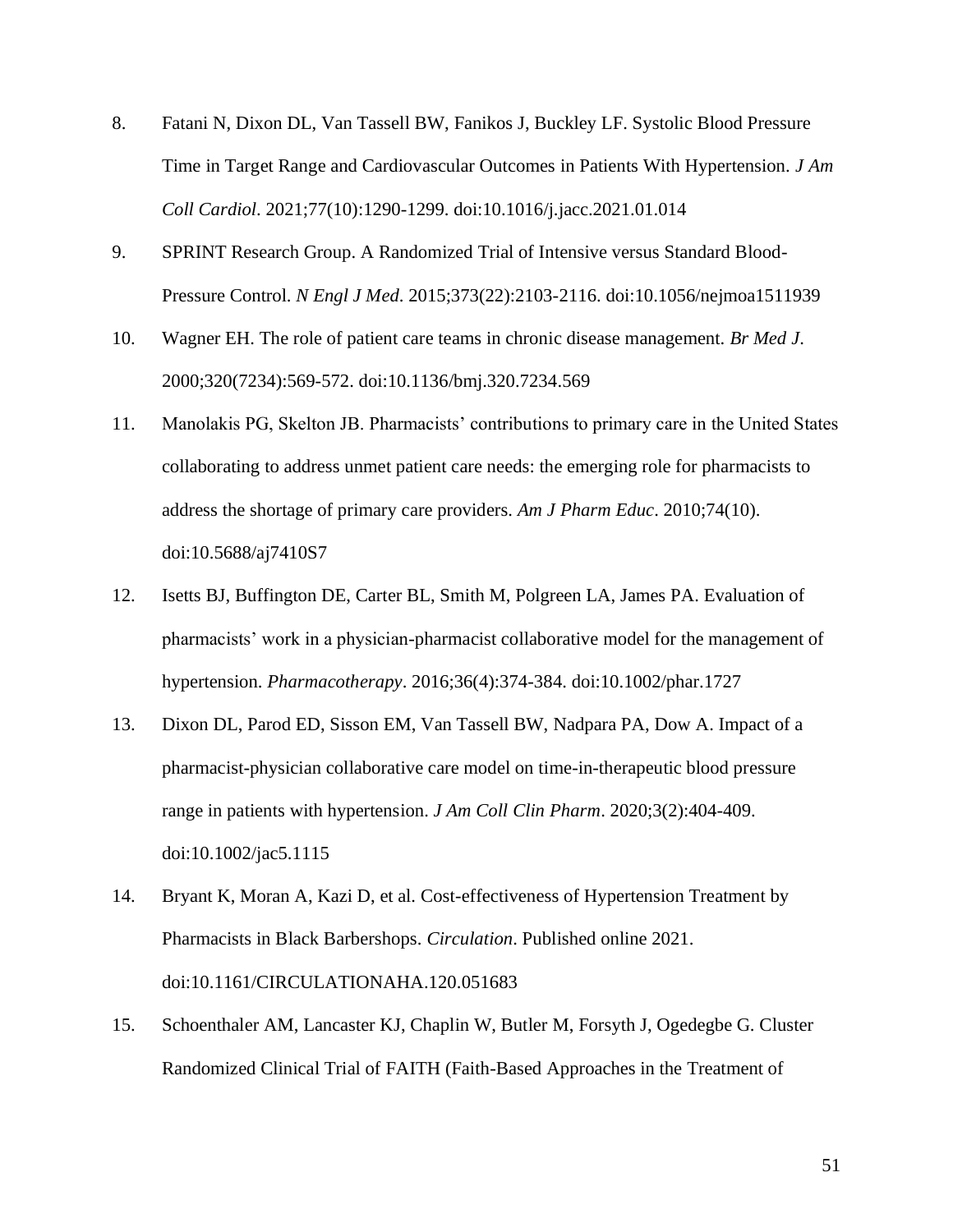8. Fatani N, Dixon DL, Van Tassell BW, Fanikos J, Buckley LF. Systolic Blood Pressure Time in Target Range and Cardiovascular Outcomes in Patients With Hypertension. *J Am Coll Cardiol*. 2021;77(10):1290-1299. doi:10.1016/j.jacc.2021.01.014
9. SPRINT Research Group. A Randomized Trial of Intensive versus Standard Blood-Pressure Control. *N Engl J Med*. 2015;373(22):2103-2116. doi:10.1056/nejmoa1511939
10. Wagner EH. The role of patient care teams in chronic disease management. *Br Med J*. 2000;320(7234):569-572. doi:10.1136/bmj.320.7234.569
11. Manolakis PG, Skelton JB. Pharmacists' contributions to primary care in the United States collaborating to address unmet patient care needs: the emerging role for pharmacists to address the shortage of primary care providers. *Am J Pharm Educ*. 2010;74(10). doi:10.5688/aj7410S7
12. Isetts BJ, Buffington DE, Carter BL, Smith M, Polgreen LA, James PA. Evaluation of pharmacists' work in a physician-pharmacist collaborative model for the management of hypertension. *Pharmacotherapy*. 2016;36(4):374-384. doi:10.1002/phar.1727
13. Dixon DL, Parod ED, Sisson EM, Van Tassell BW, Nadpara PA, Dow A. Impact of a pharmacist-physician collaborative care model on time-in-therapeutic blood pressure range in patients with hypertension. *J Am Coll Clin Pharm*. 2020;3(2):404-409. doi:10.1002/jac5.1115
14. Bryant K, Moran A, Kazi D, et al. Cost-effectiveness of Hypertension Treatment by Pharmacists in Black Barbershops. *Circulation*. Published online 2021. doi:10.1161/CIRCULATIONAHA.120.051683
15. Schoenthaler AM, Lancaster KJ, Chaplin W, Butler M, Forsyth J, Ogedegbe G. Cluster Randomized Clinical Trial of FAITH (Faith-Based Approaches in the Treatment of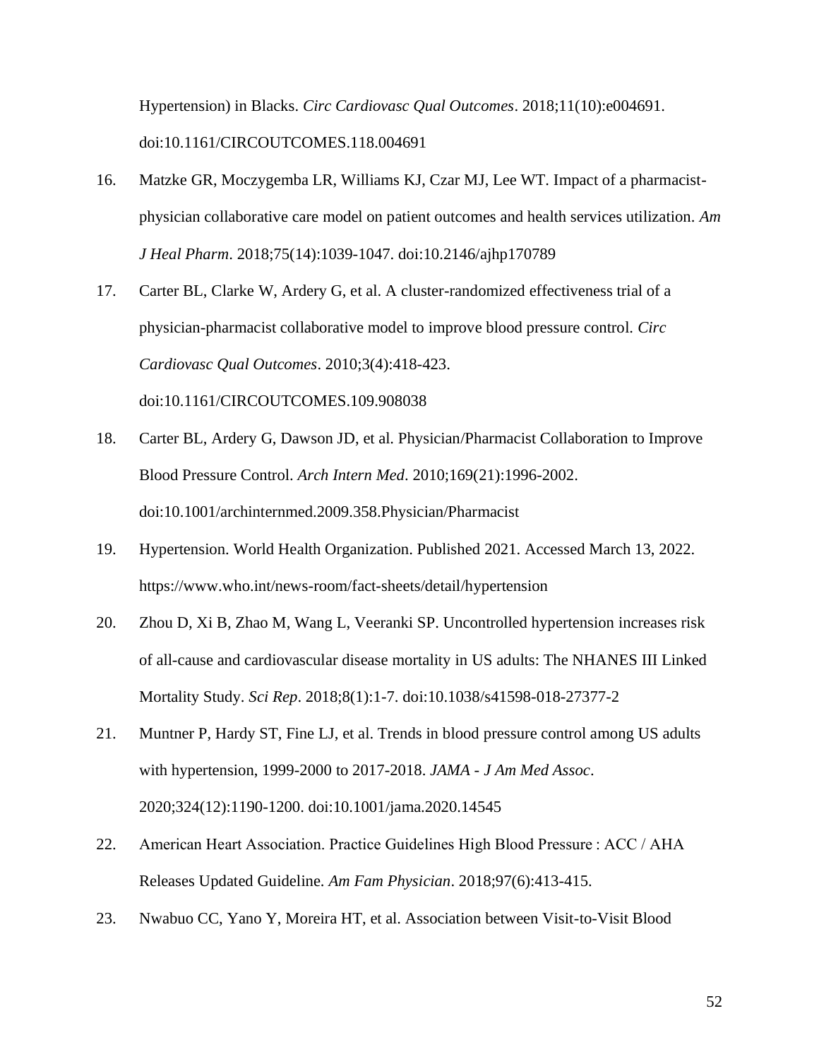Hypertension) in Blacks. *Circ Cardiovasc Qual Outcomes*. 2018;11(10):e004691. doi:10.1161/CIRCOUTCOMES.118.004691

16. Matzke GR, Moczygemba LR, Williams KJ, Czar MJ, Lee WT. Impact of a pharmacist-physician collaborative care model on patient outcomes and health services utilization. *Am J Heal Pharm*. 2018;75(14):1039-1047. doi:10.2146/ajhp170789

17. Carter BL, Clarke W, Ardery G, et al. A cluster-randomized effectiveness trial of a physician-pharmacist collaborative model to improve blood pressure control. *Circ Cardiovasc Qual Outcomes*. 2010;3(4):418-423. doi:10.1161/CIRCOUTCOMES.109.908038

18. Carter BL, Ardery G, Dawson JD, et al. Physician/Pharmacist Collaboration to Improve Blood Pressure Control. *Arch Intern Med*. 2010;169(21):1996-2002. doi:10.1001/archinternmed.2009.358.Physician/Pharmacist

19. Hypertension. World Health Organization. Published 2021. Accessed March 13, 2022. https://www.who.int/news-room/fact-sheets/detail/hypertension

20. Zhou D, Xi B, Zhao M, Wang L, Veeranki SP. Uncontrolled hypertension increases risk of all-cause and cardiovascular disease mortality in US adults: The NHANES III Linked Mortality Study. *Sci Rep*. 2018;8(1):1-7. doi:10.1038/s41598-018-27377-2

21. Muntner P, Hardy ST, Fine LJ, et al. Trends in blood pressure control among US adults with hypertension, 1999-2000 to 2017-2018. *JAMA - J Am Med Assoc*. 2020;324(12):1190-1200. doi:10.1001/jama.2020.14545

22. American Heart Association. Practice Guidelines High Blood Pressure : ACC / AHA Releases Updated Guideline. *Am Fam Physician*. 2018;97(6):413-415.

23. Nwabuo CC, Yano Y, Moreira HT, et al. Association between Visit-to-Visit Blood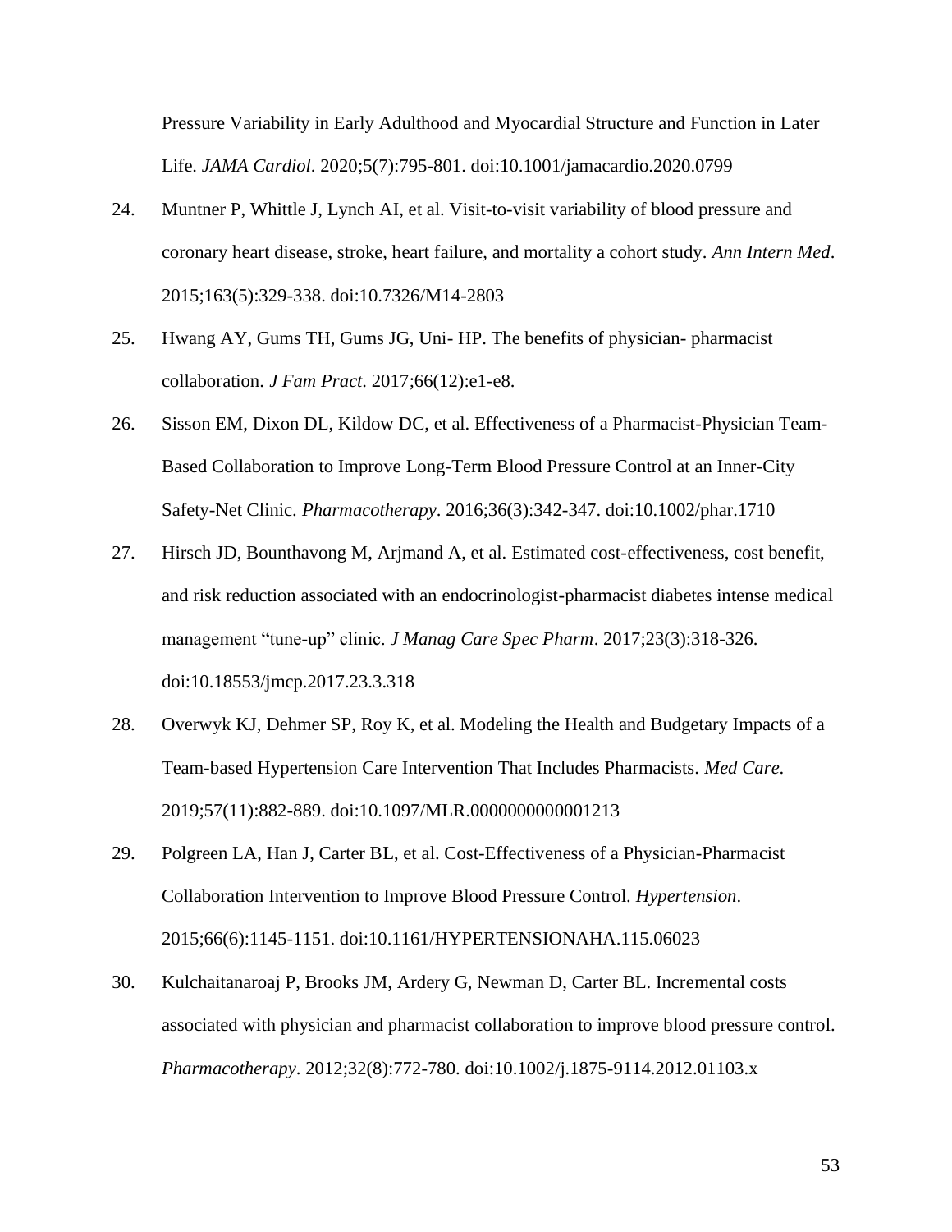Pressure Variability in Early Adulthood and Myocardial Structure and Function in Later Life. *JAMA Cardiol*. 2020;5(7):795-801. doi:10.1001/jamacardio.2020.0799

24. Muntner P, Whittle J, Lynch AI, et al. Visit-to-visit variability of blood pressure and coronary heart disease, stroke, heart failure, and mortality a cohort study. *Ann Intern Med*. 2015;163(5):329-338. doi:10.7326/M14-2803

25. Hwang AY, Gums TH, Gums JG, Uni- HP. The benefits of physician- pharmacist collaboration. *J Fam Pract*. 2017;66(12):e1-e8.

26. Sisson EM, Dixon DL, Kildow DC, et al. Effectiveness of a Pharmacist-Physician Team-Based Collaboration to Improve Long-Term Blood Pressure Control at an Inner-City Safety-Net Clinic. *Pharmacotherapy*. 2016;36(3):342-347. doi:10.1002/phar.1710

27. Hirsch JD, Bounthavong M, Arjmand A, et al. Estimated cost-effectiveness, cost benefit, and risk reduction associated with an endocrinologist-pharmacist diabetes intense medical management "tune-up" clinic. *J Manag Care Spec Pharm*. 2017;23(3):318-326. doi:10.18553/jmcp.2017.23.3.318

28. Overwyk KJ, Dehmer SP, Roy K, et al. Modeling the Health and Budgetary Impacts of a Team-based Hypertension Care Intervention That Includes Pharmacists. *Med Care*. 2019;57(11):882-889. doi:10.1097/MLR.0000000000001213

29. Polgreen LA, Han J, Carter BL, et al. Cost-Effectiveness of a Physician-Pharmacist Collaboration Intervention to Improve Blood Pressure Control. *Hypertension*. 2015;66(6):1145-1151. doi:10.1161/HYPERTENSIONAHA.115.06023

30. Kulchaitanaroaj P, Brooks JM, Ardery G, Newman D, Carter BL. Incremental costs associated with physician and pharmacist collaboration to improve blood pressure control. *Pharmacotherapy*. 2012;32(8):772-780. doi:10.1002/j.1875-9114.2012.01103.x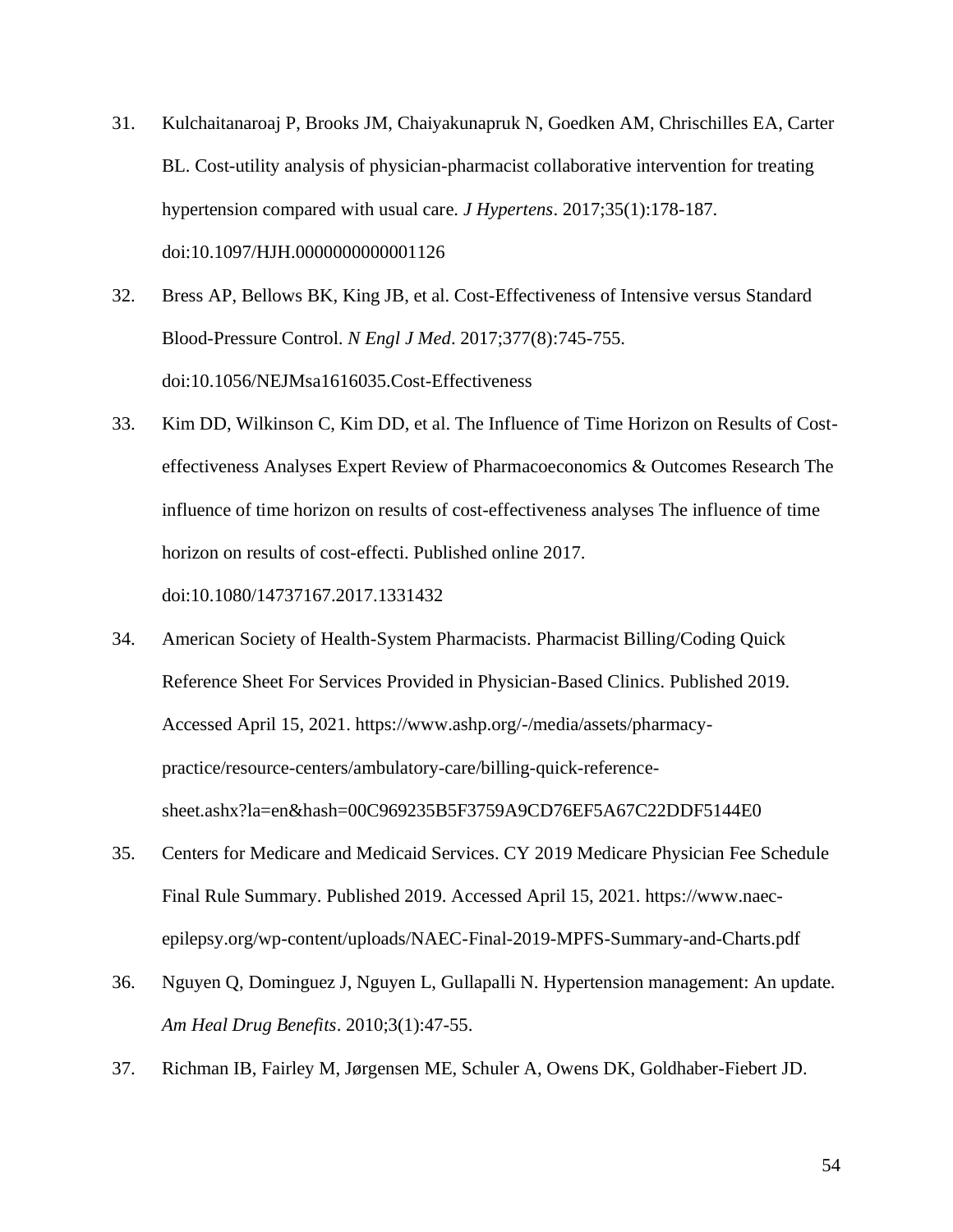31. Kulchaitanaroaj P, Brooks JM, Chaiyakunapruk N, Goedken AM, Chrischilles EA, Carter BL. Cost-utility analysis of physician-pharmacist collaborative intervention for treating hypertension compared with usual care. *J Hypertens*. 2017;35(1):178-187. doi:10.1097/HJH.0000000000001126

32. Bress AP, Bellows BK, King JB, et al. Cost-Effectiveness of Intensive versus Standard Blood-Pressure Control. *N Engl J Med*. 2017;377(8):745-755. doi:10.1056/NEJMsa1616035.Cost-Effectiveness

33. Kim DD, Wilkinson C, Kim DD, et al. The Influence of Time Horizon on Results of Cost-effectiveness Analyses Expert Review of Pharmacoeconomics & Outcomes Research The influence of time horizon on results of cost-effectiveness analyses The influence of time horizon on results of cost-effecti. Published online 2017. doi:10.1080/14737167.2017.1331432

34. American Society of Health-System Pharmacists. Pharmacist Billing/Coding Quick Reference Sheet For Services Provided in Physician-Based Clinics. Published 2019. Accessed April 15, 2021. https://www.ashp.org/-/media/assets/pharmacy-practice/resource-centers/ambulatory-care/billing-quick-reference-sheet.ashx?la=en&hash=00C969235B5F3759A9CD76EF5A67C22DDF5144E0

35. Centers for Medicare and Medicaid Services. CY 2019 Medicare Physician Fee Schedule Final Rule Summary. Published 2019. Accessed April 15, 2021. https://www.naec-epilepsy.org/wp-content/uploads/NAEC-Final-2019-MPFS-Summary-and-Charts.pdf

36. Nguyen Q, Dominguez J, Nguyen L, Gullapalli N. Hypertension management: An update. *Am Heal Drug Benefits*. 2010;3(1):47-55.

37. Richman IB, Fairley M, Jørgensen ME, Schuler A, Owens DK, Goldhaber-Fiebert JD.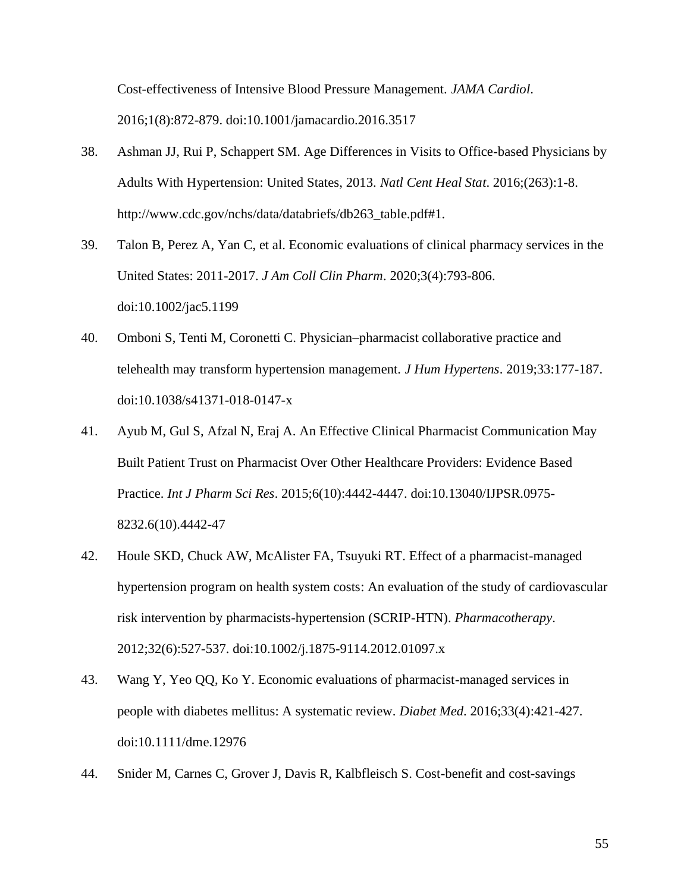Cost-effectiveness of Intensive Blood Pressure Management. *JAMA Cardiol*. 2016;1(8):872-879. doi:10.1001/jamacardio.2016.3517

38. Ashman JJ, Rui P, Schappert SM. Age Differences in Visits to Office-based Physicians by Adults With Hypertension: United States, 2013. *Natl Cent Heal Stat*. 2016;(263):1-8. http://www.cdc.gov/nchs/data/databriefs/db263_table.pdf#1.

39. Talon B, Perez A, Yan C, et al. Economic evaluations of clinical pharmacy services in the United States: 2011-2017. *J Am Coll Clin Pharm*. 2020;3(4):793-806. doi:10.1002/jac5.1199

40. Omboni S, Tenti M, Coronetti C. Physician–pharmacist collaborative practice and telehealth may transform hypertension management. *J Hum Hypertens*. 2019;33:177-187. doi:10.1038/s41371-018-0147-x

41. Ayub M, Gul S, Afzal N, Eraj A. An Effective Clinical Pharmacist Communication May Built Patient Trust on Pharmacist Over Other Healthcare Providers: Evidence Based Practice. *Int J Pharm Sci Res*. 2015;6(10):4442-4447. doi:10.13040/IJPSR.0975-8232.6(10).4442-47

42. Houle SKD, Chuck AW, McAlister FA, Tsuyuki RT. Effect of a pharmacist-managed hypertension program on health system costs: An evaluation of the study of cardiovascular risk intervention by pharmacists-hypertension (SCRIP-HTN). *Pharmacotherapy*. 2012;32(6):527-537. doi:10.1002/j.1875-9114.2012.01097.x

43. Wang Y, Yeo QQ, Ko Y. Economic evaluations of pharmacist-managed services in people with diabetes mellitus: A systematic review. *Diabet Med*. 2016;33(4):421-427. doi:10.1111/dme.12976

44. Snider M, Carnes C, Grover J, Davis R, Kalbfleisch S. Cost-benefit and cost-savings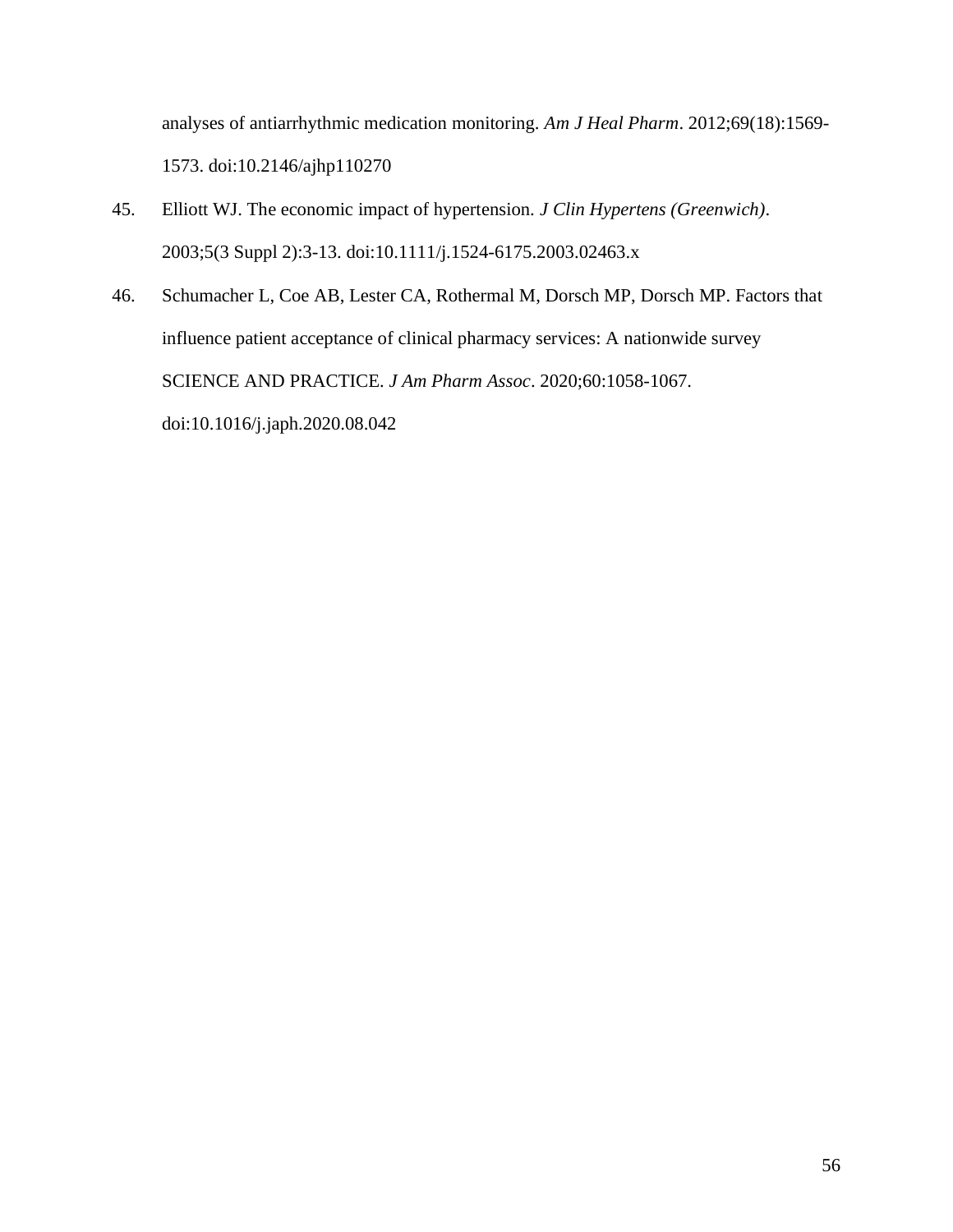analyses of antiarrhythmic medication monitoring. *Am J Heal Pharm*. 2012;69(18):1569-1573. doi:10.2146/ajhp110270

45. Elliott WJ. The economic impact of hypertension. *J Clin Hypertens (Greenwich)*. 2003;5(3 Suppl 2):3-13. doi:10.1111/j.1524-6175.2003.02463.x

46. Schumacher L, Coe AB, Lester CA, Rothermal M, Dorsch MP, Dorsch MP. Factors that influence patient acceptance of clinical pharmacy services: A nationwide survey SCIENCE AND PRACTICE. *J Am Pharm Assoc*. 2020;60:1058-1067. doi:10.1016/j.japh.2020.08.042